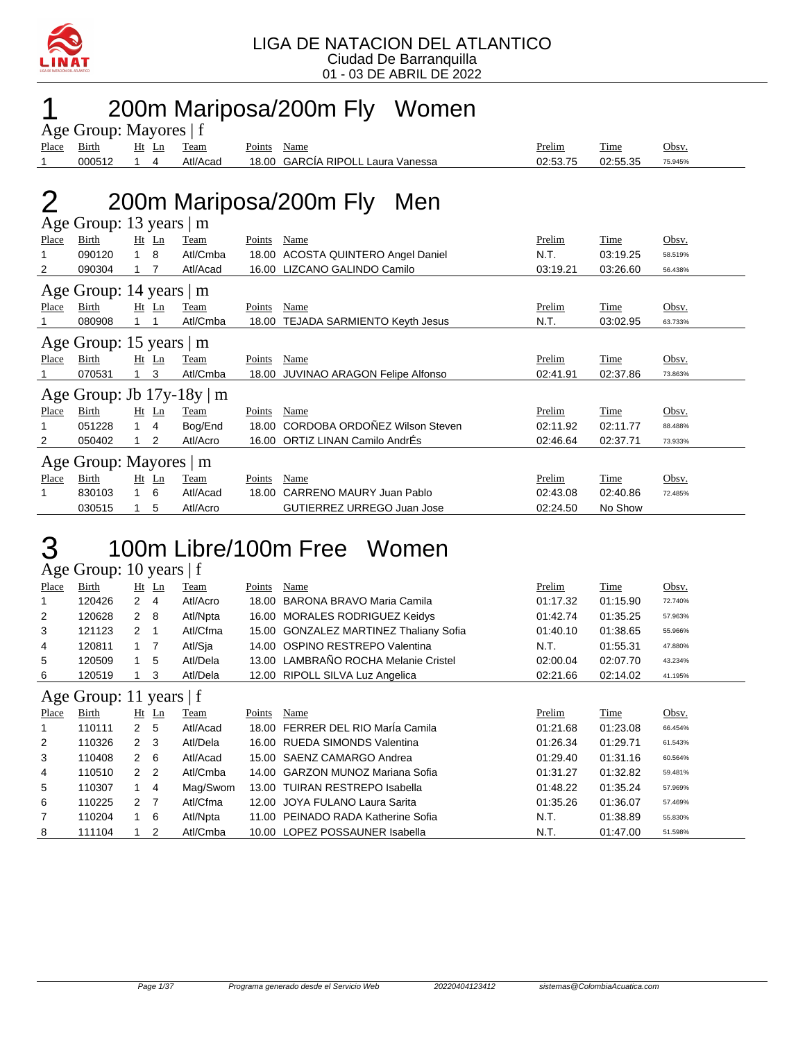LIGA DE NATACION DEL ATLANTICO
Ciudad De Barranquilla
01 - 03 DE ABRIL DE 2022

# 1 200m Mariposa/200m Fly Women

### Age Group: Mayores | f

| Place | Birth | Ht | Ln | Team | Points | Name | Prelim | Time | Obsv. |
|---|---|---|---|---|---|---|---|---|---|
| 1 | 000512 | 1 | 4 | Atl/Acad | 18.00 | GARCÍA RIPOLL Laura Vanessa | 02:53.75 | 02:55.35 | 75.945% |

# 2 200m Mariposa/200m Fly Men

### Age Group: 13 years | m

| Place | Birth | Ht | Ln | Team | Points | Name | Prelim | Time | Obsv. |
|---|---|---|---|---|---|---|---|---|---|
| 1 | 090120 | 1 | 8 | Atl/Cmba | 18.00 | ACOSTA QUINTERO Angel Daniel | N.T. | 03:19.25 | 56.519% |
| 2 | 090304 | 1 | 7 | Atl/Acad | 16.00 | LIZCANO GALINDO Camilo | 03:19.21 | 03:26.60 | 56.438% |

### Age Group: 14 years | m

| Place | Birth | Ht | Ln | Team | Points | Name | Prelim | Time | Obsv. |
|---|---|---|---|---|---|---|---|---|---|
| 1 | 080908 | 1 | 1 | Atl/Cmba | 18.00 | TEJADA SARMIENTO Keyth Jesus | N.T. | 03:02.95 | 63.733% |

### Age Group: 15 years | m

| Place | Birth | Ht | Ln | Team | Points | Name | Prelim | Time | Obsv. |
|---|---|---|---|---|---|---|---|---|---|
| 1 | 070531 | 1 | 3 | Atl/Cmba | 18.00 | JUVINAO ARAGON Felipe Alfonso | 02:41.91 | 02:37.86 | 73.863% |

### Age Group: Jb 17y-18y | m

| Place | Birth | Ht | Ln | Team | Points | Name | Prelim | Time | Obsv. |
|---|---|---|---|---|---|---|---|---|---|
| 1 | 051228 | 1 | 4 | Bog/End | 18.00 | CORDOBA ORDOÑEZ Wilson Steven | 02:11.92 | 02:11.77 | 88.488% |
| 2 | 050402 | 1 | 2 | Atl/Acro | 16.00 | ORTIZ LINAN Camilo AndrÉs | 02:46.64 | 02:37.71 | 73.933% |

### Age Group: Mayores | m

| Place | Birth | Ht | Ln | Team | Points | Name | Prelim | Time | Obsv. |
|---|---|---|---|---|---|---|---|---|---|
| 1 | 830103 | 1 | 6 | Atl/Acad | 18.00 | CARRENO MAURY Juan Pablo | 02:43.08 | 02:40.86 | 72.485% |
|  | 030515 | 1 | 5 | Atl/Acro |  | GUTIERREZ URREGO Juan Jose | 02:24.50 | No Show |  |

# 3 100m Libre/100m Free Women

### Age Group: 10 years | f

| Place | Birth | Ht | Ln | Team | Points | Name | Prelim | Time | Obsv. |
|---|---|---|---|---|---|---|---|---|---|
| 1 | 120426 | 2 | 4 | Atl/Acro | 18.00 | BARONA BRAVO Maria Camila | 01:17.32 | 01:15.90 | 72.740% |
| 2 | 120628 | 2 | 8 | Atl/Npta | 16.00 | MORALES RODRIGUEZ Keidys | 01:42.74 | 01:35.25 | 57.963% |
| 3 | 121123 | 2 | 1 | Atl/Cfma | 15.00 | GONZALEZ MARTINEZ Thaliany Sofia | 01:40.10 | 01:38.65 | 55.966% |
| 4 | 120811 | 1 | 7 | Atl/Sja | 14.00 | OSPINO RESTREPO Valentina | N.T. | 01:55.31 | 47.880% |
| 5 | 120509 | 1 | 5 | Atl/Dela | 13.00 | LAMBRAÑO ROCHA Melanie Cristel | 02:00.04 | 02:07.70 | 43.234% |
| 6 | 120519 | 1 | 3 | Atl/Dela | 12.00 | RIPOLL SILVA Luz Angelica | 02:21.66 | 02:14.02 | 41.195% |

### Age Group: 11 years | f

| Place | Birth | Ht | Ln | Team | Points | Name | Prelim | Time | Obsv. |
|---|---|---|---|---|---|---|---|---|---|
| 1 | 110111 | 2 | 5 | Atl/Acad | 18.00 | FERRER DEL RIO MarÍa Camila | 01:21.68 | 01:23.08 | 66.454% |
| 2 | 110326 | 2 | 3 | Atl/Dela | 16.00 | RUEDA SIMONDS Valentina | 01:26.34 | 01:29.71 | 61.543% |
| 3 | 110408 | 2 | 6 | Atl/Acad | 15.00 | SAENZ CAMARGO Andrea | 01:29.40 | 01:31.16 | 60.564% |
| 4 | 110510 | 2 | 2 | Atl/Cmba | 14.00 | GARZON MUNOZ Mariana Sofia | 01:31.27 | 01:32.82 | 59.481% |
| 5 | 110307 | 1 | 4 | Mag/Swom | 13.00 | TUIRAN RESTREPO Isabella | 01:48.22 | 01:35.24 | 57.969% |
| 6 | 110225 | 2 | 7 | Atl/Cfma | 12.00 | JOYA FULANO Laura Sarita | 01:35.26 | 01:36.07 | 57.469% |
| 7 | 110204 | 1 | 6 | Atl/Npta | 11.00 | PEINADO RADA Katherine Sofia | N.T. | 01:38.89 | 55.830% |
| 8 | 111104 | 1 | 2 | Atl/Cmba | 10.00 | LOPEZ POSSAUNER Isabella | N.T. | 01:47.00 | 51.598% |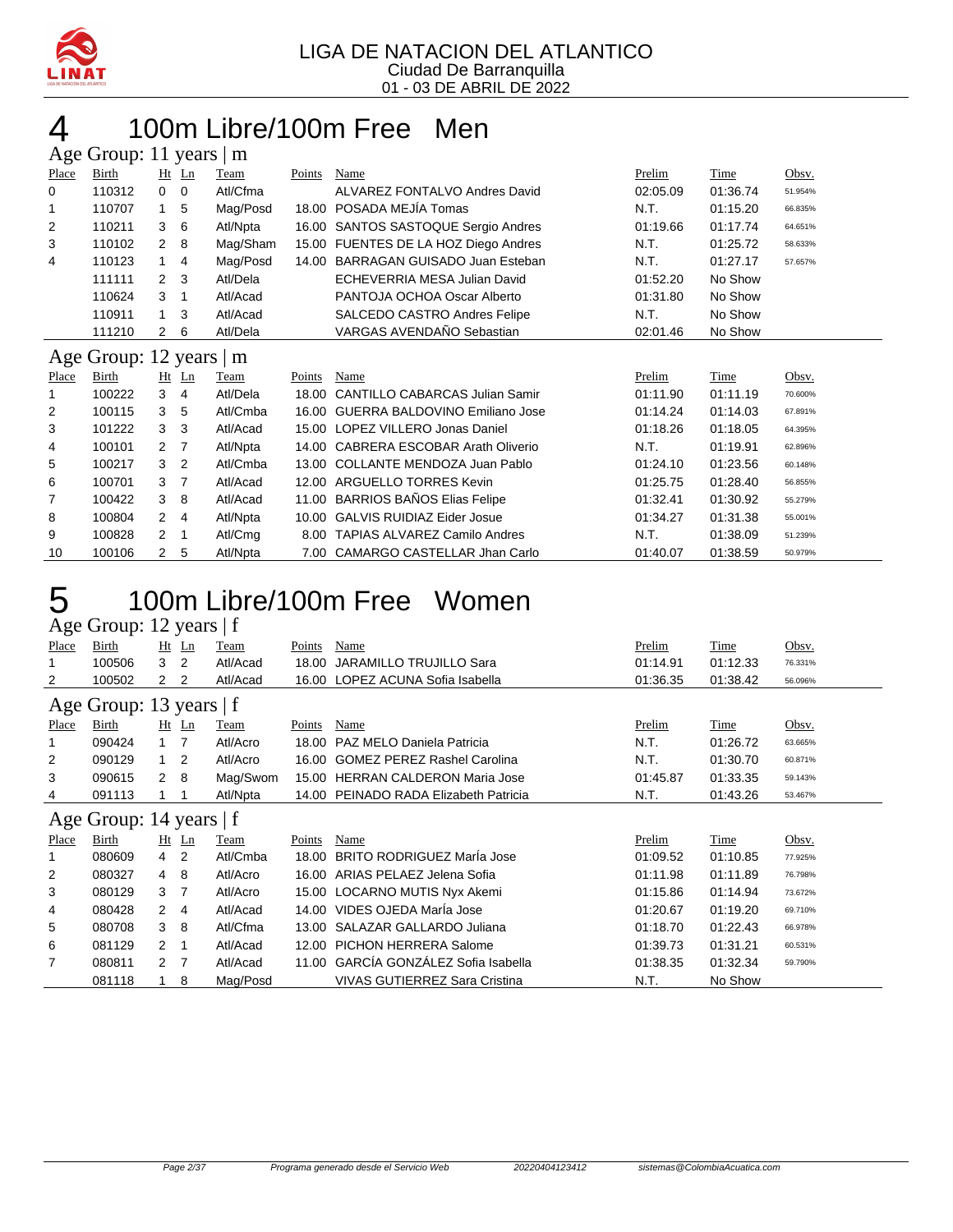LIGA DE NATACION DEL ATLANTICO
Ciudad De Barranquilla
01 - 03 DE ABRIL DE 2022

# 4 100m Libre/100m Free Men

## Age Group: 11 years | m

| Place | Birth | Ht | Ln | Team | Points | Name | Prelim | Time | Obsv. |
|---|---|---|---|---|---|---|---|---|---|
| 0 | 110312 | 0 | 0 | Atl/Cfma | | ALVAREZ FONTALVO Andres David | 02:05.09 | 01:36.74 | 51.954% |
| 1 | 110707 | 1 | 5 | Mag/Posd | 18.00 | POSADA MEJÍA Tomas | N.T. | 01:15.20 | 66.835% |
| 2 | 110211 | 3 | 6 | Atl/Npta | 16.00 | SANTOS SASTOQUE Sergio Andres | 01:19.66 | 01:17.74 | 64.651% |
| 3 | 110102 | 2 | 8 | Mag/Sham | 15.00 | FUENTES DE LA HOZ Diego Andres | N.T. | 01:25.72 | 58.633% |
| 4 | 110123 | 1 | 4 | Mag/Posd | 14.00 | BARRAGAN GUISADO Juan Esteban | N.T. | 01:27.17 | 57.657% |
| | 111111 | 2 | 3 | Atl/Dela | | ECHEVERRIA MESA Julian David | 01:52.20 | No Show | |
| | 110624 | 3 | 1 | Atl/Acad | | PANTOJA OCHOA Oscar Alberto | 01:31.80 | No Show | |
| | 110911 | 1 | 3 | Atl/Acad | | SALCEDO CASTRO Andres Felipe | N.T. | No Show | |
| | 111210 | 2 | 6 | Atl/Dela | | VARGAS AVENDAÑO Sebastian | 02:01.46 | No Show | |

## Age Group: 12 years | m

| Place | Birth | Ht | Ln | Team | Points | Name | Prelim | Time | Obsv. |
|---|---|---|---|---|---|---|---|---|---|
| 1 | 100222 | 3 | 4 | Atl/Dela | 18.00 | CANTILLO CABARCAS Julian Samir | 01:11.90 | 01:11.19 | 70.600% |
| 2 | 100115 | 3 | 5 | Atl/Cmba | 16.00 | GUERRA BALDOVINO Emiliano Jose | 01:14.24 | 01:14.03 | 67.891% |
| 3 | 101222 | 3 | 3 | Atl/Acad | 15.00 | LOPEZ VILLERO Jonas Daniel | 01:18.26 | 01:18.05 | 64.395% |
| 4 | 100101 | 2 | 7 | Atl/Npta | 14.00 | CABRERA ESCOBAR Arath Oliverio | N.T. | 01:19.91 | 62.896% |
| 5 | 100217 | 3 | 2 | Atl/Cmba | 13.00 | COLLANTE MENDOZA Juan Pablo | 01:24.10 | 01:23.56 | 60.148% |
| 6 | 100701 | 3 | 7 | Atl/Acad | 12.00 | ARGUELLO TORRES Kevin | 01:25.75 | 01:28.40 | 56.855% |
| 7 | 100422 | 3 | 8 | Atl/Acad | 11.00 | BARRIOS BAÑOS Elias Felipe | 01:32.41 | 01:30.92 | 55.279% |
| 8 | 100804 | 2 | 4 | Atl/Npta | 10.00 | GALVIS RUIDIAZ Eider Josue | 01:34.27 | 01:31.38 | 55.001% |
| 9 | 100828 | 2 | 1 | Atl/Cmg | 8.00 | TAPIAS ALVAREZ Camilo Andres | N.T. | 01:38.09 | 51.239% |
| 10 | 100106 | 2 | 5 | Atl/Npta | 7.00 | CAMARGO CASTELLAR Jhan Carlo | 01:40.07 | 01:38.59 | 50.979% |

# 5 100m Libre/100m Free Women

## Age Group: 12 years | f

| Place | Birth | Ht | Ln | Team | Points | Name | Prelim | Time | Obsv. |
|---|---|---|---|---|---|---|---|---|---|
| 1 | 100506 | 3 | 2 | Atl/Acad | 18.00 | JARAMILLO TRUJILLO Sara | 01:14.91 | 01:12.33 | 76.331% |
| 2 | 100502 | 2 | 2 | Atl/Acad | 16.00 | LOPEZ ACUNA Sofia Isabella | 01:36.35 | 01:38.42 | 56.096% |

## Age Group: 13 years | f

| Place | Birth | Ht | Ln | Team | Points | Name | Prelim | Time | Obsv. |
|---|---|---|---|---|---|---|---|---|---|
| 1 | 090424 | 1 | 7 | Atl/Acro | 18.00 | PAZ MELO Daniela Patricia | N.T. | 01:26.72 | 63.665% |
| 2 | 090129 | 1 | 2 | Atl/Acro | 16.00 | GOMEZ PEREZ Rashel Carolina | N.T. | 01:30.70 | 60.871% |
| 3 | 090615 | 2 | 8 | Mag/Swom | 15.00 | HERRAN CALDERON Maria Jose | 01:45.87 | 01:33.35 | 59.143% |
| 4 | 091113 | 1 | 1 | Atl/Npta | 14.00 | PEINADO RADA Elizabeth Patricia | N.T. | 01:43.26 | 53.467% |

## Age Group: 14 years | f

| Place | Birth | Ht | Ln | Team | Points | Name | Prelim | Time | Obsv. |
|---|---|---|---|---|---|---|---|---|---|
| 1 | 080609 | 4 | 2 | Atl/Cmba | 18.00 | BRITO RODRIGUEZ MarÍa Jose | 01:09.52 | 01:10.85 | 77.925% |
| 2 | 080327 | 4 | 8 | Atl/Acro | 16.00 | ARIAS PELAEZ Jelena Sofia | 01:11.98 | 01:11.89 | 76.798% |
| 3 | 080129 | 3 | 7 | Atl/Acro | 15.00 | LOCARNO MUTIS Nyx Akemi | 01:15.86 | 01:14.94 | 73.672% |
| 4 | 080428 | 2 | 4 | Atl/Acad | 14.00 | VIDES OJEDA MarÍa Jose | 01:20.67 | 01:19.20 | 69.710% |
| 5 | 080708 | 3 | 8 | Atl/Cfma | 13.00 | SALAZAR GALLARDO Juliana | 01:18.70 | 01:22.43 | 66.978% |
| 6 | 081129 | 2 | 1 | Atl/Acad | 12.00 | PICHON HERRERA Salome | 01:39.73 | 01:31.21 | 60.531% |
| 7 | 080811 | 2 | 7 | Atl/Acad | 11.00 | GARCÍA GONZÁLEZ Sofia Isabella | 01:38.35 | 01:32.34 | 59.790% |
| | 081118 | 1 | 8 | Mag/Posd | | VIVAS GUTIERREZ Sara Cristina | N.T. | No Show | |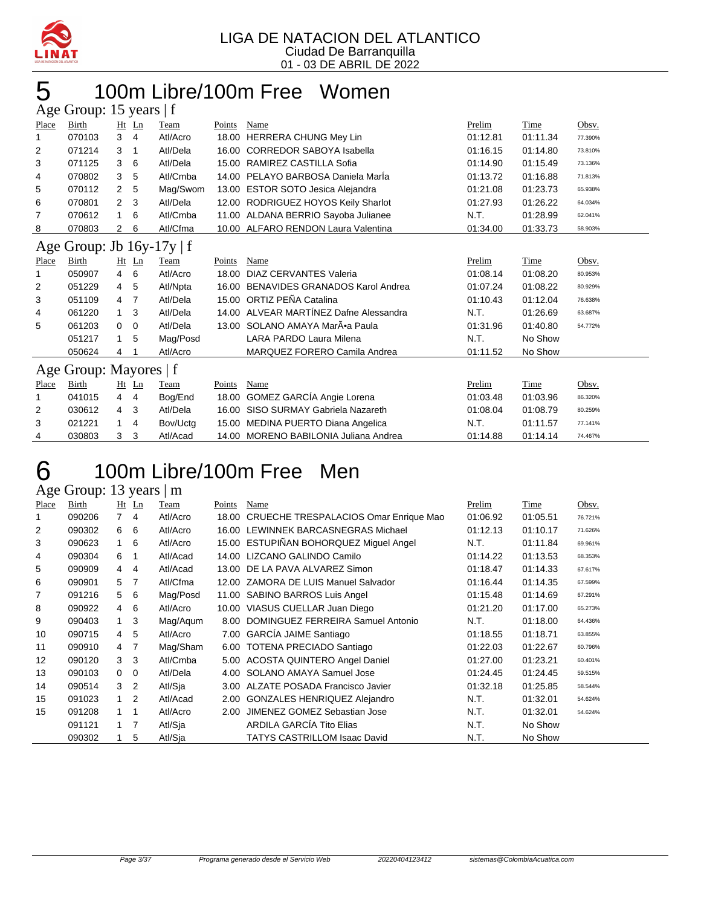LIGA DE NATACION DEL ATLANTICO
Ciudad De Barranquilla
01 - 03 DE ABRIL DE 2022

# 5 100m Libre/100m Free Women

## Age Group: 15 years | f

| Place | Birth | Ht | Ln | Team | Points | Name | Prelim | Time | Obsv. |
|---|---|---|---|---|---|---|---|---|---|
| 1 | 070103 | 3 | 4 | Atl/Acro | 18.00 | HERRERA CHUNG Mey Lin | 01:12.81 | 01:11.34 | 77.390% |
| 2 | 071214 | 3 | 1 | Atl/Dela | 16.00 | CORREDOR SABOYA Isabella | 01:16.15 | 01:14.80 | 73.810% |
| 3 | 071125 | 3 | 6 | Atl/Dela | 15.00 | RAMIREZ CASTILLA Sofia | 01:14.90 | 01:15.49 | 73.136% |
| 4 | 070802 | 3 | 5 | Atl/Cmba | 14.00 | PELAYO BARBOSA Daniela MarÍa | 01:13.72 | 01:16.88 | 71.813% |
| 5 | 070112 | 2 | 5 | Mag/Swom | 13.00 | ESTOR SOTO Jesica Alejandra | 01:21.08 | 01:23.73 | 65.938% |
| 6 | 070801 | 2 | 3 | Atl/Dela | 12.00 | RODRIGUEZ HOYOS Keily Sharlot | 01:27.93 | 01:26.22 | 64.034% |
| 7 | 070612 | 1 | 6 | Atl/Cmba | 11.00 | ALDANA BERRIO Sayoba Julianee | N.T. | 01:28.99 | 62.041% |
| 8 | 070803 | 2 | 6 | Atl/Cfma | 10.00 | ALFARO RENDON Laura Valentina | 01:34.00 | 01:33.73 | 58.903% |

## Age Group: Jb 16y-17y | f

| Place | Birth | Ht | Ln | Team | Points | Name | Prelim | Time | Obsv. |
|---|---|---|---|---|---|---|---|---|---|
| 1 | 050907 | 4 | 6 | Atl/Acro | 18.00 | DIAZ CERVANTES Valeria | 01:08.14 | 01:08.20 | 80.953% |
| 2 | 051229 | 4 | 5 | Atl/Npta | 16.00 | BENAVIDES GRANADOS Karol Andrea | 01:07.24 | 01:08.22 | 80.929% |
| 3 | 051109 | 4 | 7 | Atl/Dela | 15.00 | ORTIZ PEÑA Catalina | 01:10.43 | 01:12.04 | 76.638% |
| 4 | 061220 | 1 | 3 | Atl/Dela | 14.00 | ALVEAR MARTÍNEZ Dafne Alessandra | N.T. | 01:26.69 | 63.687% |
| 5 | 061203 | 0 | 0 | Atl/Dela | 13.00 | SOLANO AMAYA MarÃ•a Paula | 01:31.96 | 01:40.80 | 54.772% |
|  | 051217 | 1 | 5 | Mag/Posd |  | LARA PARDO Laura Milena | N.T. | No Show |  |
|  | 050624 | 4 | 1 | Atl/Acro |  | MARQUEZ FORERO Camila Andrea | 01:11.52 | No Show |  |

## Age Group: Mayores | f

| Place | Birth | Ht | Ln | Team | Points | Name | Prelim | Time | Obsv. |
|---|---|---|---|---|---|---|---|---|---|
| 1 | 041015 | 4 | 4 | Bog/End | 18.00 | GOMEZ GARCÍA Angie Lorena | 01:03.48 | 01:03.96 | 86.320% |
| 2 | 030612 | 4 | 3 | Atl/Dela | 16.00 | SISO SURMAY Gabriela Nazareth | 01:08.04 | 01:08.79 | 80.259% |
| 3 | 021221 | 1 | 4 | Bov/Uctg | 15.00 | MEDINA PUERTO Diana Angelica | N.T. | 01:11.57 | 77.141% |
| 4 | 030803 | 3 | 3 | Atl/Acad | 14.00 | MORENO BABILONIA Juliana Andrea | 01:14.88 | 01:14.14 | 74.467% |

# 6 100m Libre/100m Free Men

## Age Group: 13 years | m

| Place | Birth | Ht | Ln | Team | Points | Name | Prelim | Time | Obsv. |
|---|---|---|---|---|---|---|---|---|---|
| 1 | 090206 | 7 | 4 | Atl/Acro | 18.00 | CRUECHE TRESPALACIOS Omar Enrique Mao | 01:06.92 | 01:05.51 | 76.721% |
| 2 | 090302 | 6 | 6 | Atl/Acro | 16.00 | LEWINNEK BARCASNEGRAS Michael | 01:12.13 | 01:10.17 | 71.626% |
| 3 | 090623 | 1 | 6 | Atl/Acro | 15.00 | ESTUPIÑAN BOHORQUEZ Miguel Angel | N.T. | 01:11.84 | 69.961% |
| 4 | 090304 | 6 | 1 | Atl/Acad | 14.00 | LIZCANO GALINDO Camilo | 01:14.22 | 01:13.53 | 68.353% |
| 5 | 090909 | 4 | 4 | Atl/Acad | 13.00 | DE LA PAVA ALVAREZ Simon | 01:18.47 | 01:14.33 | 67.617% |
| 6 | 090901 | 5 | 7 | Atl/Cfma | 12.00 | ZAMORA DE LUIS Manuel Salvador | 01:16.44 | 01:14.35 | 67.599% |
| 7 | 091216 | 5 | 6 | Mag/Posd | 11.00 | SABINO BARROS Luis Angel | 01:15.48 | 01:14.69 | 67.291% |
| 8 | 090922 | 4 | 6 | Atl/Acro | 10.00 | VIASUS CUELLAR Juan Diego | 01:21.20 | 01:17.00 | 65.273% |
| 9 | 090403 | 1 | 3 | Mag/Aqum | 8.00 | DOMINGUEZ FERREIRA Samuel Antonio | N.T. | 01:18.00 | 64.436% |
| 10 | 090715 | 4 | 5 | Atl/Acro | 7.00 | GARCÍA JAIME Santiago | 01:18.55 | 01:18.71 | 63.855% |
| 11 | 090910 | 4 | 7 | Mag/Sham | 6.00 | TOTENA PRECIADO Santiago | 01:22.03 | 01:22.67 | 60.796% |
| 12 | 090120 | 3 | 3 | Atl/Cmba | 5.00 | ACOSTA QUINTERO Angel Daniel | 01:27.00 | 01:23.21 | 60.401% |
| 13 | 090103 | 0 | 0 | Atl/Dela | 4.00 | SOLANO AMAYA Samuel Jose | 01:24.45 | 01:24.45 | 59.515% |
| 14 | 090514 | 3 | 2 | Atl/Sja | 3.00 | ALZATE POSADA Francisco Javier | 01:32.18 | 01:25.85 | 58.544% |
| 15 | 091023 | 1 | 2 | Atl/Acad | 2.00 | GONZALES HENRIQUEZ Alejandro | N.T. | 01:32.01 | 54.624% |
| 15 | 091208 | 1 | 1 | Atl/Acro | 2.00 | JIMENEZ GOMEZ Sebastian Jose | N.T. | 01:32.01 | 54.624% |
|  | 091121 | 1 | 7 | Atl/Sja |  | ARDILA GARCÍA Tito Elias | N.T. | No Show |  |
|  | 090302 | 1 | 5 | Atl/Sja |  | TATYS CASTRILLOM Isaac David | N.T. | No Show |  |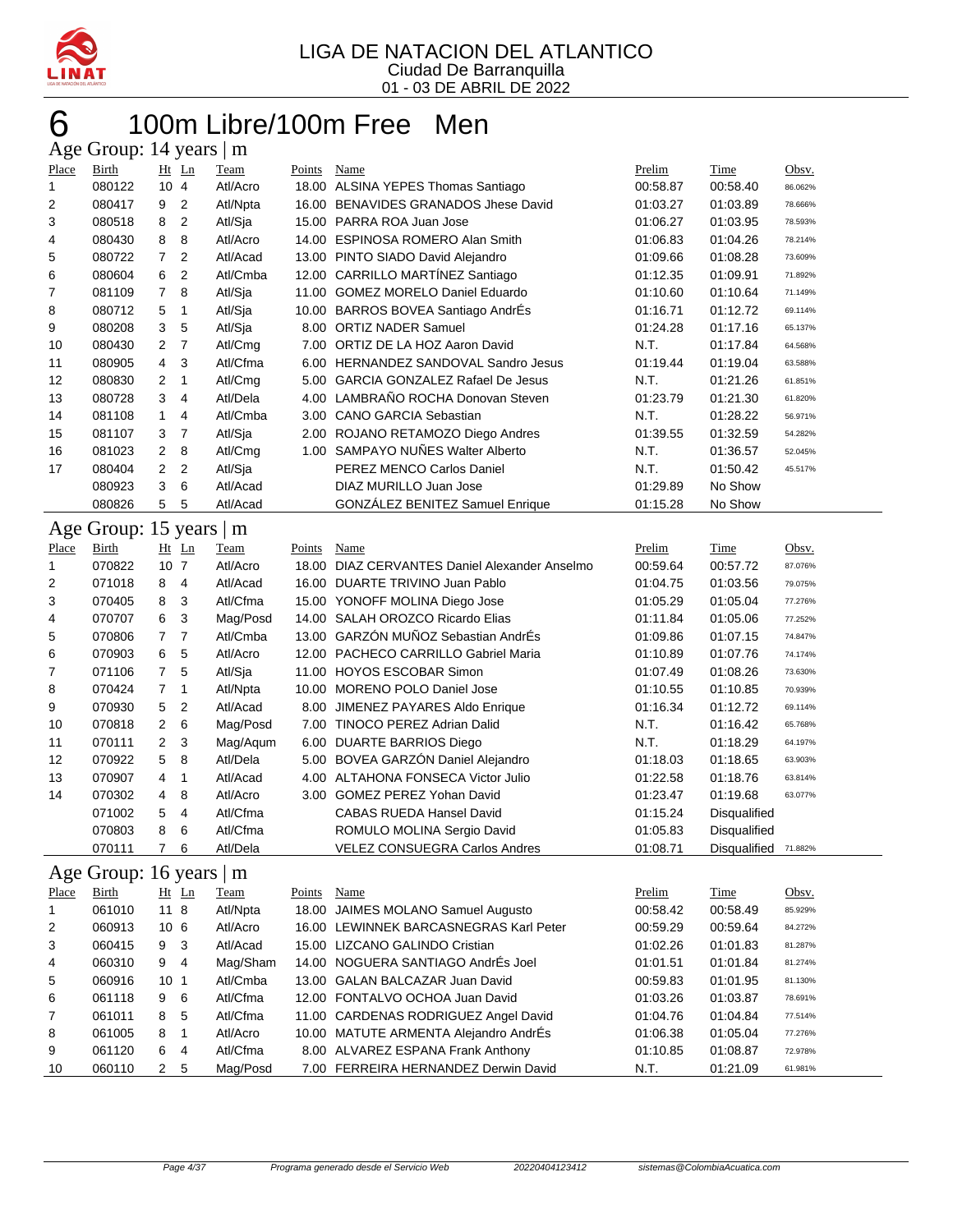LIGA DE NATACION DEL ATLANTICO
Ciudad De Barranquilla
01 - 03 DE ABRIL DE 2022

# 6 100m Libre/100m Free Men

## Age Group: 14 years | m

| Place | Birth | Ht | Ln | Team | Points | Name | Prelim | Time | Obsv. |
|---|---|---|---|---|---|---|---|---|---|
| 1 | 080122 | 10 | 4 | Atl/Acro | 18.00 | ALSINA YEPES Thomas Santiago | 00:58.87 | 00:58.40 | 86.062% |
| 2 | 080417 | 9 | 2 | Atl/Npta | 16.00 | BENAVIDES GRANADOS Jhese David | 01:03.27 | 01:03.89 | 78.666% |
| 3 | 080518 | 8 | 2 | Atl/Sja | 15.00 | PARRA ROA Juan Jose | 01:06.27 | 01:03.95 | 78.593% |
| 4 | 080430 | 8 | 8 | Atl/Acro | 14.00 | ESPINOSA ROMERO Alan Smith | 01:06.83 | 01:04.26 | 78.214% |
| 5 | 080722 | 7 | 2 | Atl/Acad | 13.00 | PINTO SIADO David Alejandro | 01:09.66 | 01:08.28 | 73.609% |
| 6 | 080604 | 6 | 2 | Atl/Cmba | 12.00 | CARRILLO MARTÍNEZ Santiago | 01:12.35 | 01:09.91 | 71.892% |
| 7 | 081109 | 7 | 8 | Atl/Sja | 11.00 | GOMEZ MORELO Daniel Eduardo | 01:10.60 | 01:10.64 | 71.149% |
| 8 | 080712 | 5 | 1 | Atl/Sja | 10.00 | BARROS BOVEA Santiago AndrÉs | 01:16.71 | 01:12.72 | 69.114% |
| 9 | 080208 | 3 | 5 | Atl/Sja | 8.00 | ORTIZ NADER Samuel | 01:24.28 | 01:17.16 | 65.137% |
| 10 | 080430 | 2 | 7 | Atl/Cmg | 7.00 | ORTIZ DE LA HOZ Aaron David | N.T. | 01:17.84 | 64.568% |
| 11 | 080905 | 4 | 3 | Atl/Cfma | 6.00 | HERNANDEZ SANDOVAL Sandro Jesus | 01:19.44 | 01:19.04 | 63.588% |
| 12 | 080830 | 2 | 1 | Atl/Cmg | 5.00 | GARCIA GONZALEZ Rafael De Jesus | N.T. | 01:21.26 | 61.851% |
| 13 | 080728 | 3 | 4 | Atl/Dela | 4.00 | LAMBRAÑO ROCHA Donovan Steven | 01:23.79 | 01:21.30 | 61.820% |
| 14 | 081108 | 1 | 4 | Atl/Cmba | 3.00 | CANO GARCIA Sebastian | N.T. | 01:28.22 | 56.971% |
| 15 | 081107 | 3 | 7 | Atl/Sja | 2.00 | ROJANO RETAMOZO Diego Andres | 01:39.55 | 01:32.59 | 54.282% |
| 16 | 081023 | 2 | 8 | Atl/Cmg | 1.00 | SAMPAYO NUÑES Walter Alberto | N.T. | 01:36.57 | 52.045% |
| 17 | 080404 | 2 | 2 | Atl/Sja | | PEREZ MENCO Carlos Daniel | N.T. | 01:50.42 | 45.517% |
| | 080923 | 3 | 6 | Atl/Acad | | DIAZ MURILLO Juan Jose | 01:29.89 | No Show | |
| | 080826 | 5 | 5 | Atl/Acad | | GONZÁLEZ BENITEZ Samuel Enrique | 01:15.28 | No Show | |

## Age Group: 15 years | m

| Place | Birth | Ht | Ln | Team | Points | Name | Prelim | Time | Obsv. |
|---|---|---|---|---|---|---|---|---|---|
| 1 | 070822 | 10 | 7 | Atl/Acro | 18.00 | DIAZ CERVANTES Daniel Alexander Anselmo | 00:59.64 | 00:57.72 | 87.076% |
| 2 | 071018 | 8 | 4 | Atl/Acad | 16.00 | DUARTE TRIVINO Juan Pablo | 01:04.75 | 01:03.56 | 79.075% |
| 3 | 070405 | 8 | 3 | Atl/Cfma | 15.00 | YONOFF MOLINA Diego Jose | 01:05.29 | 01:05.04 | 77.276% |
| 4 | 070707 | 6 | 3 | Mag/Posd | 14.00 | SALAH OROZCO Ricardo Elias | 01:11.84 | 01:05.06 | 77.252% |
| 5 | 070806 | 7 | 7 | Atl/Cmba | 13.00 | GARZÓN MUÑOZ Sebastian AndrÉs | 01:09.86 | 01:07.15 | 74.847% |
| 6 | 070903 | 6 | 5 | Atl/Acro | 12.00 | PACHECO CARRILLO Gabriel Maria | 01:10.89 | 01:07.76 | 74.174% |
| 7 | 071106 | 7 | 5 | Atl/Sja | 11.00 | HOYOS ESCOBAR Simon | 01:07.49 | 01:08.26 | 73.630% |
| 8 | 070424 | 7 | 1 | Atl/Npta | 10.00 | MORENO POLO Daniel Jose | 01:10.55 | 01:10.85 | 70.939% |
| 9 | 070930 | 5 | 2 | Atl/Acad | 8.00 | JIMENEZ PAYARES Aldo Enrique | 01:16.34 | 01:12.72 | 69.114% |
| 10 | 070818 | 2 | 6 | Mag/Posd | 7.00 | TINOCO PEREZ Adrian Dalid | N.T. | 01:16.42 | 65.768% |
| 11 | 070111 | 2 | 3 | Mag/Aqum | 6.00 | DUARTE BARRIOS Diego | N.T. | 01:18.29 | 64.197% |
| 12 | 070922 | 5 | 8 | Atl/Dela | 5.00 | BOVEA GARZÓN Daniel Alejandro | 01:18.03 | 01:18.65 | 63.903% |
| 13 | 070907 | 4 | 1 | Atl/Acad | 4.00 | ALTAHONA FONSECA Victor Julio | 01:22.58 | 01:18.76 | 63.814% |
| 14 | 070302 | 4 | 8 | Atl/Acro | 3.00 | GOMEZ PEREZ Yohan David | 01:23.47 | 01:19.68 | 63.077% |
| | 071002 | 5 | 4 | Atl/Cfma | | CABAS RUEDA Hansel David | 01:15.24 | Disqualified | |
| | 070803 | 8 | 6 | Atl/Cfma | | ROMULO MOLINA Sergio David | 01:05.83 | Disqualified | |
| | 070111 | 7 | 6 | Atl/Dela | | VELEZ CONSUEGRA Carlos Andres | 01:08.71 | Disqualified | 71.882% |

## Age Group: 16 years | m

| Place | Birth | Ht | Ln | Team | Points | Name | Prelim | Time | Obsv. |
|---|---|---|---|---|---|---|---|---|---|
| 1 | 061010 | 11 | 8 | Atl/Npta | 18.00 | JAIMES MOLANO Samuel Augusto | 00:58.42 | 00:58.49 | 85.929% |
| 2 | 060913 | 10 | 6 | Atl/Acro | 16.00 | LEWINNEK BARCASNEGRAS Karl Peter | 00:59.29 | 00:59.64 | 84.272% |
| 3 | 060415 | 9 | 3 | Atl/Acad | 15.00 | LIZCANO GALINDO Cristian | 01:02.26 | 01:01.83 | 81.287% |
| 4 | 060310 | 9 | 4 | Mag/Sham | 14.00 | NOGUERA SANTIAGO AndrÉs Joel | 01:01.51 | 01:01.84 | 81.274% |
| 5 | 060916 | 10 | 1 | Atl/Cmba | 13.00 | GALAN BALCAZAR Juan David | 00:59.83 | 01:01.95 | 81.130% |
| 6 | 061118 | 9 | 6 | Atl/Cfma | 12.00 | FONTALVO OCHOA Juan David | 01:03.26 | 01:03.87 | 78.691% |
| 7 | 061011 | 8 | 5 | Atl/Cfma | 11.00 | CARDENAS RODRIGUEZ Angel David | 01:04.76 | 01:04.84 | 77.514% |
| 8 | 061005 | 8 | 1 | Atl/Acro | 10.00 | MATUTE ARMENTA Alejandro AndrÉs | 01:06.38 | 01:05.04 | 77.276% |
| 9 | 061120 | 6 | 4 | Atl/Cfma | 8.00 | ALVAREZ ESPANA Frank Anthony | 01:10.85 | 01:08.87 | 72.978% |
| 10 | 060110 | 2 | 5 | Mag/Posd | 7.00 | FERREIRA HERNANDEZ Derwin David | N.T. | 01:21.09 | 61.981% |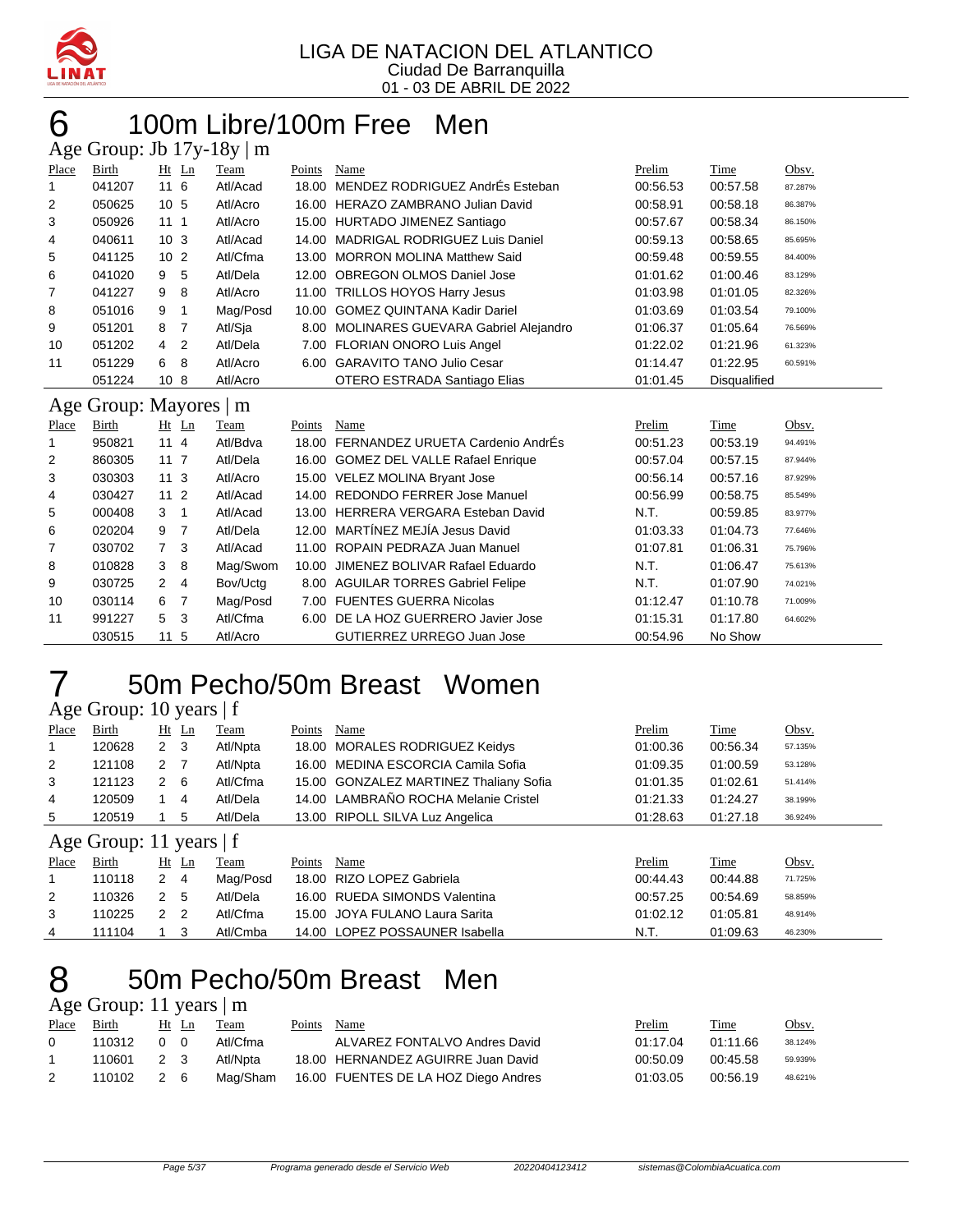# 6 100m Libre/100m Free Men

## Age Group: Jb 17y-18y | m

| Place | Birth | Ht | Ln | Team | Points | Name | Prelim | Time | Obsv. |
|---|---|---|---|---|---|---|---|---|---|
| 1 | 041207 | 11 | 6 | Atl/Acad | 18.00 | MENDEZ RODRIGUEZ AndrÉs Esteban | 00:56.53 | 00:57.58 | 87.287% |
| 2 | 050625 | 10 | 5 | Atl/Acro | 16.00 | HERAZO ZAMBRANO Julian David | 00:58.91 | 00:58.18 | 86.387% |
| 3 | 050926 | 11 | 1 | Atl/Acro | 15.00 | HURTADO JIMENEZ Santiago | 00:57.67 | 00:58.34 | 86.150% |
| 4 | 040611 | 10 | 3 | Atl/Acad | 14.00 | MADRIGAL RODRIGUEZ Luis Daniel | 00:59.13 | 00:58.65 | 85.695% |
| 5 | 041125 | 10 | 2 | Atl/Cfma | 13.00 | MORRON MOLINA Matthew Said | 00:59.48 | 00:59.55 | 84.400% |
| 6 | 041020 | 9 | 5 | Atl/Dela | 12.00 | OBREGON OLMOS Daniel Jose | 01:01.62 | 01:00.46 | 83.129% |
| 7 | 041227 | 9 | 8 | Atl/Acro | 11.00 | TRILLOS HOYOS Harry Jesus | 01:03.98 | 01:01.05 | 82.326% |
| 8 | 051016 | 9 | 1 | Mag/Posd | 10.00 | GOMEZ QUINTANA Kadir Dariel | 01:03.69 | 01:03.54 | 79.100% |
| 9 | 051201 | 8 | 7 | Atl/Sja | 8.00 | MOLINARES GUEVARA Gabriel Alejandro | 01:06.37 | 01:05.64 | 76.569% |
| 10 | 051202 | 4 | 2 | Atl/Dela | 7.00 | FLORIAN ONORO Luis Angel | 01:22.02 | 01:21.96 | 61.323% |
| 11 | 051229 | 6 | 8 | Atl/Acro | 6.00 | GARAVITO TANO Julio Cesar | 01:14.47 | 01:22.95 | 60.591% |
| | 051224 | 10 | 8 | Atl/Acro | | OTERO ESTRADA Santiago Elias | 01:01.45 | Disqualified | |

## Age Group: Mayores | m

| Place | Birth | Ht | Ln | Team | Points | Name | Prelim | Time | Obsv. |
|---|---|---|---|---|---|---|---|---|---|
| 1 | 950821 | 11 | 4 | Atl/Bdva | 18.00 | FERNANDEZ URUETA Cardenio AndrÉs | 00:51.23 | 00:53.19 | 94.491% |
| 2 | 860305 | 11 | 7 | Atl/Dela | 16.00 | GOMEZ DEL VALLE Rafael Enrique | 00:57.04 | 00:57.15 | 87.944% |
| 3 | 030303 | 11 | 3 | Atl/Acro | 15.00 | VELEZ MOLINA Bryant Jose | 00:56.14 | 00:57.16 | 87.929% |
| 4 | 030427 | 11 | 2 | Atl/Acad | 14.00 | REDONDO FERRER Jose Manuel | 00:56.99 | 00:58.75 | 85.549% |
| 5 | 000408 | 3 | 1 | Atl/Acad | 13.00 | HERRERA VERGARA Esteban David | N.T. | 00:59.85 | 83.977% |
| 6 | 020204 | 9 | 7 | Atl/Dela | 12.00 | MARTÍNEZ MEJÍA Jesus David | 01:03.33 | 01:04.73 | 77.646% |
| 7 | 030702 | 7 | 3 | Atl/Acad | 11.00 | ROPAIN PEDRAZA Juan Manuel | 01:07.81 | 01:06.31 | 75.796% |
| 8 | 010828 | 3 | 8 | Mag/Swom | 10.00 | JIMENEZ BOLIVAR Rafael Eduardo | N.T. | 01:06.47 | 75.613% |
| 9 | 030725 | 2 | 4 | Bov/Uctg | 8.00 | AGUILAR TORRES Gabriel Felipe | N.T. | 01:07.90 | 74.021% |
| 10 | 030114 | 6 | 7 | Mag/Posd | 7.00 | FUENTES GUERRA Nicolas | 01:12.47 | 01:10.78 | 71.009% |
| 11 | 991227 | 5 | 3 | Atl/Cfma | 6.00 | DE LA HOZ GUERRERO Javier Jose | 01:15.31 | 01:17.80 | 64.602% |
| | 030515 | 11 | 5 | Atl/Acro | | GUTIERREZ URREGO Juan Jose | 00:54.96 | No Show | |

# 7 50m Pecho/50m Breast Women

## Age Group: 10 years | f

| Place | Birth | Ht | Ln | Team | Points | Name | Prelim | Time | Obsv. |
|---|---|---|---|---|---|---|---|---|---|
| 1 | 120628 | 2 | 3 | Atl/Npta | 18.00 | MORALES RODRIGUEZ Keidys | 01:00.36 | 00:56.34 | 57.135% |
| 2 | 121108 | 2 | 7 | Atl/Npta | 16.00 | MEDINA ESCORCIA Camila Sofia | 01:09.35 | 01:00.59 | 53.128% |
| 3 | 121123 | 2 | 6 | Atl/Cfma | 15.00 | GONZALEZ MARTINEZ Thaliany Sofia | 01:01.35 | 01:02.61 | 51.414% |
| 4 | 120509 | 1 | 4 | Atl/Dela | 14.00 | LAMBRAÑO ROCHA Melanie Cristel | 01:21.33 | 01:24.27 | 38.199% |
| 5 | 120519 | 1 | 5 | Atl/Dela | 13.00 | RIPOLL SILVA Luz Angelica | 01:28.63 | 01:27.18 | 36.924% |

## Age Group: 11 years | f

| Place | Birth | Ht | Ln | Team | Points | Name | Prelim | Time | Obsv. |
|---|---|---|---|---|---|---|---|---|---|
| 1 | 110118 | 2 | 4 | Mag/Posd | 18.00 | RIZO LOPEZ Gabriela | 00:44.43 | 00:44.88 | 71.725% |
| 2 | 110326 | 2 | 5 | Atl/Dela | 16.00 | RUEDA SIMONDS Valentina | 00:57.25 | 00:54.69 | 58.859% |
| 3 | 110225 | 2 | 2 | Atl/Cfma | 15.00 | JOYA FULANO Laura Sarita | 01:02.12 | 01:05.81 | 48.914% |
| 4 | 111104 | 1 | 3 | Atl/Cmba | 14.00 | LOPEZ POSSAUNER Isabella | N.T. | 01:09.63 | 46.230% |

# 8 50m Pecho/50m Breast Men

## Age Group: 11 years | m

| Place | Birth | Ht | Ln | Team | Points | Name | Prelim | Time | Obsv. |
|---|---|---|---|---|---|---|---|---|---|
| 0 | 110312 | 0 | 0 | Atl/Cfma | | ALVAREZ FONTALVO Andres David | 01:17.04 | 01:11.66 | 38.124% |
| 1 | 110601 | 2 | 3 | Atl/Npta | 18.00 | HERNANDEZ AGUIRRE Juan David | 00:50.09 | 00:45.58 | 59.939% |
| 2 | 110102 | 2 | 6 | Mag/Sham | 16.00 | FUENTES DE LA HOZ Diego Andres | 01:03.05 | 00:56.19 | 48.621% |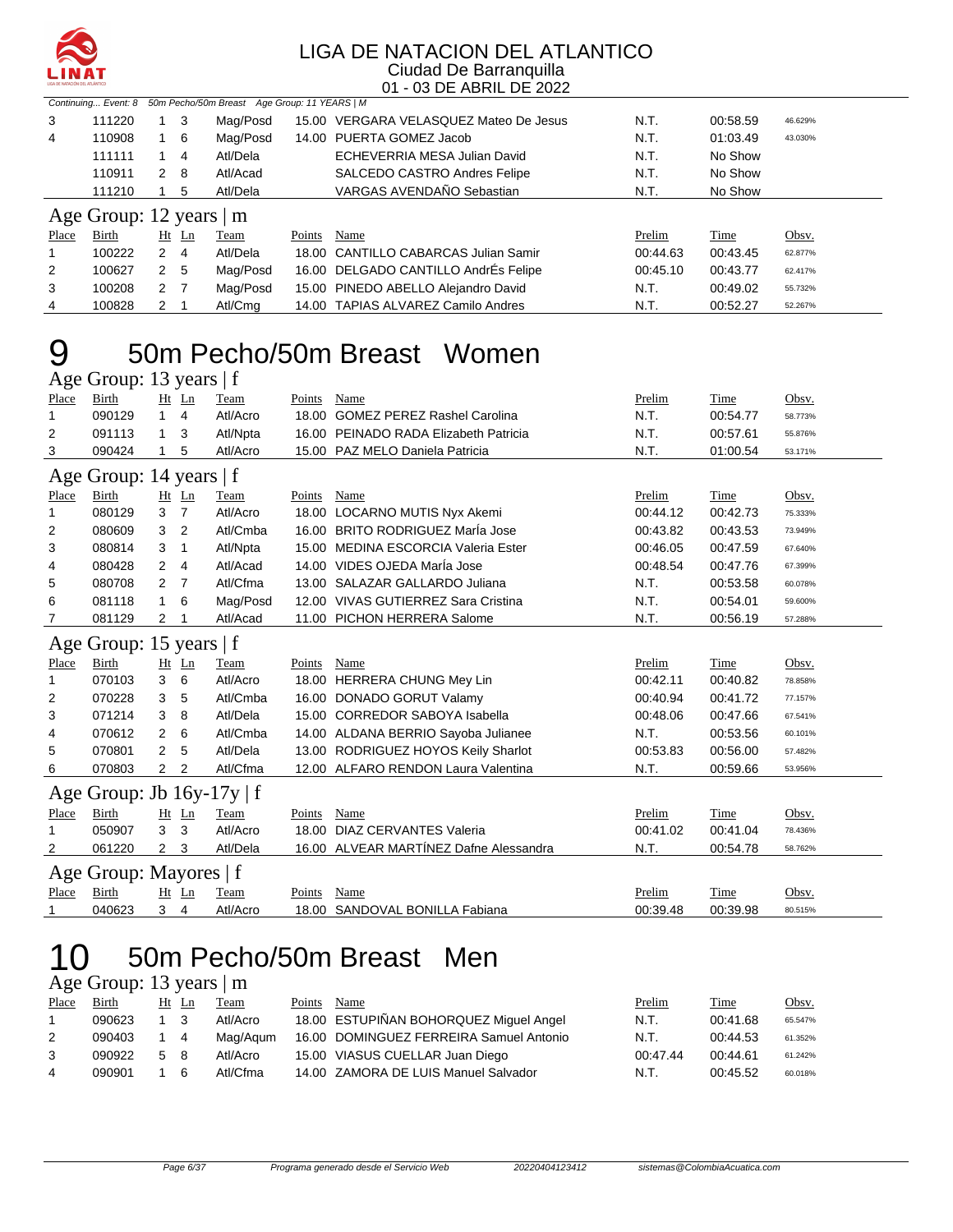Continuing... Event: 8 50m Pecho/50m Breast Age Group: 11 YEARS | M

| Place | Birth | Ht | Ln | Team | Points | Name | Prelim | Time | Obsv. |
|---|---|---|---|---|---|---|---|---|---|
| 3 | 111220 | 1 | 3 | Mag/Posd | 15.00 | VERGARA VELASQUEZ Mateo De Jesus | N.T. | 00:58.59 | 46.629% |
| 4 | 110908 | 1 | 6 | Mag/Posd | 14.00 | PUERTA GOMEZ Jacob | N.T. | 01:03.49 | 43.030% |
| | 111111 | 1 | 4 | Atl/Dela | | ECHEVERRIA MESA Julian David | N.T. | No Show | |
| | 110911 | 2 | 8 | Atl/Acad | | SALCEDO CASTRO Andres Felipe | N.T. | No Show | |
| | 111210 | 1 | 5 | Atl/Dela | | VARGAS AVENDAÑO Sebastian | N.T. | No Show | |

### Age Group: 12 years | m

| Place | Birth | Ht | Ln | Team | Points | Name | Prelim | Time | Obsv. |
|---|---|---|---|---|---|---|---|---|---|
| 1 | 100222 | 2 | 4 | Atl/Dela | 18.00 | CANTILLO CABARCAS Julian Samir | 00:44.63 | 00:43.45 | 62.877% |
| 2 | 100627 | 2 | 5 | Mag/Posd | 16.00 | DELGADO CANTILLO AndrÉs Felipe | 00:45.10 | 00:43.77 | 62.417% |
| 3 | 100208 | 2 | 7 | Mag/Posd | 15.00 | PINEDO ABELLO Alejandro David | N.T. | 00:49.02 | 55.732% |
| 4 | 100828 | 2 | 1 | Atl/Cmg | 14.00 | TAPIAS ALVAREZ Camilo Andres | N.T. | 00:52.27 | 52.267% |

# 9 50m Pecho/50m Breast Women

### Age Group: 13 years | f

| Place | Birth | Ht | Ln | Team | Points | Name | Prelim | Time | Obsv. |
|---|---|---|---|---|---|---|---|---|---|
| 1 | 090129 | 1 | 4 | Atl/Acro | 18.00 | GOMEZ PEREZ Rashel Carolina | N.T. | 00:54.77 | 58.773% |
| 2 | 091113 | 1 | 3 | Atl/Npta | 16.00 | PEINADO RADA Elizabeth Patricia | N.T. | 00:57.61 | 55.876% |
| 3 | 090424 | 1 | 5 | Atl/Acro | 15.00 | PAZ MELO Daniela Patricia | N.T. | 01:00.54 | 53.171% |

### Age Group: 14 years | f

| Place | Birth | Ht | Ln | Team | Points | Name | Prelim | Time | Obsv. |
|---|---|---|---|---|---|---|---|---|---|
| 1 | 080129 | 3 | 7 | Atl/Acro | 18.00 | LOCARNO MUTIS Nyx Akemi | 00:44.12 | 00:42.73 | 75.333% |
| 2 | 080609 | 3 | 2 | Atl/Cmba | 16.00 | BRITO RODRIGUEZ MarÍa Jose | 00:43.82 | 00:43.53 | 73.949% |
| 3 | 080814 | 3 | 1 | Atl/Npta | 15.00 | MEDINA ESCORCIA Valeria Ester | 00:46.05 | 00:47.59 | 67.640% |
| 4 | 080428 | 2 | 4 | Atl/Acad | 14.00 | VIDES OJEDA MarÍa Jose | 00:48.54 | 00:47.76 | 67.399% |
| 5 | 080708 | 2 | 7 | Atl/Cfma | 13.00 | SALAZAR GALLARDO Juliana | N.T. | 00:53.58 | 60.078% |
| 6 | 081118 | 1 | 6 | Mag/Posd | 12.00 | VIVAS GUTIERREZ Sara Cristina | N.T. | 00:54.01 | 59.600% |
| 7 | 081129 | 2 | 1 | Atl/Acad | 11.00 | PICHON HERRERA Salome | N.T. | 00:56.19 | 57.288% |

### Age Group: 15 years | f

| Place | Birth | Ht | Ln | Team | Points | Name | Prelim | Time | Obsv. |
|---|---|---|---|---|---|---|---|---|---|
| 1 | 070103 | 3 | 6 | Atl/Acro | 18.00 | HERRERA CHUNG Mey Lin | 00:42.11 | 00:40.82 | 78.858% |
| 2 | 070228 | 3 | 5 | Atl/Cmba | 16.00 | DONADO GORUT Valamy | 00:40.94 | 00:41.72 | 77.157% |
| 3 | 071214 | 3 | 8 | Atl/Dela | 15.00 | CORREDOR SABOYA Isabella | 00:48.06 | 00:47.66 | 67.541% |
| 4 | 070612 | 2 | 6 | Atl/Cmba | 14.00 | ALDANA BERRIO Sayoba Julianee | N.T. | 00:53.56 | 60.101% |
| 5 | 070801 | 2 | 5 | Atl/Dela | 13.00 | RODRIGUEZ HOYOS Keily Sharlot | 00:53.83 | 00:56.00 | 57.482% |
| 6 | 070803 | 2 | 2 | Atl/Cfma | 12.00 | ALFARO RENDON Laura Valentina | N.T. | 00:59.66 | 53.956% |

### Age Group: Jb 16y-17y | f

| Place | Birth | Ht | Ln | Team | Points | Name | Prelim | Time | Obsv. |
|---|---|---|---|---|---|---|---|---|---|
| 1 | 050907 | 3 | 3 | Atl/Acro | 18.00 | DIAZ CERVANTES Valeria | 00:41.02 | 00:41.04 | 78.436% |
| 2 | 061220 | 2 | 3 | Atl/Dela | 16.00 | ALVEAR MARTÍNEZ Dafne Alessandra | N.T. | 00:54.78 | 58.762% |

### Age Group: Mayores | f

| Place | Birth | Ht | Ln | Team | Points | Name | Prelim | Time | Obsv. |
|---|---|---|---|---|---|---|---|---|---|
| 1 | 040623 | 3 | 4 | Atl/Acro | 18.00 | SANDOVAL BONILLA Fabiana | 00:39.48 | 00:39.98 | 80.515% |

# 10 50m Pecho/50m Breast Men

### Age Group: 13 years | m

| Place | Birth | Ht | Ln | Team | Points | Name | Prelim | Time | Obsv. |
|---|---|---|---|---|---|---|---|---|---|
| 1 | 090623 | 1 | 3 | Atl/Acro | 18.00 | ESTUPIÑAN BOHORQUEZ Miguel Angel | N.T. | 00:41.68 | 65.547% |
| 2 | 090403 | 1 | 4 | Mag/Aqum | 16.00 | DOMINGUEZ FERREIRA Samuel Antonio | N.T. | 00:44.53 | 61.352% |
| 3 | 090922 | 5 | 8 | Atl/Acro | 15.00 | VIASUS CUELLAR Juan Diego | 00:47.44 | 00:44.61 | 61.242% |
| 4 | 090901 | 1 | 6 | Atl/Cfma | 14.00 | ZAMORA DE LUIS Manuel Salvador | N.T. | 00:45.52 | 60.018% |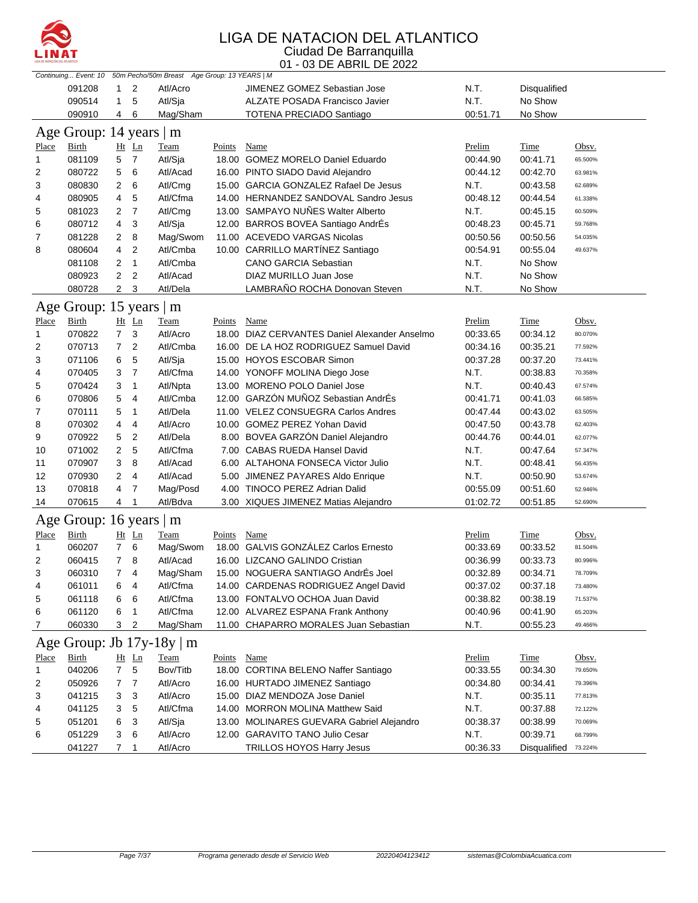# LIGA DE NATACION DEL ATLANTICO

Ciudad De Barranquilla

01 - 03 DE ABRIL DE 2022

*Continuing... Event: 10 50m Pecho/50m Breast Age Group: 13 YEARS | M*

| Place | Birth | Ht | Ln | Team | Points | Name | Prelim | Time | Obsv. |
|---|---|---|---|---|---|---|---|---|---|
| | 091208 | 1 | 2 | Atl/Acro | | JIMENEZ GOMEZ Sebastian Jose | N.T. | Disqualified | |
| | 090514 | 1 | 5 | Atl/Sja | | ALZATE POSADA Francisco Javier | N.T. | No Show | |
| | 090910 | 4 | 6 | Mag/Sham | | TOTENA PRECIADO Santiago | 00:51.71 | No Show | |

## Age Group: 14 years | m

| Place | Birth | Ht | Ln | Team | Points | Name | Prelim | Time | Obsv. |
|---|---|---|---|---|---|---|---|---|---|
| 1 | 081109 | 5 | 7 | Atl/Sja | 18.00 | GOMEZ MORELO Daniel Eduardo | 00:44.90 | 00:41.71 | 65.500% |
| 2 | 080722 | 5 | 6 | Atl/Acad | 16.00 | PINTO SIADO David Alejandro | 00:44.12 | 00:42.70 | 63.981% |
| 3 | 080830 | 2 | 6 | Atl/Cmg | 15.00 | GARCIA GONZALEZ Rafael De Jesus | N.T. | 00:43.58 | 62.689% |
| 4 | 080905 | 4 | 5 | Atl/Cfma | 14.00 | HERNANDEZ SANDOVAL Sandro Jesus | 00:48.12 | 00:44.54 | 61.338% |
| 5 | 081023 | 2 | 7 | Atl/Cmg | 13.00 | SAMPAYO NUÑES Walter Alberto | N.T. | 00:45.15 | 60.509% |
| 6 | 080712 | 4 | 3 | Atl/Sja | 12.00 | BARROS BOVEA Santiago AndrÉs | 00:48.23 | 00:45.71 | 59.768% |
| 7 | 081228 | 2 | 8 | Mag/Swom | 11.00 | ACEVEDO VARGAS Nicolas | 00:50.56 | 00:50.56 | 54.035% |
| 8 | 080604 | 4 | 2 | Atl/Cmba | 10.00 | CARRILLO MARTÍNEZ Santiago | 00:54.91 | 00:55.04 | 49.637% |
| | 081108 | 2 | 1 | Atl/Cmba | | CANO GARCIA Sebastian | N.T. | No Show | |
| | 080923 | 2 | 2 | Atl/Acad | | DIAZ MURILLO Juan Jose | N.T. | No Show | |
| | 080728 | 2 | 3 | Atl/Dela | | LAMBRAÑO ROCHA Donovan Steven | N.T. | No Show | |

## Age Group: 15 years | m

| Place | Birth | Ht | Ln | Team | Points | Name | Prelim | Time | Obsv. |
|---|---|---|---|---|---|---|---|---|---|
| 1 | 070822 | 7 | 3 | Atl/Acro | 18.00 | DIAZ CERVANTES Daniel Alexander Anselmo | 00:33.65 | 00:34.12 | 80.070% |
| 2 | 070713 | 7 | 2 | Atl/Cmba | 16.00 | DE LA HOZ RODRIGUEZ Samuel David | 00:34.16 | 00:35.21 | 77.592% |
| 3 | 071106 | 6 | 5 | Atl/Sja | 15.00 | HOYOS ESCOBAR Simon | 00:37.28 | 00:37.20 | 73.441% |
| 4 | 070405 | 3 | 7 | Atl/Cfma | 14.00 | YONOFF MOLINA Diego Jose | N.T. | 00:38.83 | 70.358% |
| 5 | 070424 | 3 | 1 | Atl/Npta | 13.00 | MORENO POLO Daniel Jose | N.T. | 00:40.43 | 67.574% |
| 6 | 070806 | 5 | 4 | Atl/Cmba | 12.00 | GARZÓN MUÑOZ Sebastian AndrÉs | 00:41.71 | 00:41.03 | 66.585% |
| 7 | 070111 | 5 | 1 | Atl/Dela | 11.00 | VELEZ CONSUEGRA Carlos Andres | 00:47.44 | 00:43.02 | 63.505% |
| 8 | 070302 | 4 | 4 | Atl/Acro | 10.00 | GOMEZ PEREZ Yohan David | 00:47.50 | 00:43.78 | 62.403% |
| 9 | 070922 | 5 | 2 | Atl/Dela | 8.00 | BOVEA GARZÓN Daniel Alejandro | 00:44.76 | 00:44.01 | 62.077% |
| 10 | 071002 | 2 | 5 | Atl/Cfma | 7.00 | CABAS RUEDA Hansel David | N.T. | 00:47.64 | 57.347% |
| 11 | 070907 | 3 | 8 | Atl/Acad | 6.00 | ALTAHONA FONSECA Victor Julio | N.T. | 00:48.41 | 56.435% |
| 12 | 070930 | 2 | 4 | Atl/Acad | 5.00 | JIMENEZ PAYARES Aldo Enrique | N.T. | 00:50.90 | 53.674% |
| 13 | 070818 | 4 | 7 | Mag/Posd | 4.00 | TINOCO PEREZ Adrian Dalid | 00:55.09 | 00:51.60 | 52.946% |
| 14 | 070615 | 4 | 1 | Atl/Bdva | 3.00 | XIQUES JIMENEZ Matias Alejandro | 01:02.72 | 00:51.85 | 52.690% |

## Age Group: 16 years | m

| Place | Birth | Ht | Ln | Team | Points | Name | Prelim | Time | Obsv. |
|---|---|---|---|---|---|---|---|---|---|
| 1 | 060207 | 7 | 6 | Mag/Swom | 18.00 | GALVIS GONZÁLEZ Carlos Ernesto | 00:33.69 | 00:33.52 | 81.504% |
| 2 | 060415 | 7 | 8 | Atl/Acad | 16.00 | LIZCANO GALINDO Cristian | 00:36.99 | 00:33.73 | 80.996% |
| 3 | 060310 | 7 | 4 | Mag/Sham | 15.00 | NOGUERA SANTIAGO AndrÉs Joel | 00:32.89 | 00:34.71 | 78.709% |
| 4 | 061011 | 6 | 4 | Atl/Cfma | 14.00 | CARDENAS RODRIGUEZ Angel David | 00:37.02 | 00:37.18 | 73.480% |
| 5 | 061118 | 6 | 6 | Atl/Cfma | 13.00 | FONTALVO OCHOA Juan David | 00:38.82 | 00:38.19 | 71.537% |
| 6 | 061120 | 6 | 1 | Atl/Cfma | 12.00 | ALVAREZ ESPANA Frank Anthony | 00:40.96 | 00:41.90 | 65.203% |
| 7 | 060330 | 3 | 2 | Mag/Sham | 11.00 | CHAPARRO MORALES Juan Sebastian | N.T. | 00:55.23 | 49.466% |

## Age Group: Jb 17y-18y | m

| Place | Birth | Ht | Ln | Team | Points | Name | Prelim | Time | Obsv. |
|---|---|---|---|---|---|---|---|---|---|
| 1 | 040206 | 7 | 5 | Bov/Titb | 18.00 | CORTINA BELENO Naffer Santiago | 00:33.55 | 00:34.30 | 79.650% |
| 2 | 050926 | 7 | 7 | Atl/Acro | 16.00 | HURTADO JIMENEZ Santiago | 00:34.80 | 00:34.41 | 79.396% |
| 3 | 041215 | 3 | 3 | Atl/Acro | 15.00 | DIAZ MENDOZA Jose Daniel | N.T. | 00:35.11 | 77.813% |
| 4 | 041125 | 3 | 5 | Atl/Cfma | 14.00 | MORRON MOLINA Matthew Said | N.T. | 00:37.88 | 72.122% |
| 5 | 051201 | 6 | 3 | Atl/Sja | 13.00 | MOLINARES GUEVARA Gabriel Alejandro | 00:38.37 | 00:38.99 | 70.069% |
| 6 | 051229 | 3 | 6 | Atl/Acro | 12.00 | GARAVITO TANO Julio Cesar | N.T. | 00:39.71 | 68.799% |
| | 041227 | 7 | 1 | Atl/Acro | | TRILLOS HOYOS Harry Jesus | 00:36.33 | Disqualified | 73.224% |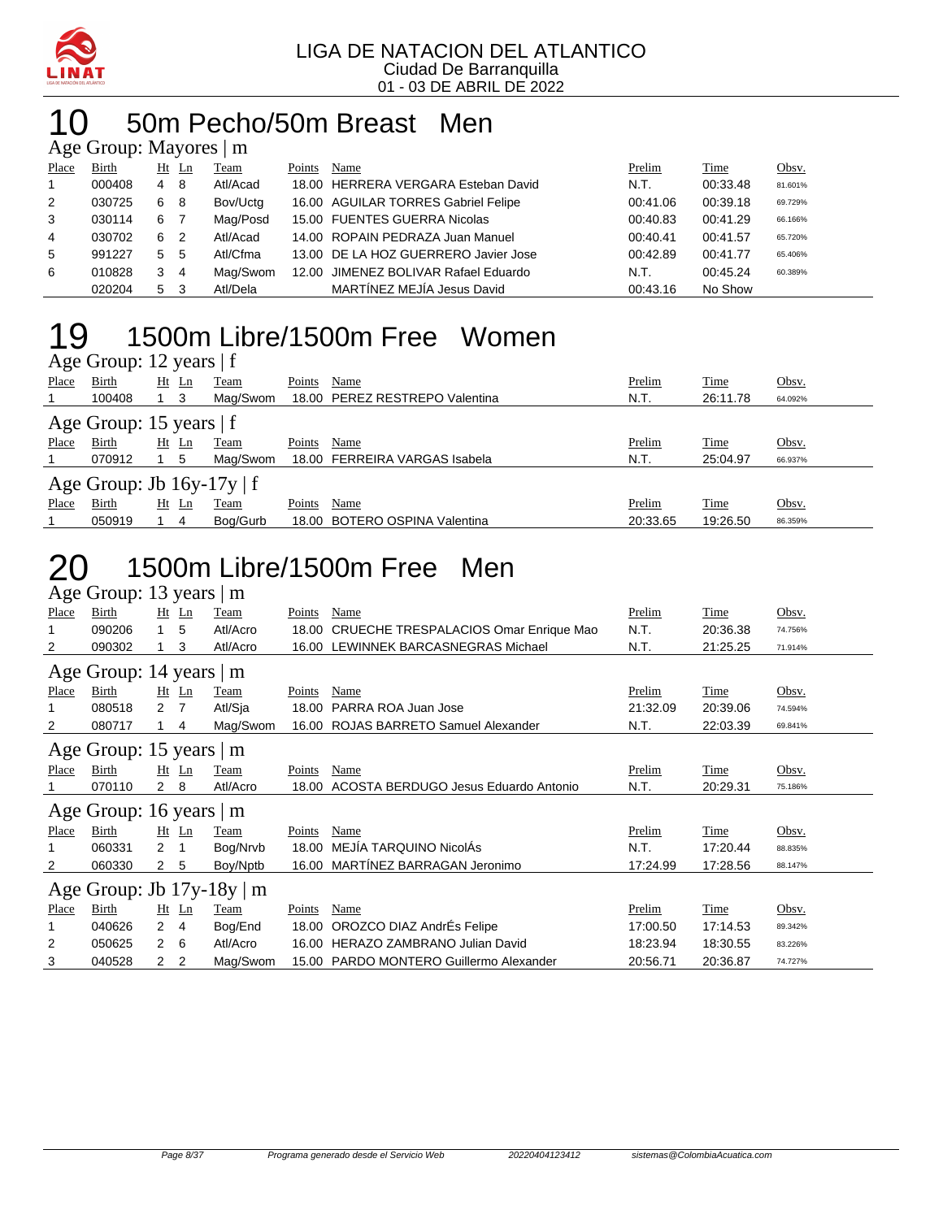LIGA DE NATACION DEL ATLANTICO
Ciudad De Barranquilla
01 - 03 DE ABRIL DE 2022

# 10 50m Pecho/50m Breast Men

## Age Group: Mayores | m

| Place | Birth | Ht | Ln | Team | Points | Name | Prelim | Time | Obsv. |
|---|---|---|---|---|---|---|---|---|---|
| 1 | 000408 | 4 | 8 | Atl/Acad | 18.00 | HERRERA VERGARA Esteban David | N.T. | 00:33.48 | 81.601% |
| 2 | 030725 | 6 | 8 | Bov/Uctg | 16.00 | AGUILAR TORRES Gabriel Felipe | 00:41.06 | 00:39.18 | 69.729% |
| 3 | 030114 | 6 | 7 | Mag/Posd | 15.00 | FUENTES GUERRA Nicolas | 00:40.83 | 00:41.29 | 66.166% |
| 4 | 030702 | 6 | 2 | Atl/Acad | 14.00 | ROPAIN PEDRAZA Juan Manuel | 00:40.41 | 00:41.57 | 65.720% |
| 5 | 991227 | 5 | 5 | Atl/Cfma | 13.00 | DE LA HOZ GUERRERO Javier Jose | 00:42.89 | 00:41.77 | 65.406% |
| 6 | 010828 | 3 | 4 | Mag/Swom | 12.00 | JIMENEZ BOLIVAR Rafael Eduardo | N.T. | 00:45.24 | 60.389% |
|  | 020204 | 5 | 3 | Atl/Dela |  | MARTÍNEZ MEJÍA Jesus David | 00:43.16 | No Show |  |

# 19 1500m Libre/1500m Free Women

## Age Group: 12 years | f

| Place | Birth | Ht | Ln | Team | Points | Name | Prelim | Time | Obsv. |
|---|---|---|---|---|---|---|---|---|---|
| 1 | 100408 | 1 | 3 | Mag/Swom | 18.00 | PEREZ RESTREPO Valentina | N.T. | 26:11.78 | 64.092% |

## Age Group: 15 years | f

| Place | Birth | Ht | Ln | Team | Points | Name | Prelim | Time | Obsv. |
|---|---|---|---|---|---|---|---|---|---|
| 1 | 070912 | 1 | 5 | Mag/Swom | 18.00 | FERREIRA VARGAS Isabela | N.T. | 25:04.97 | 66.937% |

## Age Group: Jb 16y-17y | f

| Place | Birth | Ht | Ln | Team | Points | Name | Prelim | Time | Obsv. |
|---|---|---|---|---|---|---|---|---|---|
| 1 | 050919 | 1 | 4 | Bog/Gurb | 18.00 | BOTERO OSPINA Valentina | 20:33.65 | 19:26.50 | 86.359% |

# 20 1500m Libre/1500m Free Men

## Age Group: 13 years | m

| Place | Birth | Ht | Ln | Team | Points | Name | Prelim | Time | Obsv. |
|---|---|---|---|---|---|---|---|---|---|
| 1 | 090206 | 1 | 5 | Atl/Acro | 18.00 | CRUECHE TRESPALACIOS Omar Enrique Mao | N.T. | 20:36.38 | 74.756% |
| 2 | 090302 | 1 | 3 | Atl/Acro | 16.00 | LEWINNEK BARCASNEGRAS Michael | N.T. | 21:25.25 | 71.914% |

## Age Group: 14 years | m

| Place | Birth | Ht | Ln | Team | Points | Name | Prelim | Time | Obsv. |
|---|---|---|---|---|---|---|---|---|---|
| 1 | 080518 | 2 | 7 | Atl/Sja | 18.00 | PARRA ROA Juan Jose | 21:32.09 | 20:39.06 | 74.594% |
| 2 | 080717 | 1 | 4 | Mag/Swom | 16.00 | ROJAS BARRETO Samuel Alexander | N.T. | 22:03.39 | 69.841% |

## Age Group: 15 years | m

| Place | Birth | Ht | Ln | Team | Points | Name | Prelim | Time | Obsv. |
|---|---|---|---|---|---|---|---|---|---|
| 1 | 070110 | 2 | 8 | Atl/Acro | 18.00 | ACOSTA BERDUGO Jesus Eduardo Antonio | N.T. | 20:29.31 | 75.186% |

## Age Group: 16 years | m

| Place | Birth | Ht | Ln | Team | Points | Name | Prelim | Time | Obsv. |
|---|---|---|---|---|---|---|---|---|---|
| 1 | 060331 | 2 | 1 | Bog/Nrvb | 18.00 | MEJÍA TARQUINO NicolÁs | N.T. | 17:20.44 | 88.835% |
| 2 | 060330 | 2 | 5 | Boy/Nptb | 16.00 | MARTÍNEZ BARRAGAN Jeronimo | 17:24.99 | 17:28.56 | 88.147% |

## Age Group: Jb 17y-18y | m

| Place | Birth | Ht | Ln | Team | Points | Name | Prelim | Time | Obsv. |
|---|---|---|---|---|---|---|---|---|---|
| 1 | 040626 | 2 | 4 | Bog/End | 18.00 | OROZCO DIAZ AndrÉs Felipe | 17:00.50 | 17:14.53 | 89.342% |
| 2 | 050625 | 2 | 6 | Atl/Acro | 16.00 | HERAZO ZAMBRANO Julian David | 18:23.94 | 18:30.55 | 83.226% |
| 3 | 040528 | 2 | 2 | Mag/Swom | 15.00 | PARDO MONTERO Guillermo Alexander | 20:56.71 | 20:36.87 | 74.727% |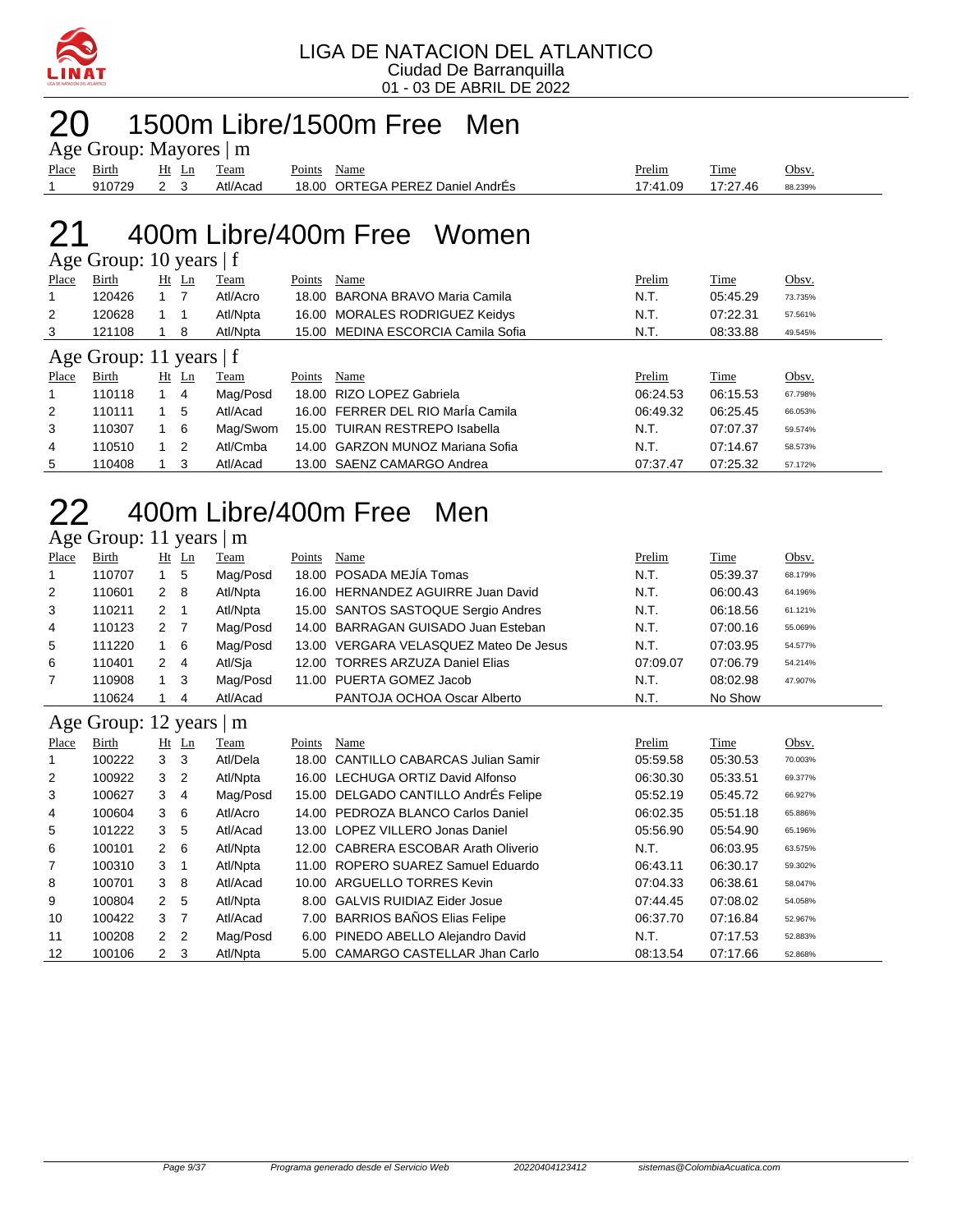LIGA DE NATACION DEL ATLANTICO
Ciudad De Barranquilla
01 - 03 DE ABRIL DE 2022

# 20 1500m Libre/1500m Free Men

### Age Group: Mayores | m

| Place | Birth | Ht | Ln | Team | Points | Name | Prelim | Time | Obsv. |
|---|---|---|---|---|---|---|---|---|---|
| 1 | 910729 | 2 | 3 | Atl/Acad | 18.00 | ORTEGA PEREZ Daniel AndrÉs | 17:41.09 | 17:27.46 | 88.239% |

# 21 400m Libre/400m Free Women

### Age Group: 10 years | f

| Place | Birth | Ht | Ln | Team | Points | Name | Prelim | Time | Obsv. |
|---|---|---|---|---|---|---|---|---|---|
| 1 | 120426 | 1 | 7 | Atl/Acro | 18.00 | BARONA BRAVO Maria Camila | N.T. | 05:45.29 | 73.735% |
| 2 | 120628 | 1 | 1 | Atl/Npta | 16.00 | MORALES RODRIGUEZ Keidys | N.T. | 07:22.31 | 57.561% |
| 3 | 121108 | 1 | 8 | Atl/Npta | 15.00 | MEDINA ESCORCIA Camila Sofia | N.T. | 08:33.88 | 49.545% |

### Age Group: 11 years | f

| Place | Birth | Ht | Ln | Team | Points | Name | Prelim | Time | Obsv. |
|---|---|---|---|---|---|---|---|---|---|
| 1 | 110118 | 1 | 4 | Mag/Posd | 18.00 | RIZO LOPEZ Gabriela | 06:24.53 | 06:15.53 | 67.798% |
| 2 | 110111 | 1 | 5 | Atl/Acad | 16.00 | FERRER DEL RIO MarÍa Camila | 06:49.32 | 06:25.45 | 66.053% |
| 3 | 110307 | 1 | 6 | Mag/Swom | 15.00 | TUIRAN RESTREPO Isabella | N.T. | 07:07.37 | 59.574% |
| 4 | 110510 | 1 | 2 | Atl/Cmba | 14.00 | GARZON MUNOZ Mariana Sofia | N.T. | 07:14.67 | 58.573% |
| 5 | 110408 | 1 | 3 | Atl/Acad | 13.00 | SAENZ CAMARGO Andrea | 07:37.47 | 07:25.32 | 57.172% |

# 22 400m Libre/400m Free Men

### Age Group: 11 years | m

| Place | Birth | Ht | Ln | Team | Points | Name | Prelim | Time | Obsv. |
|---|---|---|---|---|---|---|---|---|---|
| 1 | 110707 | 1 | 5 | Mag/Posd | 18.00 | POSADA MEJÍA Tomas | N.T. | 05:39.37 | 68.179% |
| 2 | 110601 | 2 | 8 | Atl/Npta | 16.00 | HERNANDEZ AGUIRRE Juan David | N.T. | 06:00.43 | 64.196% |
| 3 | 110211 | 2 | 1 | Atl/Npta | 15.00 | SANTOS SASTOQUE Sergio Andres | N.T. | 06:18.56 | 61.121% |
| 4 | 110123 | 2 | 7 | Mag/Posd | 14.00 | BARRAGAN GUISADO Juan Esteban | N.T. | 07:00.16 | 55.069% |
| 5 | 111220 | 1 | 6 | Mag/Posd | 13.00 | VERGARA VELASQUEZ Mateo De Jesus | N.T. | 07:03.95 | 54.577% |
| 6 | 110401 | 2 | 4 | Atl/Sja | 12.00 | TORRES ARZUZA Daniel Elias | 07:09.07 | 07:06.79 | 54.214% |
| 7 | 110908 | 1 | 3 | Mag/Posd | 11.00 | PUERTA GOMEZ Jacob | N.T. | 08:02.98 | 47.907% |
| | 110624 | 1 | 4 | Atl/Acad | | PANTOJA OCHOA Oscar Alberto | N.T. | No Show | |

### Age Group: 12 years | m

| Place | Birth | Ht | Ln | Team | Points | Name | Prelim | Time | Obsv. |
|---|---|---|---|---|---|---|---|---|---|
| 1 | 100222 | 3 | 3 | Atl/Dela | 18.00 | CANTILLO CABARCAS Julian Samir | 05:59.58 | 05:30.53 | 70.003% |
| 2 | 100922 | 3 | 2 | Atl/Npta | 16.00 | LECHUGA ORTIZ David Alfonso | 06:30.30 | 05:33.51 | 69.377% |
| 3 | 100627 | 3 | 4 | Mag/Posd | 15.00 | DELGADO CANTILLO AndrÉs Felipe | 05:52.19 | 05:45.72 | 66.927% |
| 4 | 100604 | 3 | 6 | Atl/Acro | 14.00 | PEDROZA BLANCO Carlos Daniel | 06:02.35 | 05:51.18 | 65.886% |
| 5 | 101222 | 3 | 5 | Atl/Acad | 13.00 | LOPEZ VILLERO Jonas Daniel | 05:56.90 | 05:54.90 | 65.196% |
| 6 | 100101 | 2 | 6 | Atl/Npta | 12.00 | CABRERA ESCOBAR Arath Oliverio | N.T. | 06:03.95 | 63.575% |
| 7 | 100310 | 3 | 1 | Atl/Npta | 11.00 | ROPERO SUAREZ Samuel Eduardo | 06:43.11 | 06:30.17 | 59.302% |
| 8 | 100701 | 3 | 8 | Atl/Acad | 10.00 | ARGUELLO TORRES Kevin | 07:04.33 | 06:38.61 | 58.047% |
| 9 | 100804 | 2 | 5 | Atl/Npta | 8.00 | GALVIS RUIDIAZ Eider Josue | 07:44.45 | 07:08.02 | 54.058% |
| 10 | 100422 | 3 | 7 | Atl/Acad | 7.00 | BARRIOS BAÑOS Elias Felipe | 06:37.70 | 07:16.84 | 52.967% |
| 11 | 100208 | 2 | 2 | Mag/Posd | 6.00 | PINEDO ABELLO Alejandro David | N.T. | 07:17.53 | 52.883% |
| 12 | 100106 | 2 | 3 | Atl/Npta | 5.00 | CAMARGO CASTELLAR Jhan Carlo | 08:13.54 | 07:17.66 | 52.868% |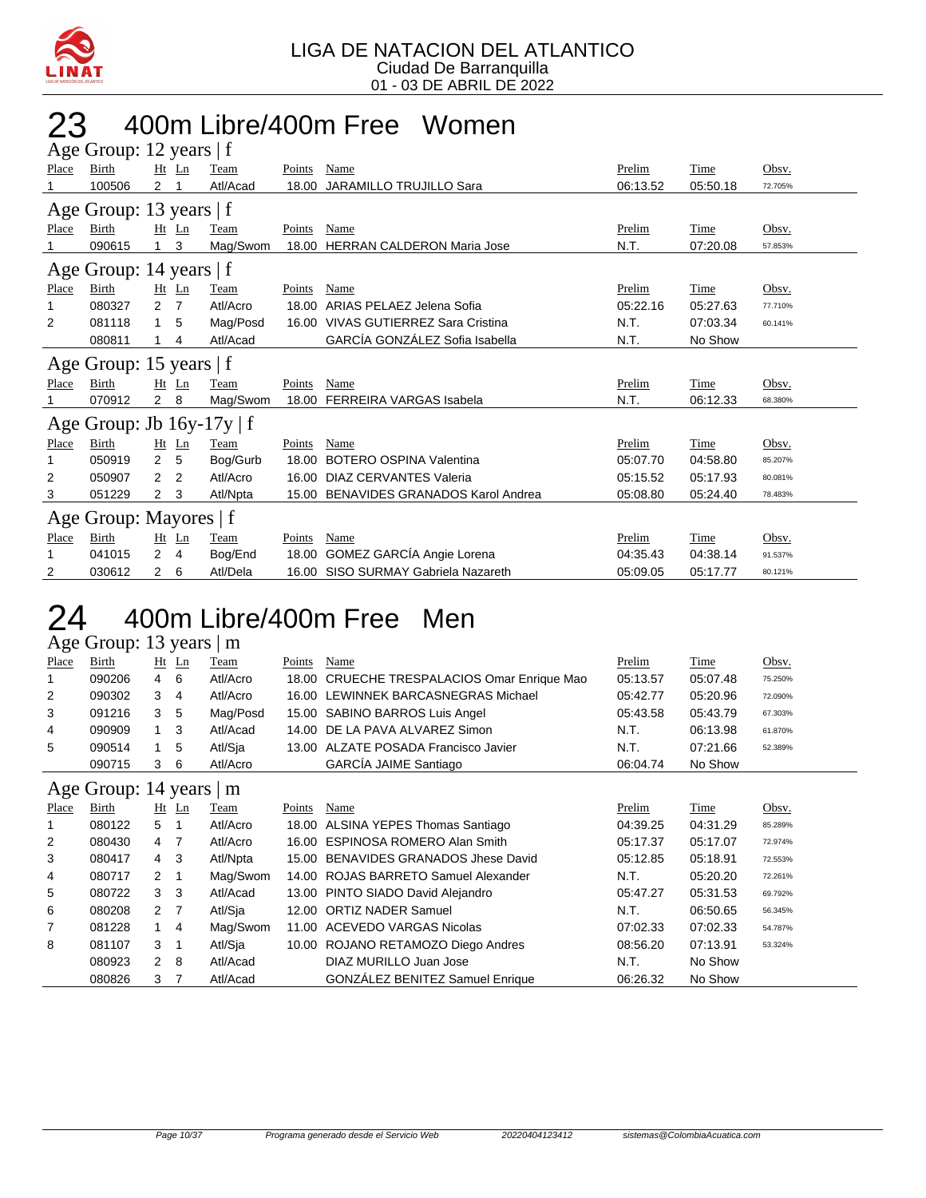LIGA DE NATACION DEL ATLANTICO
Ciudad De Barranquilla
01 - 03 DE ABRIL DE 2022

# 23 400m Libre/400m Free Women

## Age Group: 12 years | f

| Place | Birth | Ht | Ln | Team | Points | Name | Prelim | Time | Obsv. |
|---|---|---|---|---|---|---|---|---|---|
| 1 | 100506 | 2 | 1 | Atl/Acad | 18.00 | JARAMILLO TRUJILLO Sara | 06:13.52 | 05:50.18 | 72.705% |

## Age Group: 13 years | f

| Place | Birth | Ht | Ln | Team | Points | Name | Prelim | Time | Obsv. |
|---|---|---|---|---|---|---|---|---|---|
| 1 | 090615 | 1 | 3 | Mag/Swom | 18.00 | HERRAN CALDERON Maria Jose | N.T. | 07:20.08 | 57.853% |

## Age Group: 14 years | f

| Place | Birth | Ht | Ln | Team | Points | Name | Prelim | Time | Obsv. |
|---|---|---|---|---|---|---|---|---|---|
| 1 | 080327 | 2 | 7 | Atl/Acro | 18.00 | ARIAS PELAEZ Jelena Sofia | 05:22.16 | 05:27.63 | 77.710% |
| 2 | 081118 | 1 | 5 | Mag/Posd | 16.00 | VIVAS GUTIERREZ Sara Cristina | N.T. | 07:03.34 | 60.141% |
| | 080811 | 1 | 4 | Atl/Acad | | GARCÍA GONZÁLEZ Sofia Isabella | N.T. | No Show | |

## Age Group: 15 years | f

| Place | Birth | Ht | Ln | Team | Points | Name | Prelim | Time | Obsv. |
|---|---|---|---|---|---|---|---|---|---|
| 1 | 070912 | 2 | 8 | Mag/Swom | 18.00 | FERREIRA VARGAS Isabela | N.T. | 06:12.33 | 68.380% |

## Age Group: Jb 16y-17y | f

| Place | Birth | Ht | Ln | Team | Points | Name | Prelim | Time | Obsv. |
|---|---|---|---|---|---|---|---|---|---|
| 1 | 050919 | 2 | 5 | Bog/Gurb | 18.00 | BOTERO OSPINA Valentina | 05:07.70 | 04:58.80 | 85.207% |
| 2 | 050907 | 2 | 2 | Atl/Acro | 16.00 | DIAZ CERVANTES Valeria | 05:15.52 | 05:17.93 | 80.081% |
| 3 | 051229 | 2 | 3 | Atl/Npta | 15.00 | BENAVIDES GRANADOS Karol Andrea | 05:08.80 | 05:24.40 | 78.483% |

## Age Group: Mayores | f

| Place | Birth | Ht | Ln | Team | Points | Name | Prelim | Time | Obsv. |
|---|---|---|---|---|---|---|---|---|---|
| 1 | 041015 | 2 | 4 | Bog/End | 18.00 | GOMEZ GARCÍA Angie Lorena | 04:35.43 | 04:38.14 | 91.537% |
| 2 | 030612 | 2 | 6 | Atl/Dela | 16.00 | SISO SURMAY Gabriela Nazareth | 05:09.05 | 05:17.77 | 80.121% |

# 24 400m Libre/400m Free Men

## Age Group: 13 years | m

| Place | Birth | Ht | Ln | Team | Points | Name | Prelim | Time | Obsv. |
|---|---|---|---|---|---|---|---|---|---|
| 1 | 090206 | 4 | 6 | Atl/Acro | 18.00 | CRUECHE TRESPALACIOS Omar Enrique Mao | 05:13.57 | 05:07.48 | 75.250% |
| 2 | 090302 | 3 | 4 | Atl/Acro | 16.00 | LEWINNEK BARCASNEGRAS Michael | 05:42.77 | 05:20.96 | 72.090% |
| 3 | 091216 | 3 | 5 | Mag/Posd | 15.00 | SABINO BARROS Luis Angel | 05:43.58 | 05:43.79 | 67.303% |
| 4 | 090909 | 1 | 3 | Atl/Acad | 14.00 | DE LA PAVA ALVAREZ Simon | N.T. | 06:13.98 | 61.870% |
| 5 | 090514 | 1 | 5 | Atl/Sja | 13.00 | ALZATE POSADA Francisco Javier | N.T. | 07:21.66 | 52.389% |
| | 090715 | 3 | 6 | Atl/Acro | | GARCÍA JAIME Santiago | 06:04.74 | No Show | |

## Age Group: 14 years | m

| Place | Birth | Ht | Ln | Team | Points | Name | Prelim | Time | Obsv. |
|---|---|---|---|---|---|---|---|---|---|
| 1 | 080122 | 5 | 1 | Atl/Acro | 18.00 | ALSINA YEPES Thomas Santiago | 04:39.25 | 04:31.29 | 85.289% |
| 2 | 080430 | 4 | 7 | Atl/Acro | 16.00 | ESPINOSA ROMERO Alan Smith | 05:17.37 | 05:17.07 | 72.974% |
| 3 | 080417 | 4 | 3 | Atl/Npta | 15.00 | BENAVIDES GRANADOS Jhese David | 05:12.85 | 05:18.91 | 72.553% |
| 4 | 080717 | 2 | 1 | Mag/Swom | 14.00 | ROJAS BARRETO Samuel Alexander | N.T. | 05:20.20 | 72.261% |
| 5 | 080722 | 3 | 3 | Atl/Acad | 13.00 | PINTO SIADO David Alejandro | 05:47.27 | 05:31.53 | 69.792% |
| 6 | 080208 | 2 | 7 | Atl/Sja | 12.00 | ORTIZ NADER Samuel | N.T. | 06:50.65 | 56.345% |
| 7 | 081228 | 1 | 4 | Mag/Swom | 11.00 | ACEVEDO VARGAS Nicolas | 07:02.33 | 07:02.33 | 54.787% |
| 8 | 081107 | 3 | 1 | Atl/Sja | 10.00 | ROJANO RETAMOZO Diego Andres | 08:56.20 | 07:13.91 | 53.324% |
| | 080923 | 2 | 8 | Atl/Acad | | DIAZ MURILLO Juan Jose | N.T. | No Show | |
| | 080826 | 3 | 7 | Atl/Acad | | GONZÁLEZ BENITEZ Samuel Enrique | 06:26.32 | No Show | |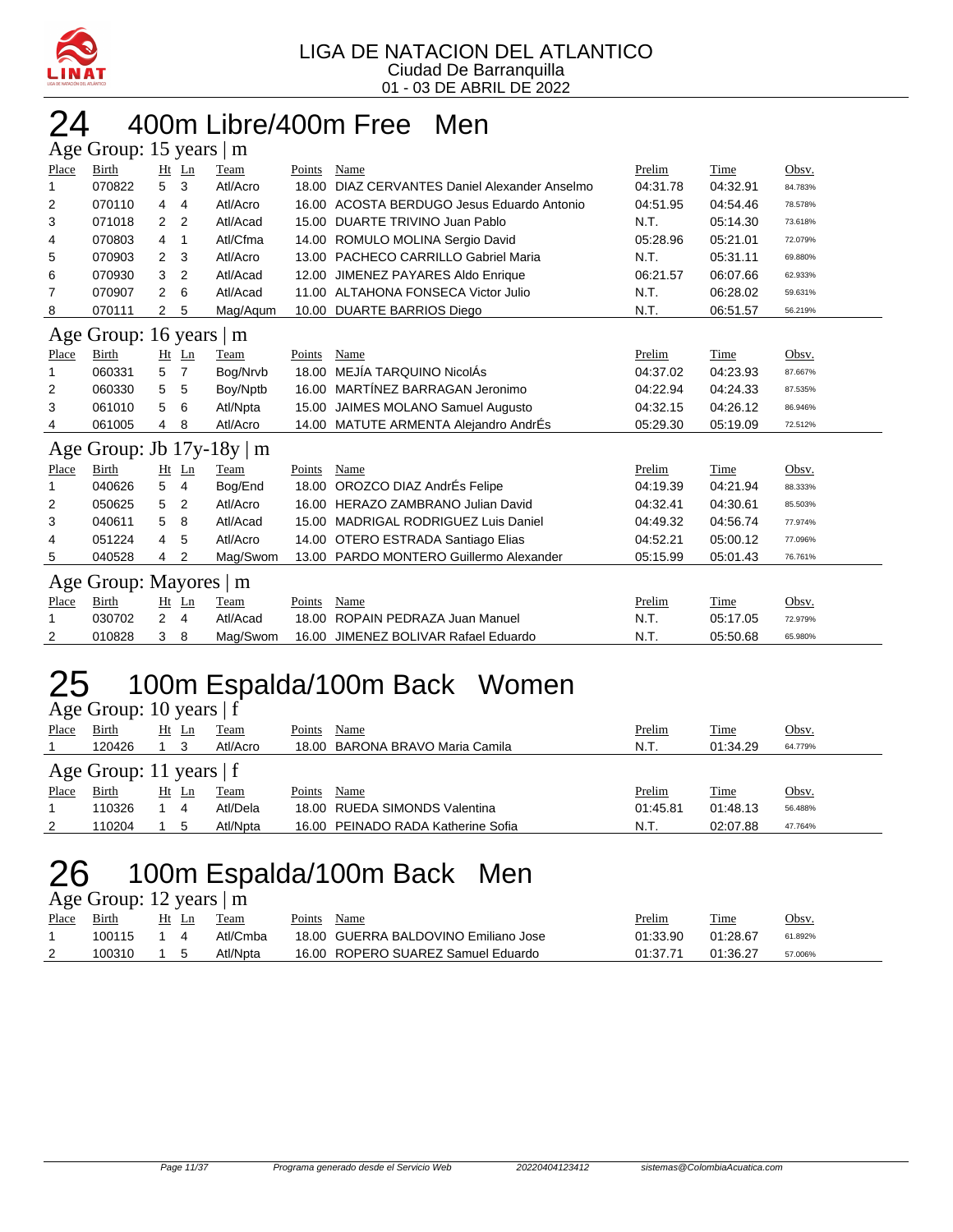LIGA DE NATACION DEL ATLANTICO
Ciudad De Barranquilla
01 - 03 DE ABRIL DE 2022

# 24 400m Libre/400m Free Men

## Age Group: 15 years | m

| Place | Birth | Ht | Ln | Team | Points | Name | Prelim | Time | Obsv. |
|---|---|---|---|---|---|---|---|---|---|
| 1 | 070822 | 5 | 3 | Atl/Acro | 18.00 | DIAZ CERVANTES Daniel Alexander Anselmo | 04:31.78 | 04:32.91 | 84.783% |
| 2 | 070110 | 4 | 4 | Atl/Acro | 16.00 | ACOSTA BERDUGO Jesus Eduardo Antonio | 04:51.95 | 04:54.46 | 78.578% |
| 3 | 071018 | 2 | 2 | Atl/Acad | 15.00 | DUARTE TRIVINO Juan Pablo | N.T. | 05:14.30 | 73.618% |
| 4 | 070803 | 4 | 1 | Atl/Cfma | 14.00 | ROMULO MOLINA Sergio David | 05:28.96 | 05:21.01 | 72.079% |
| 5 | 070903 | 2 | 3 | Atl/Acro | 13.00 | PACHECO CARRILLO Gabriel Maria | N.T. | 05:31.11 | 69.880% |
| 6 | 070930 | 3 | 2 | Atl/Acad | 12.00 | JIMENEZ PAYARES Aldo Enrique | 06:21.57 | 06:07.66 | 62.933% |
| 7 | 070907 | 2 | 6 | Atl/Acad | 11.00 | ALTAHONA FONSECA Victor Julio | N.T. | 06:28.02 | 59.631% |
| 8 | 070111 | 2 | 5 | Mag/Aqum | 10.00 | DUARTE BARRIOS Diego | N.T. | 06:51.57 | 56.219% |

## Age Group: 16 years | m

| Place | Birth | Ht | Ln | Team | Points | Name | Prelim | Time | Obsv. |
|---|---|---|---|---|---|---|---|---|---|
| 1 | 060331 | 5 | 7 | Bog/Nrvb | 18.00 | MEJÍA TARQUINO NicolÁs | 04:37.02 | 04:23.93 | 87.667% |
| 2 | 060330 | 5 | 5 | Boy/Nptb | 16.00 | MARTÍNEZ BARRAGAN Jeronimo | 04:22.94 | 04:24.33 | 87.535% |
| 3 | 061010 | 5 | 6 | Atl/Npta | 15.00 | JAIMES MOLANO Samuel Augusto | 04:32.15 | 04:26.12 | 86.946% |
| 4 | 061005 | 4 | 8 | Atl/Acro | 14.00 | MATUTE ARMENTA Alejandro AndrÉs | 05:29.30 | 05:19.09 | 72.512% |

## Age Group: Jb 17y-18y | m

| Place | Birth | Ht | Ln | Team | Points | Name | Prelim | Time | Obsv. |
|---|---|---|---|---|---|---|---|---|---|
| 1 | 040626 | 5 | 4 | Bog/End | 18.00 | OROZCO DIAZ AndrÉs Felipe | 04:19.39 | 04:21.94 | 88.333% |
| 2 | 050625 | 5 | 2 | Atl/Acro | 16.00 | HERAZO ZAMBRANO Julian David | 04:32.41 | 04:30.61 | 85.503% |
| 3 | 040611 | 5 | 8 | Atl/Acad | 15.00 | MADRIGAL RODRIGUEZ Luis Daniel | 04:49.32 | 04:56.74 | 77.974% |
| 4 | 051224 | 4 | 5 | Atl/Acro | 14.00 | OTERO ESTRADA Santiago Elias | 04:52.21 | 05:00.12 | 77.096% |
| 5 | 040528 | 4 | 2 | Mag/Swom | 13.00 | PARDO MONTERO Guillermo Alexander | 05:15.99 | 05:01.43 | 76.761% |

## Age Group: Mayores | m

| Place | Birth | Ht | Ln | Team | Points | Name | Prelim | Time | Obsv. |
|---|---|---|---|---|---|---|---|---|---|
| 1 | 030702 | 2 | 4 | Atl/Acad | 18.00 | ROPAIN PEDRAZA Juan Manuel | N.T. | 05:17.05 | 72.979% |
| 2 | 010828 | 3 | 8 | Mag/Swom | 16.00 | JIMENEZ BOLIVAR Rafael Eduardo | N.T. | 05:50.68 | 65.980% |

# 25 100m Espalda/100m Back Women

## Age Group: 10 years | f

| Place | Birth | Ht | Ln | Team | Points | Name | Prelim | Time | Obsv. |
|---|---|---|---|---|---|---|---|---|---|
| 1 | 120426 | 1 | 3 | Atl/Acro | 18.00 | BARONA BRAVO Maria Camila | N.T. | 01:34.29 | 64.779% |

## Age Group: 11 years | f

| Place | Birth | Ht | Ln | Team | Points | Name | Prelim | Time | Obsv. |
|---|---|---|---|---|---|---|---|---|---|
| 1 | 110326 | 1 | 4 | Atl/Dela | 18.00 | RUEDA SIMONDS Valentina | 01:45.81 | 01:48.13 | 56.488% |
| 2 | 110204 | 1 | 5 | Atl/Npta | 16.00 | PEINADO RADA Katherine Sofia | N.T. | 02:07.88 | 47.764% |

# 26 100m Espalda/100m Back Men

## Age Group: 12 years | m

| Place | Birth | Ht | Ln | Team | Points | Name | Prelim | Time | Obsv. |
|---|---|---|---|---|---|---|---|---|---|
| 1 | 100115 | 1 | 4 | Atl/Cmba | 18.00 | GUERRA BALDOVINO Emiliano Jose | 01:33.90 | 01:28.67 | 61.892% |
| 2 | 100310 | 1 | 5 | Atl/Npta | 16.00 | ROPERO SUAREZ Samuel Eduardo | 01:37.71 | 01:36.27 | 57.006% |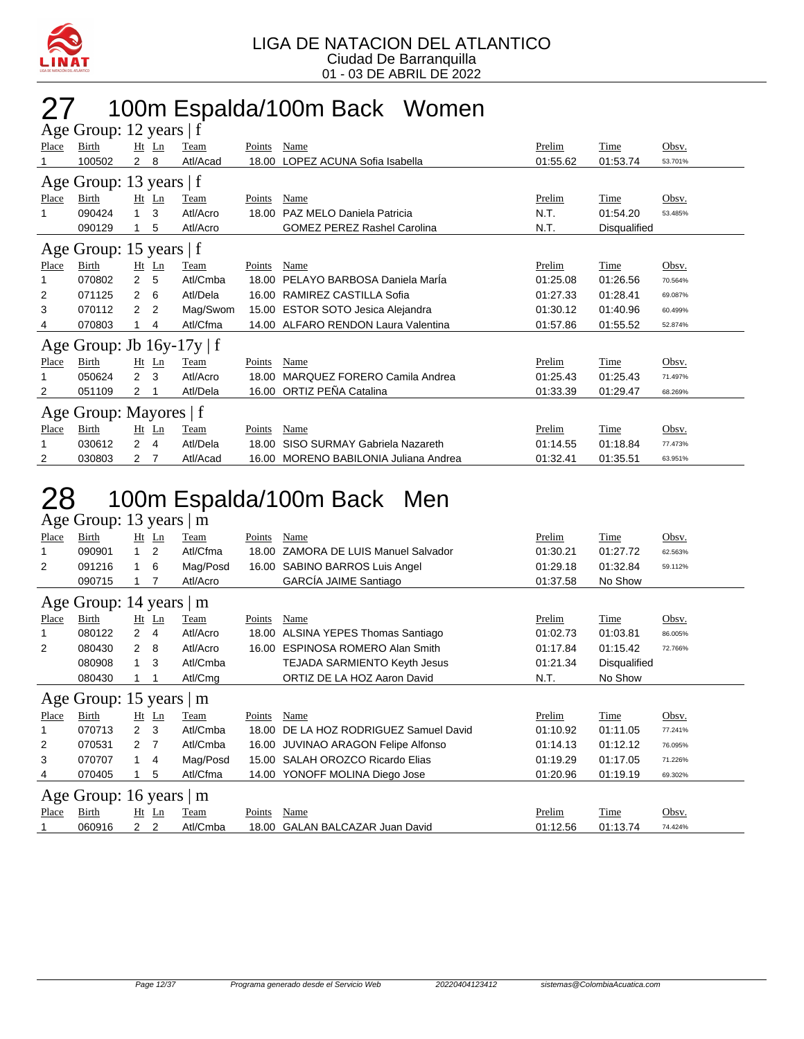LIGA DE NATACION DEL ATLANTICO
Ciudad De Barranquilla
01 - 03 DE ABRIL DE 2022

# 27 100m Espalda/100m Back Women

## Age Group: 12 years | f

| Place | Birth | Ht | Ln | Team | Points | Name | Prelim | Time | Obsv. |
|---|---|---|---|---|---|---|---|---|---|
| 1 | 100502 | 2 | 8 | Atl/Acad | 18.00 | LOPEZ ACUNA Sofia Isabella | 01:55.62 | 01:53.74 | 53.701% |

## Age Group: 13 years | f

| Place | Birth | Ht | Ln | Team | Points | Name | Prelim | Time | Obsv. |
|---|---|---|---|---|---|---|---|---|---|
| 1 | 090424 | 1 | 3 | Atl/Acro | 18.00 | PAZ MELO Daniela Patricia | N.T. | 01:54.20 | 53.485% |
| | 090129 | 1 | 5 | Atl/Acro | | GOMEZ PEREZ Rashel Carolina | N.T. | Disqualified | |

## Age Group: 15 years | f

| Place | Birth | Ht | Ln | Team | Points | Name | Prelim | Time | Obsv. |
|---|---|---|---|---|---|---|---|---|---|
| 1 | 070802 | 2 | 5 | Atl/Cmba | 18.00 | PELAYO BARBOSA Daniela MarÍa | 01:25.08 | 01:26.56 | 70.564% |
| 2 | 071125 | 2 | 6 | Atl/Dela | 16.00 | RAMIREZ CASTILLA Sofia | 01:27.33 | 01:28.41 | 69.087% |
| 3 | 070112 | 2 | 2 | Mag/Swom | 15.00 | ESTOR SOTO Jesica Alejandra | 01:30.12 | 01:40.96 | 60.499% |
| 4 | 070803 | 1 | 4 | Atl/Cfma | 14.00 | ALFARO RENDON Laura Valentina | 01:57.86 | 01:55.52 | 52.874% |

## Age Group: Jb 16y-17y | f

| Place | Birth | Ht | Ln | Team | Points | Name | Prelim | Time | Obsv. |
|---|---|---|---|---|---|---|---|---|---|
| 1 | 050624 | 2 | 3 | Atl/Acro | 18.00 | MARQUEZ FORERO Camila Andrea | 01:25.43 | 01:25.43 | 71.497% |
| 2 | 051109 | 2 | 1 | Atl/Dela | 16.00 | ORTIZ PEÑA Catalina | 01:33.39 | 01:29.47 | 68.269% |

## Age Group: Mayores | f

| Place | Birth | Ht | Ln | Team | Points | Name | Prelim | Time | Obsv. |
|---|---|---|---|---|---|---|---|---|---|
| 1 | 030612 | 2 | 4 | Atl/Dela | 18.00 | SISO SURMAY Gabriela Nazareth | 01:14.55 | 01:18.84 | 77.473% |
| 2 | 030803 | 2 | 7 | Atl/Acad | 16.00 | MORENO BABILONIA Juliana Andrea | 01:32.41 | 01:35.51 | 63.951% |

# 28 100m Espalda/100m Back Men

## Age Group: 13 years | m

| Place | Birth | Ht | Ln | Team | Points | Name | Prelim | Time | Obsv. |
|---|---|---|---|---|---|---|---|---|---|
| 1 | 090901 | 1 | 2 | Atl/Cfma | 18.00 | ZAMORA DE LUIS Manuel Salvador | 01:30.21 | 01:27.72 | 62.563% |
| 2 | 091216 | 1 | 6 | Mag/Posd | 16.00 | SABINO BARROS Luis Angel | 01:29.18 | 01:32.84 | 59.112% |
| | 090715 | 1 | 7 | Atl/Acro | | GARCÍA JAIME Santiago | 01:37.58 | No Show | |

## Age Group: 14 years | m

| Place | Birth | Ht | Ln | Team | Points | Name | Prelim | Time | Obsv. |
|---|---|---|---|---|---|---|---|---|---|
| 1 | 080122 | 2 | 4 | Atl/Acro | 18.00 | ALSINA YEPES Thomas Santiago | 01:02.73 | 01:03.81 | 86.005% |
| 2 | 080430 | 2 | 8 | Atl/Acro | 16.00 | ESPINOSA ROMERO Alan Smith | 01:17.84 | 01:15.42 | 72.766% |
| | 080908 | 1 | 3 | Atl/Cmba | | TEJADA SARMIENTO Keyth Jesus | 01:21.34 | Disqualified | |
| | 080430 | 1 | 1 | Atl/Cmg | | ORTIZ DE LA HOZ Aaron David | N.T. | No Show | |

## Age Group: 15 years | m

| Place | Birth | Ht | Ln | Team | Points | Name | Prelim | Time | Obsv. |
|---|---|---|---|---|---|---|---|---|---|
| 1 | 070713 | 2 | 3 | Atl/Cmba | 18.00 | DE LA HOZ RODRIGUEZ Samuel David | 01:10.92 | 01:11.05 | 77.241% |
| 2 | 070531 | 2 | 7 | Atl/Cmba | 16.00 | JUVINAO ARAGON Felipe Alfonso | 01:14.13 | 01:12.12 | 76.095% |
| 3 | 070707 | 1 | 4 | Mag/Posd | 15.00 | SALAH OROZCO Ricardo Elias | 01:19.29 | 01:17.05 | 71.226% |
| 4 | 070405 | 1 | 5 | Atl/Cfma | 14.00 | YONOFF MOLINA Diego Jose | 01:20.96 | 01:19.19 | 69.302% |

## Age Group: 16 years | m

| Place | Birth | Ht | Ln | Team | Points | Name | Prelim | Time | Obsv. |
|---|---|---|---|---|---|---|---|---|---|
| 1 | 060916 | 2 | 2 | Atl/Cmba | 18.00 | GALAN BALCAZAR Juan David | 01:12.56 | 01:13.74 | 74.424% |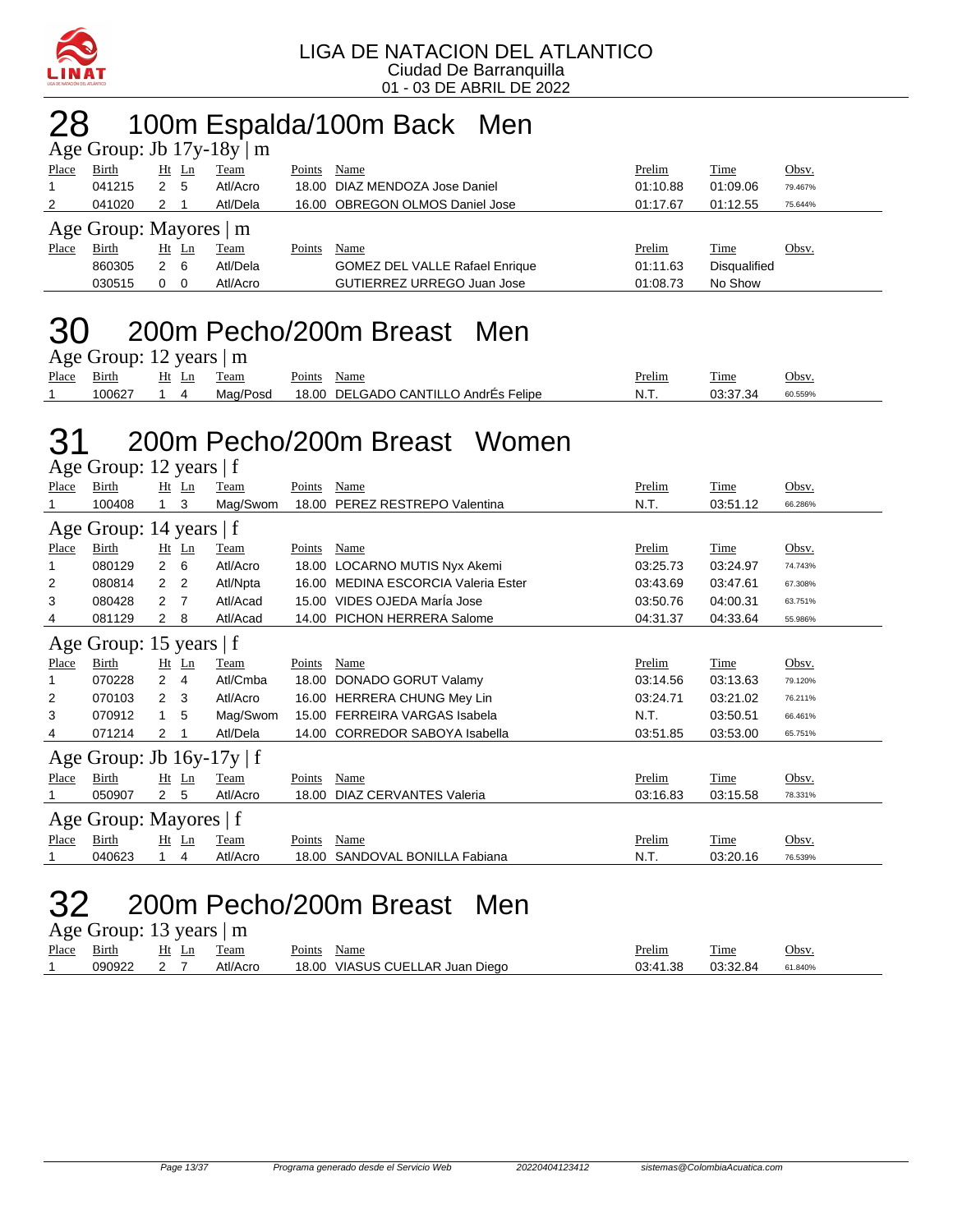LIGA DE NATACION DEL ATLANTICO
Ciudad De Barranquilla
01 - 03 DE ABRIL DE 2022

# 28 100m Espalda/100m Back Men

Age Group: Jb 17y-18y | m

| Place | Birth | Ht | Ln | Team | Points | Name | Prelim | Time | Obsv. |
|---|---|---|---|---|---|---|---|---|---|
| 1 | 041215 | 2 | 5 | Atl/Acro | 18.00 | DIAZ MENDOZA Jose Daniel | 01:10.88 | 01:09.06 | 79.467% |
| 2 | 041020 | 2 | 1 | Atl/Dela | 16.00 | OBREGON OLMOS Daniel Jose | 01:17.67 | 01:12.55 | 75.644% |

Age Group: Mayores | m

| Place | Birth | Ht | Ln | Team | Points | Name | Prelim | Time | Obsv. |
|---|---|---|---|---|---|---|---|---|---|
| | 860305 | 2 | 6 | Atl/Dela | | GOMEZ DEL VALLE Rafael Enrique | 01:11.63 | Disqualified | |
| | 030515 | 0 | 0 | Atl/Acro | | GUTIERREZ URREGO Juan Jose | 01:08.73 | No Show | |

# 30 200m Pecho/200m Breast Men

Age Group: 12 years | m

| Place | Birth | Ht | Ln | Team | Points | Name | Prelim | Time | Obsv. |
|---|---|---|---|---|---|---|---|---|---|
| 1 | 100627 | 1 | 4 | Mag/Posd | 18.00 | DELGADO CANTILLO AndrÉs Felipe | N.T. | 03:37.34 | 60.559% |

# 31 200m Pecho/200m Breast Women

Age Group: 12 years | f

| Place | Birth | Ht | Ln | Team | Points | Name | Prelim | Time | Obsv. |
|---|---|---|---|---|---|---|---|---|---|
| 1 | 100408 | 1 | 3 | Mag/Swom | 18.00 | PEREZ RESTREPO Valentina | N.T. | 03:51.12 | 66.286% |

Age Group: 14 years | f

| Place | Birth | Ht | Ln | Team | Points | Name | Prelim | Time | Obsv. |
|---|---|---|---|---|---|---|---|---|---|
| 1 | 080129 | 2 | 6 | Atl/Acro | 18.00 | LOCARNO MUTIS Nyx Akemi | 03:25.73 | 03:24.97 | 74.743% |
| 2 | 080814 | 2 | 2 | Atl/Npta | 16.00 | MEDINA ESCORCIA Valeria Ester | 03:43.69 | 03:47.61 | 67.308% |
| 3 | 080428 | 2 | 7 | Atl/Acad | 15.00 | VIDES OJEDA MarÍa Jose | 03:50.76 | 04:00.31 | 63.751% |
| 4 | 081129 | 2 | 8 | Atl/Acad | 14.00 | PICHON HERRERA Salome | 04:31.37 | 04:33.64 | 55.986% |

Age Group: 15 years | f

| Place | Birth | Ht | Ln | Team | Points | Name | Prelim | Time | Obsv. |
|---|---|---|---|---|---|---|---|---|---|
| 1 | 070228 | 2 | 4 | Atl/Cmba | 18.00 | DONADO GORUT Valamy | 03:14.56 | 03:13.63 | 79.120% |
| 2 | 070103 | 2 | 3 | Atl/Acro | 16.00 | HERRERA CHUNG Mey Lin | 03:24.71 | 03:21.02 | 76.211% |
| 3 | 070912 | 1 | 5 | Mag/Swom | 15.00 | FERREIRA VARGAS Isabela | N.T. | 03:50.51 | 66.461% |
| 4 | 071214 | 2 | 1 | Atl/Dela | 14.00 | CORREDOR SABOYA Isabella | 03:51.85 | 03:53.00 | 65.751% |

Age Group: Jb 16y-17y | f

| Place | Birth | Ht | Ln | Team | Points | Name | Prelim | Time | Obsv. |
|---|---|---|---|---|---|---|---|---|---|
| 1 | 050907 | 2 | 5 | Atl/Acro | 18.00 | DIAZ CERVANTES Valeria | 03:16.83 | 03:15.58 | 78.331% |

Age Group: Mayores | f

| Place | Birth | Ht | Ln | Team | Points | Name | Prelim | Time | Obsv. |
|---|---|---|---|---|---|---|---|---|---|
| 1 | 040623 | 1 | 4 | Atl/Acro | 18.00 | SANDOVAL BONILLA Fabiana | N.T. | 03:20.16 | 76.539% |

# 32 200m Pecho/200m Breast Men

Age Group: 13 years | m

| Place | Birth | Ht | Ln | Team | Points | Name | Prelim | Time | Obsv. |
|---|---|---|---|---|---|---|---|---|---|
| 1 | 090922 | 2 | 7 | Atl/Acro | 18.00 | VIASUS CUELLAR Juan Diego | 03:41.38 | 03:32.84 | 61.840% |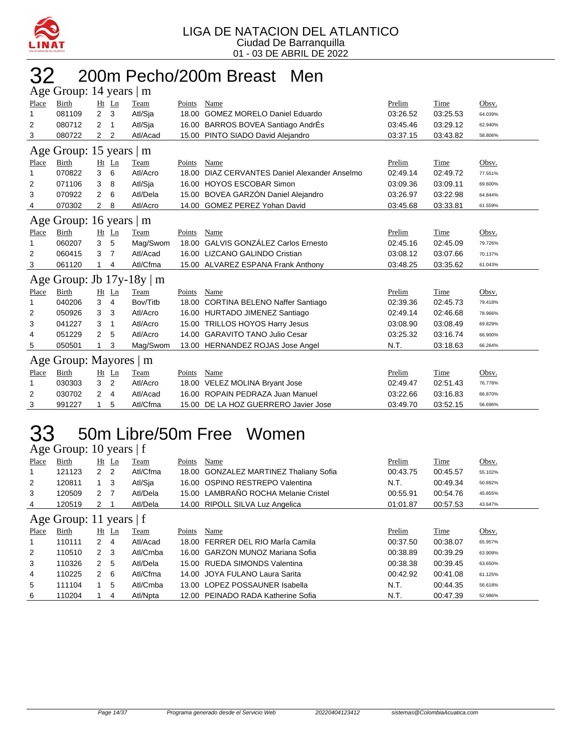LIGA DE NATACION DEL ATLANTICO
Ciudad De Barranquilla
01 - 03 DE ABRIL DE 2022

# 32 200m Pecho/200m Breast Men

### Age Group: 14 years | m

| Place | Birth | Ht | Ln | Team | Points | Name | Prelim | Time | Obsv. |
|---|---|---|---|---|---|---|---|---|---|
| 1 | 081109 | 2 | 3 | Atl/Sja | 18.00 | GOMEZ MORELO Daniel Eduardo | 03:26.52 | 03:25.53 | 64.039% |
| 2 | 080712 | 2 | 1 | Atl/Sja | 16.00 | BARROS BOVEA Santiago AndrÉs | 03:45.46 | 03:29.12 | 62.940% |
| 3 | 080722 | 2 | 2 | Atl/Acad | 15.00 | PINTO SIADO David Alejandro | 03:37.15 | 03:43.82 | 58.806% |

### Age Group: 15 years | m

| Place | Birth | Ht | Ln | Team | Points | Name | Prelim | Time | Obsv. |
|---|---|---|---|---|---|---|---|---|---|
| 1 | 070822 | 3 | 6 | Atl/Acro | 18.00 | DIAZ CERVANTES Daniel Alexander Anselmo | 02:49.14 | 02:49.72 | 77.551% |
| 2 | 071106 | 3 | 8 | Atl/Sja | 16.00 | HOYOS ESCOBAR Simon | 03:09.36 | 03:09.11 | 69.600% |
| 3 | 070922 | 2 | 6 | Atl/Dela | 15.00 | BOVEA GARZÓN Daniel Alejandro | 03:26.97 | 03:22.98 | 64.844% |
| 4 | 070302 | 2 | 8 | Atl/Acro | 14.00 | GOMEZ PEREZ Yohan David | 03:45.68 | 03:33.81 | 61.559% |

### Age Group: 16 years | m

| Place | Birth | Ht | Ln | Team | Points | Name | Prelim | Time | Obsv. |
|---|---|---|---|---|---|---|---|---|---|
| 1 | 060207 | 3 | 5 | Mag/Swom | 18.00 | GALVIS GONZÁLEZ Carlos Ernesto | 02:45.16 | 02:45.09 | 79.726% |
| 2 | 060415 | 3 | 7 | Atl/Acad | 16.00 | LIZCANO GALINDO Cristian | 03:08.12 | 03:07.66 | 70.137% |
| 3 | 061120 | 1 | 4 | Atl/Cfma | 15.00 | ALVAREZ ESPANA Frank Anthony | 03:48.25 | 03:35.62 | 61.043% |

### Age Group: Jb 17y-18y | m

| Place | Birth | Ht | Ln | Team | Points | Name | Prelim | Time | Obsv. |
|---|---|---|---|---|---|---|---|---|---|
| 1 | 040206 | 3 | 4 | Bov/Titb | 18.00 | CORTINA BELENO Naffer Santiago | 02:39.36 | 02:45.73 | 79.418% |
| 2 | 050926 | 3 | 3 | Atl/Acro | 16.00 | HURTADO JIMENEZ Santiago | 02:49.14 | 02:46.68 | 78.966% |
| 3 | 041227 | 3 | 1 | Atl/Acro | 15.00 | TRILLOS HOYOS Harry Jesus | 03:08.90 | 03:08.49 | 69.829% |
| 4 | 051229 | 2 | 5 | Atl/Acro | 14.00 | GARAVITO TANO Julio Cesar | 03:25.32 | 03:16.74 | 66.900% |
| 5 | 050501 | 1 | 3 | Mag/Swom | 13.00 | HERNANDEZ ROJAS Jose Angel | N.T. | 03:18.63 | 66.264% |

### Age Group: Mayores | m

| Place | Birth | Ht | Ln | Team | Points | Name | Prelim | Time | Obsv. |
|---|---|---|---|---|---|---|---|---|---|
| 1 | 030303 | 3 | 2 | Atl/Acro | 18.00 | VELEZ MOLINA Bryant Jose | 02:49.47 | 02:51.43 | 76.778% |
| 2 | 030702 | 2 | 4 | Atl/Acad | 16.00 | ROPAIN PEDRAZA Juan Manuel | 03:22.66 | 03:16.83 | 66.870% |
| 3 | 991227 | 1 | 5 | Atl/Cfma | 15.00 | DE LA HOZ GUERRERO Javier Jose | 03:49.70 | 03:52.15 | 56.696% |

# 33 50m Libre/50m Free Women

### Age Group: 10 years | f

| Place | Birth | Ht | Ln | Team | Points | Name | Prelim | Time | Obsv. |
|---|---|---|---|---|---|---|---|---|---|
| 1 | 121123 | 2 | 2 | Atl/Cfma | 18.00 | GONZALEZ MARTINEZ Thaliany Sofia | 00:43.75 | 00:45.57 | 55.102% |
| 2 | 120811 | 1 | 3 | Atl/Sja | 16.00 | OSPINO RESTREPO Valentina | N.T. | 00:49.34 | 50.892% |
| 3 | 120509 | 2 | 7 | Atl/Dela | 15.00 | LAMBRAÑO ROCHA Melanie Cristel | 00:55.91 | 00:54.76 | 45.855% |
| 4 | 120519 | 2 | 1 | Atl/Dela | 14.00 | RIPOLL SILVA Luz Angelica | 01:01.87 | 00:57.53 | 43.647% |

### Age Group: 11 years | f

| Place | Birth | Ht | Ln | Team | Points | Name | Prelim | Time | Obsv. |
|---|---|---|---|---|---|---|---|---|---|
| 1 | 110111 | 2 | 4 | Atl/Acad | 18.00 | FERRER DEL RIO MarÍa Camila | 00:37.50 | 00:38.07 | 65.957% |
| 2 | 110510 | 2 | 3 | Atl/Cmba | 16.00 | GARZON MUNOZ Mariana Sofia | 00:38.89 | 00:39.29 | 63.909% |
| 3 | 110326 | 2 | 5 | Atl/Dela | 15.00 | RUEDA SIMONDS Valentina | 00:38.38 | 00:39.45 | 63.650% |
| 4 | 110225 | 2 | 6 | Atl/Cfma | 14.00 | JOYA FULANO Laura Sarita | 00:42.92 | 00:41.08 | 61.125% |
| 5 | 111104 | 1 | 5 | Atl/Cmba | 13.00 | LOPEZ POSSAUNER Isabella | N.T. | 00:44.35 | 56.618% |
| 6 | 110204 | 1 | 4 | Atl/Npta | 12.00 | PEINADO RADA Katherine Sofia | N.T. | 00:47.39 | 52.986% |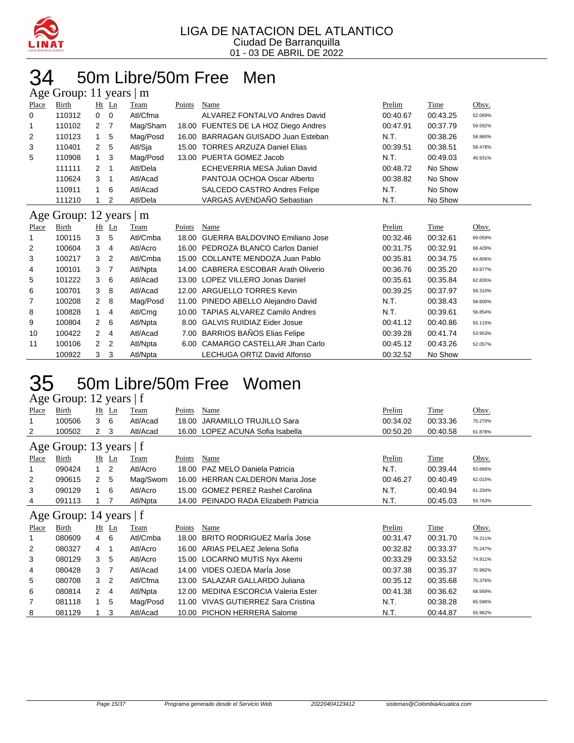LIGA DE NATACION DEL ATLANTICO
Ciudad De Barranquilla
01 - 03 DE ABRIL DE 2022

# 34 50m Libre/50m Free Men

## Age Group: 11 years | m

| Place | Birth | Ht | Ln | Team | Points | Name | Prelim | Time | Obsv. |
|---|---|---|---|---|---|---|---|---|---|
| 0 | 110312 | 0 | 0 | Atl/Cfma | | ALVAREZ FONTALVO Andres David | 00:40.67 | 00:43.25 | 52.069% |
| 1 | 110102 | 2 | 7 | Mag/Sham | 18.00 | FUENTES DE LA HOZ Diego Andres | 00:47.91 | 00:37.79 | 59.592% |
| 2 | 110123 | 1 | 5 | Mag/Posd | 16.00 | BARRAGAN GUISADO Juan Esteban | N.T. | 00:38.26 | 58.860% |
| 3 | 110401 | 2 | 5 | Atl/Sja | 15.00 | TORRES ARZUZA Daniel Elias | 00:39.51 | 00:38.51 | 58.478% |
| 5 | 110908 | 1 | 3 | Mag/Posd | 13.00 | PUERTA GOMEZ Jacob | N.T. | 00:49.03 | 45.931% |
| | 111111 | 2 | 1 | Atl/Dela | | ECHEVERRIA MESA Julian David | 00:48.72 | No Show | |
| | 110624 | 3 | 1 | Atl/Acad | | PANTOJA OCHOA Oscar Alberto | 00:38.82 | No Show | |
| | 110911 | 1 | 6 | Atl/Acad | | SALCEDO CASTRO Andres Felipe | N.T. | No Show | |
| | 111210 | 1 | 2 | Atl/Dela | | VARGAS AVENDAÑO Sebastian | N.T. | No Show | |

## Age Group: 12 years | m

| Place | Birth | Ht | Ln | Team | Points | Name | Prelim | Time | Obsv. |
|---|---|---|---|---|---|---|---|---|---|
| 1 | 100115 | 3 | 5 | Atl/Cmba | 18.00 | GUERRA BALDOVINO Emiliano Jose | 00:32.46 | 00:32.61 | 69.059% |
| 2 | 100604 | 3 | 4 | Atl/Acro | 16.00 | PEDROZA BLANCO Carlos Daniel | 00:31.75 | 00:32.91 | 68.429% |
| 3 | 100217 | 3 | 2 | Atl/Cmba | 15.00 | COLLANTE MENDOZA Juan Pablo | 00:35.81 | 00:34.75 | 64.806% |
| 4 | 100101 | 3 | 7 | Atl/Npta | 14.00 | CABRERA ESCOBAR Arath Oliverio | 00:36.76 | 00:35.20 | 63.977% |
| 5 | 101222 | 3 | 6 | Atl/Acad | 13.00 | LOPEZ VILLERO Jonas Daniel | 00:35.61 | 00:35.84 | 62.835% |
| 6 | 100701 | 3 | 8 | Atl/Acad | 12.00 | ARGUELLO TORRES Kevin | 00:39.25 | 00:37.97 | 59.310% |
| 7 | 100208 | 2 | 8 | Mag/Posd | 11.00 | PINEDO ABELLO Alejandro David | N.T. | 00:38.43 | 58.600% |
| 8 | 100828 | 1 | 4 | Atl/Cmg | 10.00 | TAPIAS ALVAREZ Camilo Andres | N.T. | 00:39.61 | 56.854% |
| 9 | 100804 | 2 | 6 | Atl/Npta | 8.00 | GALVIS RUIDIAZ Eider Josue | 00:41.12 | 00:40.86 | 55.115% |
| 10 | 100422 | 2 | 4 | Atl/Acad | 7.00 | BARRIOS BAÑOS Elias Felipe | 00:39.28 | 00:41.74 | 53.953% |
| 11 | 100106 | 2 | 2 | Atl/Npta | 6.00 | CAMARGO CASTELLAR Jhan Carlo | 00:45.12 | 00:43.26 | 52.057% |
| | 100922 | 3 | 3 | Atl/Npta | | LECHUGA ORTIZ David Alfonso | 00:32.52 | No Show | |

# 35 50m Libre/50m Free Women

## Age Group: 12 years | f

| Place | Birth | Ht | Ln | Team | Points | Name | Prelim | Time | Obsv. |
|---|---|---|---|---|---|---|---|---|---|
| 1 | 100506 | 3 | 6 | Atl/Acad | 18.00 | JARAMILLO TRUJILLO Sara | 00:34.02 | 00:33.36 | 75.270% |
| 2 | 100502 | 2 | 3 | Atl/Acad | 16.00 | LOPEZ ACUNA Sofia Isabella | 00:50.20 | 00:40.58 | 61.878% |

## Age Group: 13 years | f

| Place | Birth | Ht | Ln | Team | Points | Name | Prelim | Time | Obsv. |
|---|---|---|---|---|---|---|---|---|---|
| 1 | 090424 | 1 | 2 | Atl/Acro | 18.00 | PAZ MELO Daniela Patricia | N.T. | 00:39.44 | 63.666% |
| 2 | 090615 | 2 | 5 | Mag/Swom | 16.00 | HERRAN CALDERON Maria Jose | 00:46.27 | 00:40.49 | 62.015% |
| 3 | 090129 | 1 | 6 | Atl/Acro | 15.00 | GOMEZ PEREZ Rashel Carolina | N.T. | 00:40.94 | 61.334% |
| 4 | 091113 | 1 | 7 | Atl/Npta | 14.00 | PEINADO RADA Elizabeth Patricia | N.T. | 00:45.03 | 55.763% |

## Age Group: 14 years | f

| Place | Birth | Ht | Ln | Team | Points | Name | Prelim | Time | Obsv. |
|---|---|---|---|---|---|---|---|---|---|
| 1 | 080609 | 4 | 6 | Atl/Cmba | 18.00 | BRITO RODRIGUEZ MarÍa Jose | 00:31.47 | 00:31.70 | 79.211% |
| 2 | 080327 | 4 | 1 | Atl/Acro | 16.00 | ARIAS PELAEZ Jelena Sofia | 00:32.82 | 00:33.37 | 75.247% |
| 3 | 080129 | 3 | 5 | Atl/Acro | 15.00 | LOCARNO MUTIS Nyx Akemi | 00:33.29 | 00:33.52 | 74.911% |
| 4 | 080428 | 3 | 7 | Atl/Acad | 14.00 | VIDES OJEDA MarÍa Jose | 00:37.38 | 00:35.37 | 70.992% |
| 5 | 080708 | 3 | 2 | Atl/Cfma | 13.00 | SALAZAR GALLARDO Juliana | 00:35.12 | 00:35.68 | 70.376% |
| 6 | 080814 | 2 | 4 | Atl/Npta | 12.00 | MEDINA ESCORCIA Valeria Ester | 00:41.38 | 00:36.62 | 68.569% |
| 7 | 081118 | 1 | 5 | Mag/Posd | 11.00 | VIVAS GUTIERREZ Sara Cristina | N.T. | 00:38.28 | 65.596% |
| 8 | 081129 | 1 | 3 | Atl/Acad | 10.00 | PICHON HERRERA Salome | N.T. | 00:44.87 | 55.962% |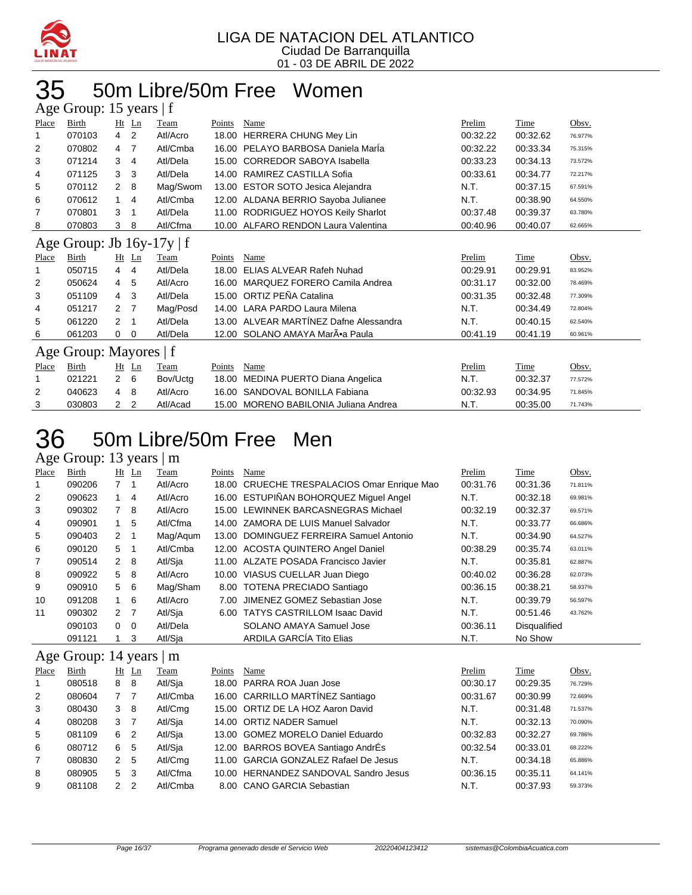# LIGA DE NATACION DEL ATLANTICO
Ciudad De Barranquilla
01 - 03 DE ABRIL DE 2022

# 35 50m Libre/50m Free Women

## Age Group: 15 years | f

| Place | Birth | Ht | Ln | Team | Points | Name | Prelim | Time | Obsv. |
|---|---|---|---|---|---|---|---|---|---|
| 1 | 070103 | 4 | 2 | Atl/Acro | 18.00 | HERRERA CHUNG Mey Lin | 00:32.22 | 00:32.62 | 76.977% |
| 2 | 070802 | 4 | 7 | Atl/Cmba | 16.00 | PELAYO BARBOSA Daniela MarÍa | 00:32.22 | 00:33.34 | 75.315% |
| 3 | 071214 | 3 | 4 | Atl/Dela | 15.00 | CORREDOR SABOYA Isabella | 00:33.23 | 00:34.13 | 73.572% |
| 4 | 071125 | 3 | 3 | Atl/Dela | 14.00 | RAMIREZ CASTILLA Sofia | 00:33.61 | 00:34.77 | 72.217% |
| 5 | 070112 | 2 | 8 | Mag/Swom | 13.00 | ESTOR SOTO Jesica Alejandra | N.T. | 00:37.15 | 67.591% |
| 6 | 070612 | 1 | 4 | Atl/Cmba | 12.00 | ALDANA BERRIO Sayoba Julianee | N.T. | 00:38.90 | 64.550% |
| 7 | 070801 | 3 | 1 | Atl/Dela | 11.00 | RODRIGUEZ HOYOS Keily Sharlot | 00:37.48 | 00:39.37 | 63.780% |
| 8 | 070803 | 3 | 8 | Atl/Cfma | 10.00 | ALFARO RENDON Laura Valentina | 00:40.96 | 00:40.07 | 62.665% |

## Age Group: Jb 16y-17y | f

| Place | Birth | Ht | Ln | Team | Points | Name | Prelim | Time | Obsv. |
|---|---|---|---|---|---|---|---|---|---|
| 1 | 050715 | 4 | 4 | Atl/Dela | 18.00 | ELIAS ALVEAR Rafeh Nuhad | 00:29.91 | 00:29.91 | 83.952% |
| 2 | 050624 | 4 | 5 | Atl/Acro | 16.00 | MARQUEZ FORERO Camila Andrea | 00:31.17 | 00:32.00 | 78.469% |
| 3 | 051109 | 4 | 3 | Atl/Dela | 15.00 | ORTIZ PEÑA Catalina | 00:31.35 | 00:32.48 | 77.309% |
| 4 | 051217 | 2 | 7 | Mag/Posd | 14.00 | LARA PARDO Laura Milena | N.T. | 00:34.49 | 72.804% |
| 5 | 061220 | 2 | 1 | Atl/Dela | 13.00 | ALVEAR MARTÍNEZ Dafne Alessandra | N.T. | 00:40.15 | 62.540% |
| 6 | 061203 | 0 | 0 | Atl/Dela | 12.00 | SOLANO AMAYA MarÃ•a Paula | 00:41.19 | 00:41.19 | 60.961% |

## Age Group: Mayores | f

| Place | Birth | Ht | Ln | Team | Points | Name | Prelim | Time | Obsv. |
|---|---|---|---|---|---|---|---|---|---|
| 1 | 021221 | 2 | 6 | Bov/Uctg | 18.00 | MEDINA PUERTO Diana Angelica | N.T. | 00:32.37 | 77.572% |
| 2 | 040623 | 4 | 8 | Atl/Acro | 16.00 | SANDOVAL BONILLA Fabiana | 00:32.93 | 00:34.95 | 71.845% |
| 3 | 030803 | 2 | 2 | Atl/Acad | 15.00 | MORENO BABILONIA Juliana Andrea | N.T. | 00:35.00 | 71.743% |

# 36 50m Libre/50m Free Men

## Age Group: 13 years | m

| Place | Birth | Ht | Ln | Team | Points | Name | Prelim | Time | Obsv. |
|---|---|---|---|---|---|---|---|---|---|
| 1 | 090206 | 7 | 1 | Atl/Acro | 18.00 | CRUECHE TRESPALACIOS Omar Enrique Mao | 00:31.76 | 00:31.36 | 71.811% |
| 2 | 090623 | 1 | 4 | Atl/Acro | 16.00 | ESTUPIÑAN BOHORQUEZ Miguel Angel | N.T. | 00:32.18 | 69.981% |
| 3 | 090302 | 7 | 8 | Atl/Acro | 15.00 | LEWINNEK BARCASNEGRAS Michael | 00:32.19 | 00:32.37 | 69.571% |
| 4 | 090901 | 1 | 5 | Atl/Cfma | 14.00 | ZAMORA DE LUIS Manuel Salvador | N.T. | 00:33.77 | 66.686% |
| 5 | 090403 | 2 | 1 | Mag/Aqum | 13.00 | DOMINGUEZ FERREIRA Samuel Antonio | N.T. | 00:34.90 | 64.527% |
| 6 | 090120 | 5 | 1 | Atl/Cmba | 12.00 | ACOSTA QUINTERO Angel Daniel | 00:38.29 | 00:35.74 | 63.011% |
| 7 | 090514 | 2 | 8 | Atl/Sja | 11.00 | ALZATE POSADA Francisco Javier | N.T. | 00:35.81 | 62.887% |
| 8 | 090922 | 5 | 8 | Atl/Acro | 10.00 | VIASUS CUELLAR Juan Diego | 00:40.02 | 00:36.28 | 62.073% |
| 9 | 090910 | 5 | 6 | Mag/Sham | 8.00 | TOTENA PRECIADO Santiago | 00:36.15 | 00:38.21 | 58.937% |
| 10 | 091208 | 1 | 6 | Atl/Acro | 7.00 | JIMENEZ GOMEZ Sebastian Jose | N.T. | 00:39.79 | 56.597% |
| 11 | 090302 | 2 | 7 | Atl/Sja | 6.00 | TATYS CASTRILLOM Isaac David | N.T. | 00:51.46 | 43.762% |
| | 090103 | 0 | 0 | Atl/Dela | | SOLANO AMAYA Samuel Jose | 00:36.11 | Disqualified | |
| | 091121 | 1 | 3 | Atl/Sja | | ARDILA GARCÍA Tito Elias | N.T. | No Show | |

## Age Group: 14 years | m

| Place | Birth | Ht | Ln | Team | Points | Name | Prelim | Time | Obsv. |
|---|---|---|---|---|---|---|---|---|---|
| 1 | 080518 | 8 | 8 | Atl/Sja | 18.00 | PARRA ROA Juan Jose | 00:30.17 | 00:29.35 | 76.729% |
| 2 | 080604 | 7 | 7 | Atl/Cmba | 16.00 | CARRILLO MARTÍNEZ Santiago | 00:31.67 | 00:30.99 | 72.669% |
| 3 | 080430 | 3 | 8 | Atl/Cmg | 15.00 | ORTIZ DE LA HOZ Aaron David | N.T. | 00:31.48 | 71.537% |
| 4 | 080208 | 3 | 7 | Atl/Sja | 14.00 | ORTIZ NADER Samuel | N.T. | 00:32.13 | 70.090% |
| 5 | 081109 | 6 | 2 | Atl/Sja | 13.00 | GOMEZ MORELO Daniel Eduardo | 00:32.83 | 00:32.27 | 69.786% |
| 6 | 080712 | 6 | 5 | Atl/Sja | 12.00 | BARROS BOVEA Santiago AndrÉs | 00:32.54 | 00:33.01 | 68.222% |
| 7 | 080830 | 2 | 5 | Atl/Cmg | 11.00 | GARCIA GONZALEZ Rafael De Jesus | N.T. | 00:34.18 | 65.886% |
| 8 | 080905 | 5 | 3 | Atl/Cfma | 10.00 | HERNANDEZ SANDOVAL Sandro Jesus | 00:36.15 | 00:35.11 | 64.141% |
| 9 | 081108 | 2 | 2 | Atl/Cmba | 8.00 | CANO GARCIA Sebastian | N.T. | 00:37.93 | 59.373% |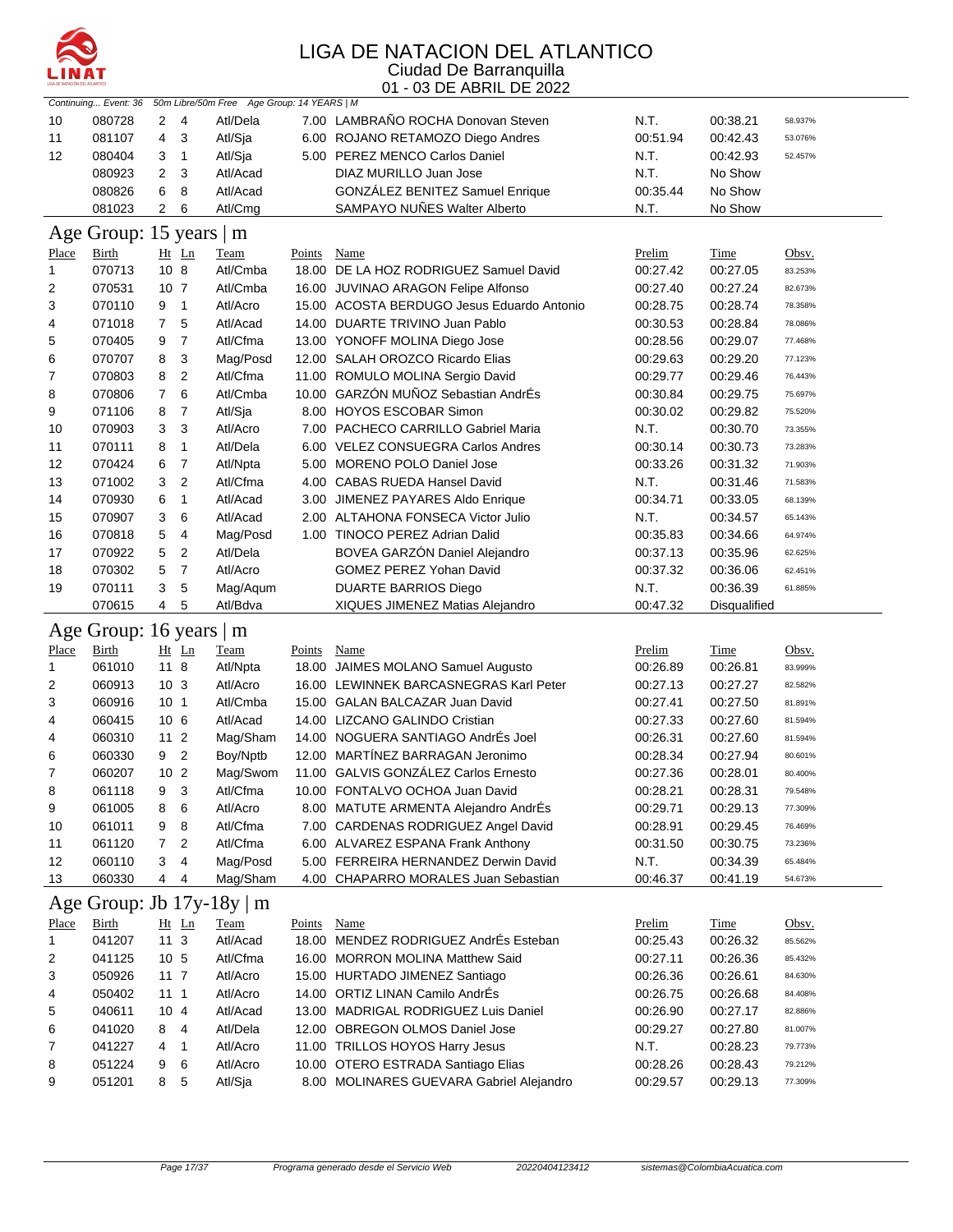# LIGA DE NATACION DEL ATLANTICO

Ciudad De Barranquilla

01 - 03 DE ABRIL DE 2022

Continuing... Event: 36 50m Libre/50m Free Age Group: 14 YEARS | M

| Place | Birth | Ht | Ln | Team | Points | Name | Prelim | Time | Obsv. |
|---|---|---|---|---|---|---|---|---|---|
| 10 | 080728 | 2 | 4 | Atl/Dela | 7.00 | LAMBRAÑO ROCHA Donovan Steven | N.T. | 00:38.21 | 58.937% |
| 11 | 081107 | 4 | 3 | Atl/Sja | 6.00 | ROJANO RETAMOZO Diego Andres | 00:51.94 | 00:42.43 | 53.076% |
| 12 | 080404 | 3 | 1 | Atl/Sja | 5.00 | PEREZ MENCO Carlos Daniel | N.T. | 00:42.93 | 52.457% |
| | 080923 | 2 | 3 | Atl/Acad | | DIAZ MURILLO Juan Jose | N.T. | No Show | |
| | 080826 | 6 | 8 | Atl/Acad | | GONZÁLEZ BENITEZ Samuel Enrique | 00:35.44 | No Show | |
| | 081023 | 2 | 6 | Atl/Cmg | | SAMPAYO NUÑES Walter Alberto | N.T. | No Show | |

## Age Group: 15 years | m

| Place | Birth | Ht | Ln | Team | Points | Name | Prelim | Time | Obsv. |
|---|---|---|---|---|---|---|---|---|---|
| 1 | 070713 | 10 | 8 | Atl/Cmba | 18.00 | DE LA HOZ RODRIGUEZ Samuel David | 00:27.42 | 00:27.05 | 83.253% |
| 2 | 070531 | 10 | 7 | Atl/Cmba | 16.00 | JUVINAO ARAGON Felipe Alfonso | 00:27.40 | 00:27.24 | 82.673% |
| 3 | 070110 | 9 | 1 | Atl/Acro | 15.00 | ACOSTA BERDUGO Jesus Eduardo Antonio | 00:28.75 | 00:28.74 | 78.358% |
| 4 | 071018 | 7 | 5 | Atl/Acad | 14.00 | DUARTE TRIVINO Juan Pablo | 00:30.53 | 00:28.84 | 78.086% |
| 5 | 070405 | 9 | 7 | Atl/Cfma | 13.00 | YONOFF MOLINA Diego Jose | 00:28.56 | 00:29.07 | 77.468% |
| 6 | 070707 | 8 | 3 | Mag/Posd | 12.00 | SALAH OROZCO Ricardo Elias | 00:29.63 | 00:29.20 | 77.123% |
| 7 | 070803 | 8 | 2 | Atl/Cfma | 11.00 | ROMULO MOLINA Sergio David | 00:29.77 | 00:29.46 | 76.443% |
| 8 | 070806 | 7 | 6 | Atl/Cmba | 10.00 | GARZÓN MUÑOZ Sebastian AndrÉs | 00:30.84 | 00:29.75 | 75.697% |
| 9 | 071106 | 8 | 7 | Atl/Sja | 8.00 | HOYOS ESCOBAR Simon | 00:30.02 | 00:29.82 | 75.520% |
| 10 | 070903 | 3 | 3 | Atl/Acro | 7.00 | PACHECO CARRILLO Gabriel Maria | N.T. | 00:30.70 | 73.355% |
| 11 | 070111 | 8 | 1 | Atl/Dela | 6.00 | VELEZ CONSUEGRA Carlos Andres | 00:30.14 | 00:30.73 | 73.283% |
| 12 | 070424 | 6 | 7 | Atl/Npta | 5.00 | MORENO POLO Daniel Jose | 00:33.26 | 00:31.32 | 71.903% |
| 13 | 071002 | 3 | 2 | Atl/Cfma | 4.00 | CABAS RUEDA Hansel David | N.T. | 00:31.46 | 71.583% |
| 14 | 070930 | 6 | 1 | Atl/Acad | 3.00 | JIMENEZ PAYARES Aldo Enrique | 00:34.71 | 00:33.05 | 68.139% |
| 15 | 070907 | 3 | 6 | Atl/Acad | 2.00 | ALTAHONA FONSECA Victor Julio | N.T. | 00:34.57 | 65.143% |
| 16 | 070818 | 5 | 4 | Mag/Posd | 1.00 | TINOCO PEREZ Adrian Dalid | 00:35.83 | 00:34.66 | 64.974% |
| 17 | 070922 | 5 | 2 | Atl/Dela | | BOVEA GARZÓN Daniel Alejandro | 00:37.13 | 00:35.96 | 62.625% |
| 18 | 070302 | 5 | 7 | Atl/Acro | | GOMEZ PEREZ Yohan David | 00:37.32 | 00:36.06 | 62.451% |
| 19 | 070111 | 3 | 5 | Mag/Aqum | | DUARTE BARRIOS Diego | N.T. | 00:36.39 | 61.885% |
| | 070615 | 4 | 5 | Atl/Bdva | | XIQUES JIMENEZ Matias Alejandro | 00:47.32 | Disqualified | |

## Age Group: 16 years | m

| Place | Birth | Ht | Ln | Team | Points | Name | Prelim | Time | Obsv. |
|---|---|---|---|---|---|---|---|---|---|
| 1 | 061010 | 11 | 8 | Atl/Npta | 18.00 | JAIMES MOLANO Samuel Augusto | 00:26.89 | 00:26.81 | 83.999% |
| 2 | 060913 | 10 | 3 | Atl/Acro | 16.00 | LEWINNEK BARCASNEGRAS Karl Peter | 00:27.13 | 00:27.27 | 82.582% |
| 3 | 060916 | 10 | 1 | Atl/Cmba | 15.00 | GALAN BALCAZAR Juan David | 00:27.41 | 00:27.50 | 81.891% |
| 4 | 060415 | 10 | 6 | Atl/Acad | 14.00 | LIZCANO GALINDO Cristian | 00:27.33 | 00:27.60 | 81.594% |
| 4 | 060310 | 11 | 2 | Mag/Sham | 14.00 | NOGUERA SANTIAGO AndrÉs Joel | 00:26.31 | 00:27.60 | 81.594% |
| 6 | 060330 | 9 | 2 | Boy/Nptb | 12.00 | MARTÍNEZ BARRAGAN Jeronimo | 00:28.34 | 00:27.94 | 80.601% |
| 7 | 060207 | 10 | 2 | Mag/Swom | 11.00 | GALVIS GONZÁLEZ Carlos Ernesto | 00:27.36 | 00:28.01 | 80.400% |
| 8 | 061118 | 9 | 3 | Atl/Cfma | 10.00 | FONTALVO OCHOA Juan David | 00:28.21 | 00:28.31 | 79.548% |
| 9 | 061005 | 8 | 6 | Atl/Acro | 8.00 | MATUTE ARMENTA Alejandro AndrÉs | 00:29.71 | 00:29.13 | 77.309% |
| 10 | 061011 | 9 | 8 | Atl/Cfma | 7.00 | CARDENAS RODRIGUEZ Angel David | 00:28.91 | 00:29.45 | 76.469% |
| 11 | 061120 | 7 | 2 | Atl/Cfma | 6.00 | ALVAREZ ESPANA Frank Anthony | 00:31.50 | 00:30.75 | 73.236% |
| 12 | 060110 | 3 | 4 | Mag/Posd | 5.00 | FERREIRA HERNANDEZ Derwin David | N.T. | 00:34.39 | 65.484% |
| 13 | 060330 | 4 | 4 | Mag/Sham | 4.00 | CHAPARRO MORALES Juan Sebastian | 00:46.37 | 00:41.19 | 54.673% |

## Age Group: Jb 17y-18y | m

| Place | Birth | Ht | Ln | Team | Points | Name | Prelim | Time | Obsv. |
|---|---|---|---|---|---|---|---|---|---|
| 1 | 041207 | 11 | 3 | Atl/Acad | 18.00 | MENDEZ RODRIGUEZ AndrÉs Esteban | 00:25.43 | 00:26.32 | 85.562% |
| 2 | 041125 | 10 | 5 | Atl/Cfma | 16.00 | MORRON MOLINA Matthew Said | 00:27.11 | 00:26.36 | 85.432% |
| 3 | 050926 | 11 | 7 | Atl/Acro | 15.00 | HURTADO JIMENEZ Santiago | 00:26.36 | 00:26.61 | 84.630% |
| 4 | 050402 | 11 | 1 | Atl/Acro | 14.00 | ORTIZ LINAN Camilo AndrÉs | 00:26.75 | 00:26.68 | 84.408% |
| 5 | 040611 | 10 | 4 | Atl/Acad | 13.00 | MADRIGAL RODRIGUEZ Luis Daniel | 00:26.90 | 00:27.17 | 82.886% |
| 6 | 041020 | 8 | 4 | Atl/Dela | 12.00 | OBREGON OLMOS Daniel Jose | 00:29.27 | 00:27.80 | 81.007% |
| 7 | 041227 | 4 | 1 | Atl/Acro | 11.00 | TRILLOS HOYOS Harry Jesus | N.T. | 00:28.23 | 79.773% |
| 8 | 051224 | 9 | 6 | Atl/Acro | 10.00 | OTERO ESTRADA Santiago Elias | 00:28.26 | 00:28.43 | 79.212% |
| 9 | 051201 | 8 | 5 | Atl/Sja | 8.00 | MOLINARES GUEVARA Gabriel Alejandro | 00:29.57 | 00:29.13 | 77.309% |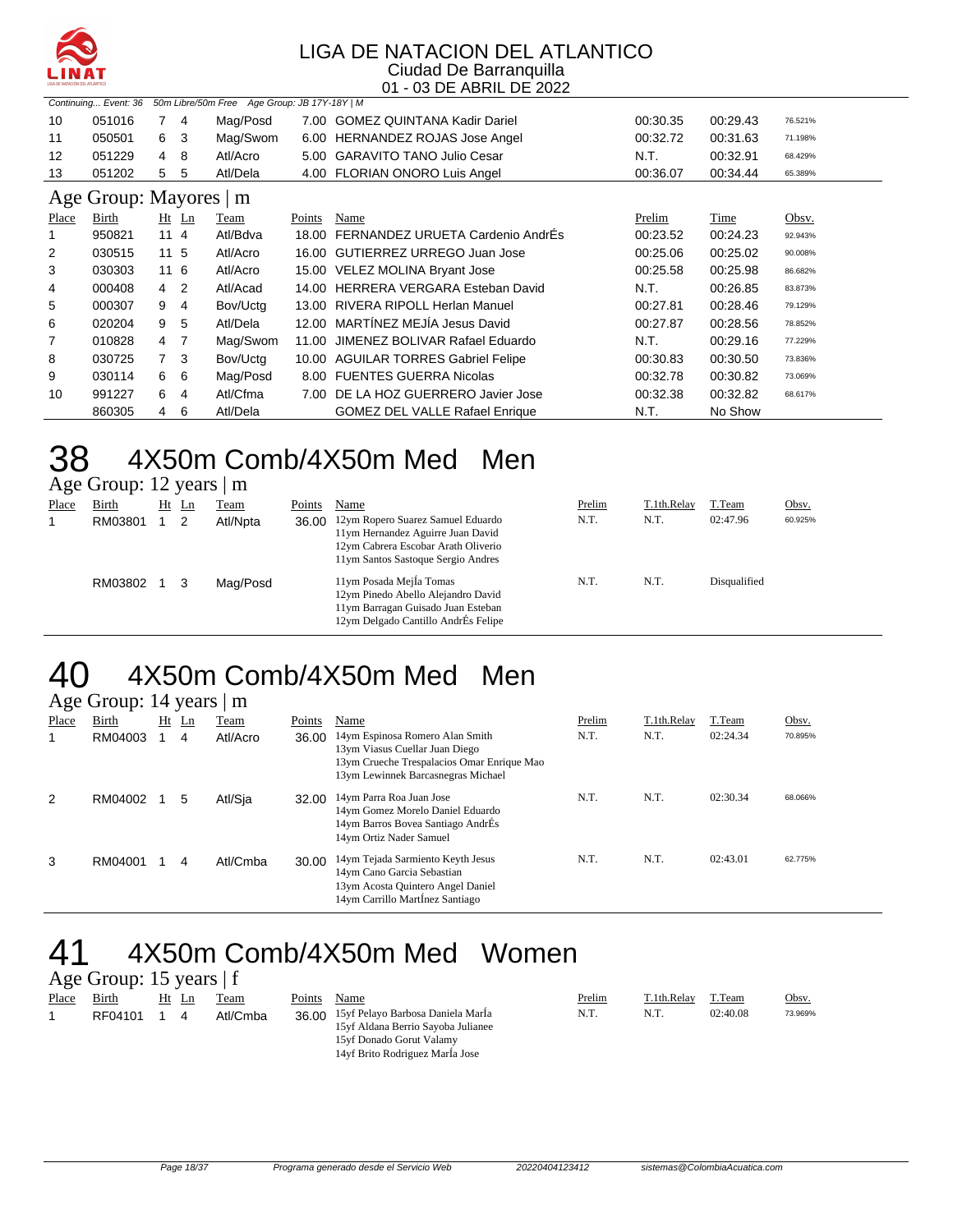Continuing... Event: 36 50m Libre/50m Free Age Group: JB 17Y-18Y | M

| Place | Birth | Ht | Ln | Team | Points | Name | Prelim | Time | Obsv. |
|---|---|---|---|---|---|---|---|---|---|
| 10 | 051016 | 7 | 4 | Mag/Posd | 7.00 | GOMEZ QUINTANA Kadir Dariel | 00:30.35 | 00:29.43 | 76.521% |
| 11 | 050501 | 6 | 3 | Mag/Swom | 6.00 | HERNANDEZ ROJAS Jose Angel | 00:32.72 | 00:31.63 | 71.198% |
| 12 | 051229 | 4 | 8 | Atl/Acro | 5.00 | GARAVITO TANO Julio Cesar | N.T. | 00:32.91 | 68.429% |
| 13 | 051202 | 5 | 5 | Atl/Dela | 4.00 | FLORIAN ONORO Luis Angel | 00:36.07 | 00:34.44 | 65.389% |

### Age Group: Mayores | m

| Place | Birth | Ht | Ln | Team | Points | Name | Prelim | Time | Obsv. |
|---|---|---|---|---|---|---|---|---|---|
| 1 | 950821 | 11 | 4 | Atl/Bdva | 18.00 | FERNANDEZ URUETA Cardenio AndrÉs | 00:23.52 | 00:24.23 | 92.943% |
| 2 | 030515 | 11 | 5 | Atl/Acro | 16.00 | GUTIERREZ URREGO Juan Jose | 00:25.06 | 00:25.02 | 90.008% |
| 3 | 030303 | 11 | 6 | Atl/Acro | 15.00 | VELEZ MOLINA Bryant Jose | 00:25.58 | 00:25.98 | 86.682% |
| 4 | 000408 | 4 | 2 | Atl/Acad | 14.00 | HERRERA VERGARA Esteban David | N.T. | 00:26.85 | 83.873% |
| 5 | 000307 | 9 | 4 | Bov/Uctg | 13.00 | RIVERA RIPOLL Herlan Manuel | 00:27.81 | 00:28.46 | 79.129% |
| 6 | 020204 | 9 | 5 | Atl/Dela | 12.00 | MARTÍNEZ MEJÍA Jesus David | 00:27.87 | 00:28.56 | 78.852% |
| 7 | 010828 | 4 | 7 | Mag/Swom | 11.00 | JIMENEZ BOLIVAR Rafael Eduardo | N.T. | 00:29.16 | 77.229% |
| 8 | 030725 | 7 | 3 | Bov/Uctg | 10.00 | AGUILAR TORRES Gabriel Felipe | 00:30.83 | 00:30.50 | 73.836% |
| 9 | 030114 | 6 | 6 | Mag/Posd | 8.00 | FUENTES GUERRA Nicolas | 00:32.78 | 00:30.82 | 73.069% |
| 10 | 991227 | 6 | 4 | Atl/Cfma | 7.00 | DE LA HOZ GUERRERO Javier Jose | 00:32.38 | 00:32.82 | 68.617% |
| | 860305 | 4 | 6 | Atl/Dela | | GOMEZ DEL VALLE Rafael Enrique | N.T. | No Show | |

# 38 4X50m Comb/4X50m Med Men

### Age Group: 12 years | m

| Place | Birth | Ht | Ln | Team | Points | Name | Prelim | T.1th.Relay | T.Team | Obsv. |
|---|---|---|---|---|---|---|---|---|---|---|
| 1 | RM03801 | 1 | 2 | Atl/Npta | 36.00 | 12ym Ropero Suarez Samuel Eduardo<br>11ym Hernandez Aguirre Juan David<br>12ym Cabrera Escobar Arath Oliverio<br>11ym Santos Sastoque Sergio Andres | N.T. | N.T. | 02:47.96 | 60.925% |
| | RM03802 | 1 | 3 | Mag/Posd | | 11ym Posada MejÍa Tomas<br>12ym Pinedo Abello Alejandro David<br>11ym Barragan Guisado Juan Esteban<br>12ym Delgado Cantillo AndrÉs Felipe | N.T. | N.T. | Disqualified | |

# 40 4X50m Comb/4X50m Med Men

### Age Group: 14 years | m

| Place | Birth | Ht | Ln | Team | Points | Name | Prelim | T.1th.Relay | T.Team | Obsv. |
|---|---|---|---|---|---|---|---|---|---|---|
| 1 | RM04003 | 1 | 4 | Atl/Acro | 36.00 | 14ym Espinosa Romero Alan Smith<br>13ym Viasus Cuellar Juan Diego<br>13ym Crueche Trespalacios Omar Enrique Mao<br>13ym Lewinnek Barcasnegras Michael | N.T. | N.T. | 02:24.34 | 70.895% |
| 2 | RM04002 | 1 | 5 | Atl/Sja | 32.00 | 14ym Parra Roa Juan Jose<br>14ym Gomez Morelo Daniel Eduardo<br>14ym Barros Bovea Santiago AndrÉs<br>14ym Ortiz Nader Samuel | N.T. | N.T. | 02:30.34 | 68.066% |
| 3 | RM04001 | 1 | 4 | Atl/Cmba | 30.00 | 14ym Tejada Sarmiento Keyth Jesus<br>14ym Cano Garcia Sebastian<br>13ym Acosta Quintero Angel Daniel<br>14ym Carrillo MartÍnez Santiago | N.T. | N.T. | 02:43.01 | 62.775% |

# 41 4X50m Comb/4X50m Med Women

### Age Group: 15 years | f

| Place | Birth | Ht | Ln | Team | Points | Name | Prelim | T.1th.Relay | T.Team | Obsv. |
|---|---|---|---|---|---|---|---|---|---|---|
| 1 | RF04101 | 1 | 4 | Atl/Cmba | 36.00 | 15yf Pelayo Barbosa Daniela MarÍa<br>15yf Aldana Berrio Sayoba Julianee<br>15yf Donado Gorut Valamy<br>14yf Brito Rodriguez MarÍa Jose | N.T. | N.T. | 02:40.08 | 73.969% |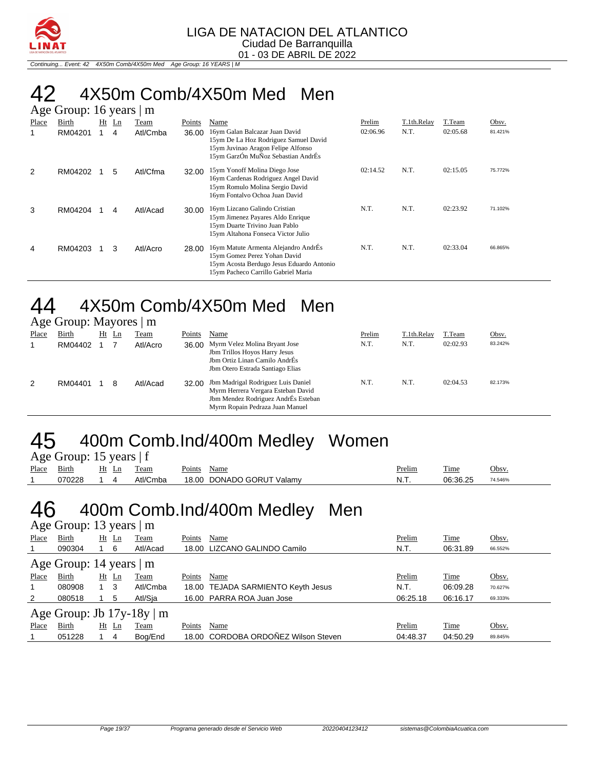LIGA DE NATACION DEL ATLANTICO
Ciudad De Barranquilla
01 - 03 DE ABRIL DE 2022

*Continuing... Event: 42 4X50m Comb/4X50m Med Age Group: 16 YEARS | M*

# 42 4X50m Comb/4X50m Med Men

### Age Group: 16 years | m

| Place | Birth | Ht | Ln | Team | Points | Name | Prelim | T.1th.Relay | T.Team | Obsv. |
|---|---|---|---|---|---|---|---|---|---|---|
| 1 | RM04201 | 1 | 4 | Atl/Cmba | 36.00 | 16ym Galan Balcazar Juan David<br>15ym De La Hoz Rodriguez Samuel David<br>15ym Juvinao Aragon Felipe Alfonso<br>15ym GarzÓn MuÑoz Sebastian AndrÉs | 02:06.96 | N.T. | 02:05.68 | 81.421% |
| 2 | RM04202 | 1 | 5 | Atl/Cfma | 32.00 | 15ym Yonoff Molina Diego Jose<br>16ym Cardenas Rodriguez Angel David<br>15ym Romulo Molina Sergio David<br>16ym Fontalvo Ochoa Juan David | 02:14.52 | N.T. | 02:15.05 | 75.772% |
| 3 | RM04204 | 1 | 4 | Atl/Acad | 30.00 | 16ym Lizcano Galindo Cristian<br>15ym Jimenez Payares Aldo Enrique<br>15ym Duarte Trivino Juan Pablo<br>15ym Altahona Fonseca Victor Julio | N.T. | N.T. | 02:23.92 | 71.102% |
| 4 | RM04203 | 1 | 3 | Atl/Acro | 28.00 | 16ym Matute Armenta Alejandro AndrÉs<br>15ym Gomez Perez Yohan David<br>15ym Acosta Berdugo Jesus Eduardo Antonio<br>15ym Pacheco Carrillo Gabriel Maria | N.T. | N.T. | 02:33.04 | 66.865% |

# 44 4X50m Comb/4X50m Med Men

### Age Group: Mayores | m

| Place | Birth | Ht | Ln | Team | Points | Name | Prelim | T.1th.Relay | T.Team | Obsv. |
|---|---|---|---|---|---|---|---|---|---|---|
| 1 | RM04402 | 1 | 7 | Atl/Acro | 36.00 | Myrm Velez Molina Bryant Jose<br>Jbm Trillos Hoyos Harry Jesus<br>Jbm Ortiz Linan Camilo AndrÉs<br>Jbm Otero Estrada Santiago Elias | N.T. | N.T. | 02:02.93 | 83.242% |
| 2 | RM04401 | 1 | 8 | Atl/Acad | 32.00 | Jbm Madrigal Rodriguez Luis Daniel<br>Myrm Herrera Vergara Esteban David<br>Jbm Mendez Rodriguez AndrÉs Esteban<br>Myrm Ropain Pedraza Juan Manuel | N.T. | N.T. | 02:04.53 | 82.173% |

# 45 400m Comb.Ind/400m Medley Women

### Age Group: 15 years | f

| Place | Birth | Ht | Ln | Team | Points | Name | Prelim | Time | Obsv. |
|---|---|---|---|---|---|---|---|---|---|
| 1 | 070228 | 1 | 4 | Atl/Cmba | 18.00 | DONADO GORUT Valamy | N.T. | 06:36.25 | 74.546% |

# 46 400m Comb.Ind/400m Medley Men

### Age Group: 13 years | m

| Place | Birth | Ht | Ln | Team | Points | Name | Prelim | Time | Obsv. |
|---|---|---|---|---|---|---|---|---|---|
| 1 | 090304 | 1 | 6 | Atl/Acad | 18.00 | LIZCANO GALINDO Camilo | N.T. | 06:31.89 | 66.552% |

### Age Group: 14 years | m

| Place | Birth | Ht | Ln | Team | Points | Name | Prelim | Time | Obsv. |
|---|---|---|---|---|---|---|---|---|---|
| 1 | 080908 | 1 | 3 | Atl/Cmba | 18.00 | TEJADA SARMIENTO Keyth Jesus | N.T. | 06:09.28 | 70.627% |
| 2 | 080518 | 1 | 5 | Atl/Sja | 16.00 | PARRA ROA Juan Jose | 06:25.18 | 06:16.17 | 69.333% |

### Age Group: Jb 17y-18y | m

| Place | Birth | Ht | Ln | Team | Points | Name | Prelim | Time | Obsv. |
|---|---|---|---|---|---|---|---|---|---|
| 1 | 051228 | 1 | 4 | Bog/End | 18.00 | CORDOBA ORDOÑEZ Wilson Steven | 04:48.37 | 04:50.29 | 89.845% |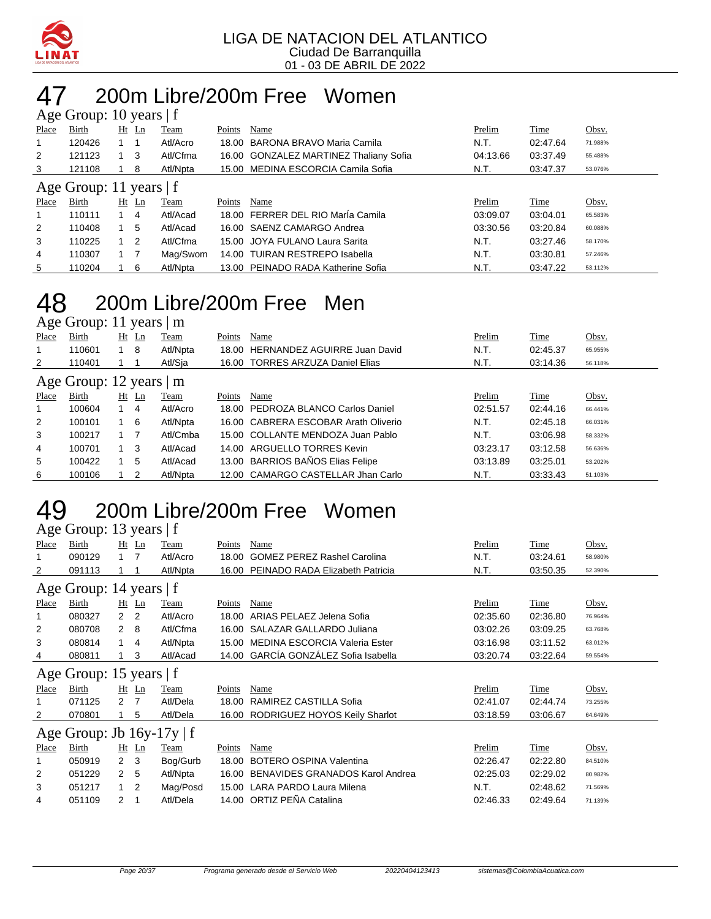LIGA DE NATACION DEL ATLANTICO
Ciudad De Barranquilla
01 - 03 DE ABRIL DE 2022

# 47 200m Libre/200m Free Women

### Age Group: 10 years | f

| Place | Birth | Ht | Ln | Team | Points | Name | Prelim | Time | Obsv. |
|---|---|---|---|---|---|---|---|---|---|
| 1 | 120426 | 1 | 1 | Atl/Acro | 18.00 | BARONA BRAVO Maria Camila | N.T. | 02:47.64 | 71.988% |
| 2 | 121123 | 1 | 3 | Atl/Cfma | 16.00 | GONZALEZ MARTINEZ Thaliany Sofia | 04:13.66 | 03:37.49 | 55.488% |
| 3 | 121108 | 1 | 8 | Atl/Npta | 15.00 | MEDINA ESCORCIA Camila Sofia | N.T. | 03:47.37 | 53.076% |

### Age Group: 11 years | f

| Place | Birth | Ht | Ln | Team | Points | Name | Prelim | Time | Obsv. |
|---|---|---|---|---|---|---|---|---|---|
| 1 | 110111 | 1 | 4 | Atl/Acad | 18.00 | FERRER DEL RIO MarÍa Camila | 03:09.07 | 03:04.01 | 65.583% |
| 2 | 110408 | 1 | 5 | Atl/Acad | 16.00 | SAENZ CAMARGO Andrea | 03:30.56 | 03:20.84 | 60.088% |
| 3 | 110225 | 1 | 2 | Atl/Cfma | 15.00 | JOYA FULANO Laura Sarita | N.T. | 03:27.46 | 58.170% |
| 4 | 110307 | 1 | 7 | Mag/Swom | 14.00 | TUIRAN RESTREPO Isabella | N.T. | 03:30.81 | 57.246% |
| 5 | 110204 | 1 | 6 | Atl/Npta | 13.00 | PEINADO RADA Katherine Sofia | N.T. | 03:47.22 | 53.112% |

# 48 200m Libre/200m Free Men

### Age Group: 11 years | m

| Place | Birth | Ht | Ln | Team | Points | Name | Prelim | Time | Obsv. |
|---|---|---|---|---|---|---|---|---|---|
| 1 | 110601 | 1 | 8 | Atl/Npta | 18.00 | HERNANDEZ AGUIRRE Juan David | N.T. | 02:45.37 | 65.955% |
| 2 | 110401 | 1 | 1 | Atl/Sja | 16.00 | TORRES ARZUZA Daniel Elias | N.T. | 03:14.36 | 56.118% |

### Age Group: 12 years | m

| Place | Birth | Ht | Ln | Team | Points | Name | Prelim | Time | Obsv. |
|---|---|---|---|---|---|---|---|---|---|
| 1 | 100604 | 1 | 4 | Atl/Acro | 18.00 | PEDROZA BLANCO Carlos Daniel | 02:51.57 | 02:44.16 | 66.441% |
| 2 | 100101 | 1 | 6 | Atl/Npta | 16.00 | CABRERA ESCOBAR Arath Oliverio | N.T. | 02:45.18 | 66.031% |
| 3 | 100217 | 1 | 7 | Atl/Cmba | 15.00 | COLLANTE MENDOZA Juan Pablo | N.T. | 03:06.98 | 58.332% |
| 4 | 100701 | 1 | 3 | Atl/Acad | 14.00 | ARGUELLO TORRES Kevin | 03:23.17 | 03:12.58 | 56.636% |
| 5 | 100422 | 1 | 5 | Atl/Acad | 13.00 | BARRIOS BAÑOS Elias Felipe | 03:13.89 | 03:25.01 | 53.202% |
| 6 | 100106 | 1 | 2 | Atl/Npta | 12.00 | CAMARGO CASTELLAR Jhan Carlo | N.T. | 03:33.43 | 51.103% |

# 49 200m Libre/200m Free Women

### Age Group: 13 years | f

| Place | Birth | Ht | Ln | Team | Points | Name | Prelim | Time | Obsv. |
|---|---|---|---|---|---|---|---|---|---|
| 1 | 090129 | 1 | 7 | Atl/Acro | 18.00 | GOMEZ PEREZ Rashel Carolina | N.T. | 03:24.61 | 58.980% |
| 2 | 091113 | 1 | 1 | Atl/Npta | 16.00 | PEINADO RADA Elizabeth Patricia | N.T. | 03:50.35 | 52.390% |

### Age Group: 14 years | f

| Place | Birth | Ht | Ln | Team | Points | Name | Prelim | Time | Obsv. |
|---|---|---|---|---|---|---|---|---|---|
| 1 | 080327 | 2 | 2 | Atl/Acro | 18.00 | ARIAS PELAEZ Jelena Sofia | 02:35.60 | 02:36.80 | 76.964% |
| 2 | 080708 | 2 | 8 | Atl/Cfma | 16.00 | SALAZAR GALLARDO Juliana | 03:02.26 | 03:09.25 | 63.768% |
| 3 | 080814 | 1 | 4 | Atl/Npta | 15.00 | MEDINA ESCORCIA Valeria Ester | 03:16.98 | 03:11.52 | 63.012% |
| 4 | 080811 | 1 | 3 | Atl/Acad | 14.00 | GARCÍA GONZÁLEZ Sofia Isabella | 03:20.74 | 03:22.64 | 59.554% |

### Age Group: 15 years | f

| Place | Birth | Ht | Ln | Team | Points | Name | Prelim | Time | Obsv. |
|---|---|---|---|---|---|---|---|---|---|
| 1 | 071125 | 2 | 7 | Atl/Dela | 18.00 | RAMIREZ CASTILLA Sofia | 02:41.07 | 02:44.74 | 73.255% |
| 2 | 070801 | 1 | 5 | Atl/Dela | 16.00 | RODRIGUEZ HOYOS Keily Sharlot | 03:18.59 | 03:06.67 | 64.649% |

### Age Group: Jb 16y-17y | f

| Place | Birth | Ht | Ln | Team | Points | Name | Prelim | Time | Obsv. |
|---|---|---|---|---|---|---|---|---|---|
| 1 | 050919 | 2 | 3 | Bog/Gurb | 18.00 | BOTERO OSPINA Valentina | 02:26.47 | 02:22.80 | 84.510% |
| 2 | 051229 | 2 | 5 | Atl/Npta | 16.00 | BENAVIDES GRANADOS Karol Andrea | 02:25.03 | 02:29.02 | 80.982% |
| 3 | 051217 | 1 | 2 | Mag/Posd | 15.00 | LARA PARDO Laura Milena | N.T. | 02:48.62 | 71.569% |
| 4 | 051109 | 2 | 1 | Atl/Dela | 14.00 | ORTIZ PEÑA Catalina | 02:46.33 | 02:49.64 | 71.139% |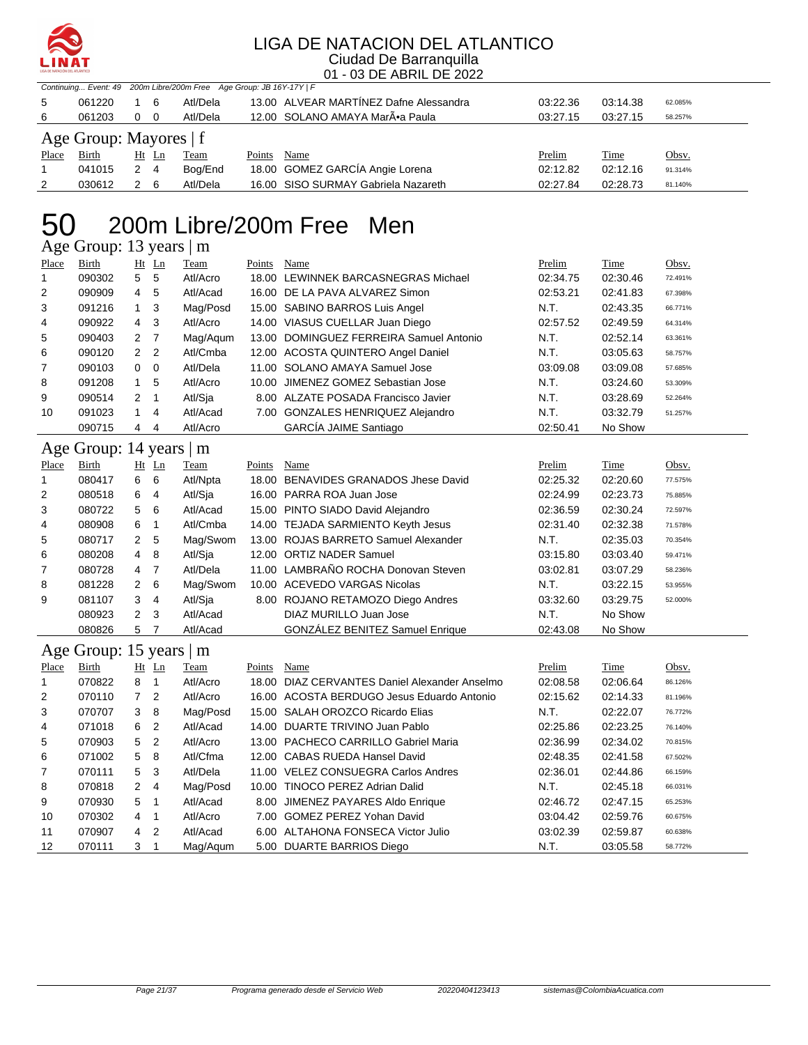Continuing... Event: 49 200m Libre/200m Free Age Group: JB 16Y-17Y | F

| Place | Birth | Ht | Ln | Team | Points | Name | Prelim | Time | Obsv. |
|---|---|---|---|---|---|---|---|---|---|
| 5 | 061220 | 1 | 6 | Atl/Dela | 13.00 | ALVEAR MARTÍNEZ Dafne Alessandra | 03:22.36 | 03:14.38 | 62.085% |
| 6 | 061203 | 0 | 0 | Atl/Dela | 12.00 | SOLANO AMAYA MarÃ•a Paula | 03:27.15 | 03:27.15 | 58.257% |

## Age Group: Mayores | f

| Place | Birth | Ht | Ln | Team | Points | Name | Prelim | Time | Obsv. |
|---|---|---|---|---|---|---|---|---|---|
| 1 | 041015 | 2 | 4 | Bog/End | 18.00 | GOMEZ GARCÍA Angie Lorena | 02:12.82 | 02:12.16 | 91.314% |
| 2 | 030612 | 2 | 6 | Atl/Dela | 16.00 | SISO SURMAY Gabriela Nazareth | 02:27.84 | 02:28.73 | 81.140% |

# 50 200m Libre/200m Free Men

## Age Group: 13 years | m

| Place | Birth | Ht | Ln | Team | Points | Name | Prelim | Time | Obsv. |
|---|---|---|---|---|---|---|---|---|---|
| 1 | 090302 | 5 | 5 | Atl/Acro | 18.00 | LEWINNEK BARCASNEGRAS Michael | 02:34.75 | 02:30.46 | 72.491% |
| 2 | 090909 | 4 | 5 | Atl/Acad | 16.00 | DE LA PAVA ALVAREZ Simon | 02:53.21 | 02:41.83 | 67.398% |
| 3 | 091216 | 1 | 3 | Mag/Posd | 15.00 | SABINO BARROS Luis Angel | N.T. | 02:43.35 | 66.771% |
| 4 | 090922 | 4 | 3 | Atl/Acro | 14.00 | VIASUS CUELLAR Juan Diego | 02:57.52 | 02:49.59 | 64.314% |
| 5 | 090403 | 2 | 7 | Mag/Aqum | 13.00 | DOMINGUEZ FERREIRA Samuel Antonio | N.T. | 02:52.14 | 63.361% |
| 6 | 090120 | 2 | 2 | Atl/Cmba | 12.00 | ACOSTA QUINTERO Angel Daniel | N.T. | 03:05.63 | 58.757% |
| 7 | 090103 | 0 | 0 | Atl/Dela | 11.00 | SOLANO AMAYA Samuel Jose | 03:09.08 | 03:09.08 | 57.685% |
| 8 | 091208 | 1 | 5 | Atl/Acro | 10.00 | JIMENEZ GOMEZ Sebastian Jose | N.T. | 03:24.60 | 53.309% |
| 9 | 090514 | 2 | 1 | Atl/Sja | 8.00 | ALZATE POSADA Francisco Javier | N.T. | 03:28.69 | 52.264% |
| 10 | 091023 | 1 | 4 | Atl/Acad | 7.00 | GONZALES HENRIQUEZ Alejandro | N.T. | 03:32.79 | 51.257% |
|  | 090715 | 4 | 4 | Atl/Acro |  | GARCÍA JAIME Santiago | 02:50.41 | No Show |  |

## Age Group: 14 years | m

| Place | Birth | Ht | Ln | Team | Points | Name | Prelim | Time | Obsv. |
|---|---|---|---|---|---|---|---|---|---|
| 1 | 080417 | 6 | 6 | Atl/Npta | 18.00 | BENAVIDES GRANADOS Jhese David | 02:25.32 | 02:20.60 | 77.575% |
| 2 | 080518 | 6 | 4 | Atl/Sja | 16.00 | PARRA ROA Juan Jose | 02:24.99 | 02:23.73 | 75.885% |
| 3 | 080722 | 5 | 6 | Atl/Acad | 15.00 | PINTO SIADO David Alejandro | 02:36.59 | 02:30.24 | 72.597% |
| 4 | 080908 | 6 | 1 | Atl/Cmba | 14.00 | TEJADA SARMIENTO Keyth Jesus | 02:31.40 | 02:32.38 | 71.578% |
| 5 | 080717 | 2 | 5 | Mag/Swom | 13.00 | ROJAS BARRETO Samuel Alexander | N.T. | 02:35.03 | 70.354% |
| 6 | 080208 | 4 | 8 | Atl/Sja | 12.00 | ORTIZ NADER Samuel | 03:15.80 | 03:03.40 | 59.471% |
| 7 | 080728 | 4 | 7 | Atl/Dela | 11.00 | LAMBRAÑO ROCHA Donovan Steven | 03:02.81 | 03:07.29 | 58.236% |
| 8 | 081228 | 2 | 6 | Mag/Swom | 10.00 | ACEVEDO VARGAS Nicolas | N.T. | 03:22.15 | 53.955% |
| 9 | 081107 | 3 | 4 | Atl/Sja | 8.00 | ROJANO RETAMOZO Diego Andres | 03:32.60 | 03:29.75 | 52.000% |
|  | 080923 | 2 | 3 | Atl/Acad |  | DIAZ MURILLO Juan Jose | N.T. | No Show |  |
|  | 080826 | 5 | 7 | Atl/Acad |  | GONZÁLEZ BENITEZ Samuel Enrique | 02:43.08 | No Show |  |

## Age Group: 15 years | m

| Place | Birth | Ht | Ln | Team | Points | Name | Prelim | Time | Obsv. |
|---|---|---|---|---|---|---|---|---|---|
| 1 | 070822 | 8 | 1 | Atl/Acro | 18.00 | DIAZ CERVANTES Daniel Alexander Anselmo | 02:08.58 | 02:06.64 | 86.126% |
| 2 | 070110 | 7 | 2 | Atl/Acro | 16.00 | ACOSTA BERDUGO Jesus Eduardo Antonio | 02:15.62 | 02:14.33 | 81.196% |
| 3 | 070707 | 3 | 8 | Mag/Posd | 15.00 | SALAH OROZCO Ricardo Elias | N.T. | 02:22.07 | 76.772% |
| 4 | 071018 | 6 | 2 | Atl/Acad | 14.00 | DUARTE TRIVINO Juan Pablo | 02:25.86 | 02:23.25 | 76.140% |
| 5 | 070903 | 5 | 2 | Atl/Acro | 13.00 | PACHECO CARRILLO Gabriel Maria | 02:36.99 | 02:34.02 | 70.815% |
| 6 | 071002 | 5 | 8 | Atl/Cfma | 12.00 | CABAS RUEDA Hansel David | 02:48.35 | 02:41.58 | 67.502% |
| 7 | 070111 | 5 | 3 | Atl/Dela | 11.00 | VELEZ CONSUEGRA Carlos Andres | 02:36.01 | 02:44.86 | 66.159% |
| 8 | 070818 | 2 | 4 | Mag/Posd | 10.00 | TINOCO PEREZ Adrian Dalid | N.T. | 02:45.18 | 66.031% |
| 9 | 070930 | 5 | 1 | Atl/Acad | 8.00 | JIMENEZ PAYARES Aldo Enrique | 02:46.72 | 02:47.15 | 65.253% |
| 10 | 070302 | 4 | 1 | Atl/Acro | 7.00 | GOMEZ PEREZ Yohan David | 03:04.42 | 02:59.76 | 60.675% |
| 11 | 070907 | 4 | 2 | Atl/Acad | 6.00 | ALTAHONA FONSECA Victor Julio | 03:02.39 | 02:59.87 | 60.638% |
| 12 | 070111 | 3 | 1 | Mag/Aqum | 5.00 | DUARTE BARRIOS Diego | N.T. | 03:05.58 | 58.772% |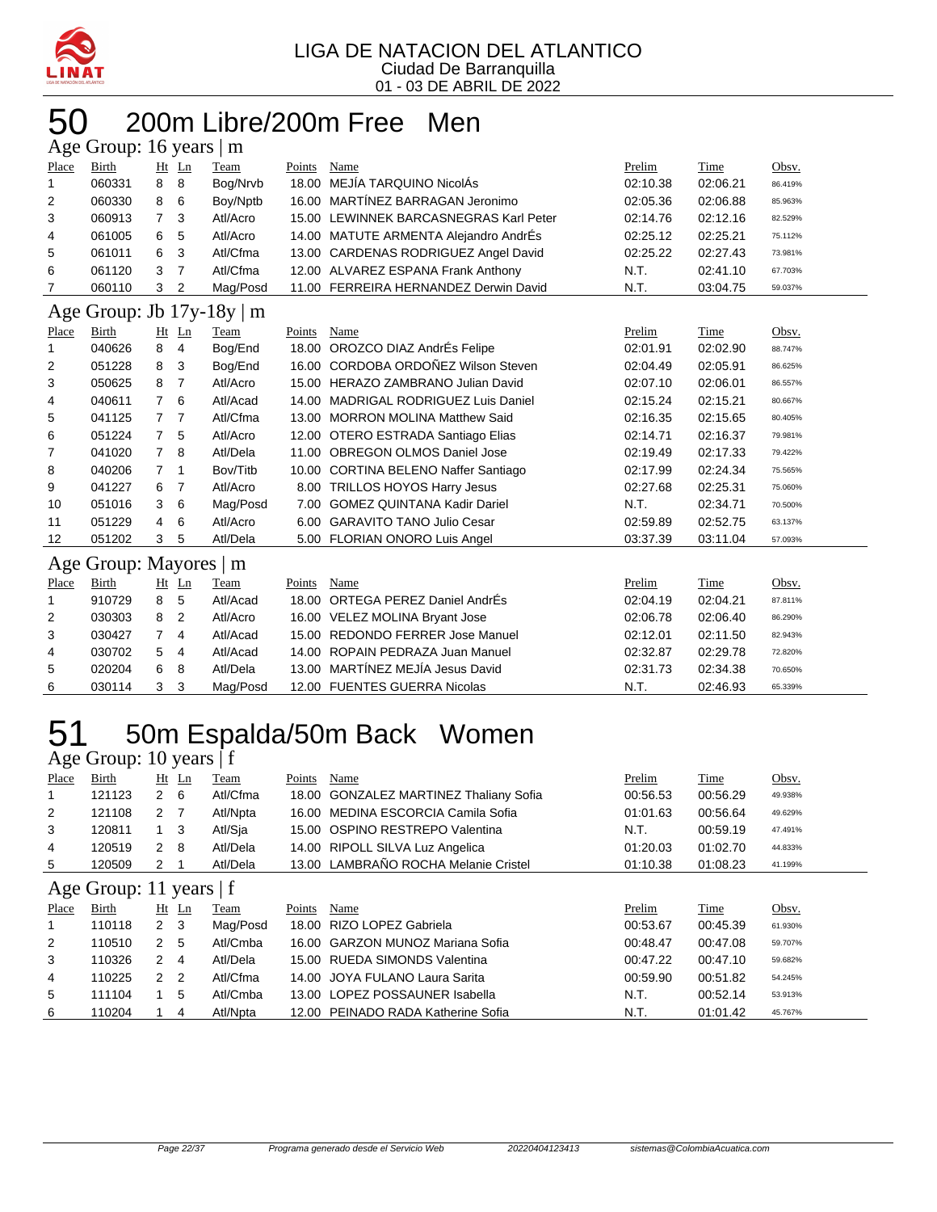LIGA DE NATACION DEL ATLANTICO
Ciudad De Barranquilla
01 - 03 DE ABRIL DE 2022

# 50 200m Libre/200m Free Men

## Age Group: 16 years | m

| Place | Birth | Ht | Ln | Team | Points | Name | Prelim | Time | Obsv. |
|---|---|---|---|---|---|---|---|---|---|
| 1 | 060331 | 8 | 8 | Bog/Nrvb | 18.00 | MEJÍA TARQUINO NicolÁs | 02:10.38 | 02:06.21 | 86.419% |
| 2 | 060330 | 8 | 6 | Boy/Nptb | 16.00 | MARTÍNEZ BARRAGAN Jeronimo | 02:05.36 | 02:06.88 | 85.963% |
| 3 | 060913 | 7 | 3 | Atl/Acro | 15.00 | LEWINNEK BARCASNEGRAS Karl Peter | 02:14.76 | 02:12.16 | 82.529% |
| 4 | 061005 | 6 | 5 | Atl/Acro | 14.00 | MATUTE ARMENTA Alejandro AndrÉs | 02:25.12 | 02:25.21 | 75.112% |
| 5 | 061011 | 6 | 3 | Atl/Cfma | 13.00 | CARDENAS RODRIGUEZ Angel David | 02:25.22 | 02:27.43 | 73.981% |
| 6 | 061120 | 3 | 7 | Atl/Cfma | 12.00 | ALVAREZ ESPANA Frank Anthony | N.T. | 02:41.10 | 67.703% |
| 7 | 060110 | 3 | 2 | Mag/Posd | 11.00 | FERREIRA HERNANDEZ Derwin David | N.T. | 03:04.75 | 59.037% |

## Age Group: Jb 17y-18y | m

| Place | Birth | Ht | Ln | Team | Points | Name | Prelim | Time | Obsv. |
|---|---|---|---|---|---|---|---|---|---|
| 1 | 040626 | 8 | 4 | Bog/End | 18.00 | OROZCO DIAZ AndrÉs Felipe | 02:01.91 | 02:02.90 | 88.747% |
| 2 | 051228 | 8 | 3 | Bog/End | 16.00 | CORDOBA ORDOÑEZ Wilson Steven | 02:04.49 | 02:05.91 | 86.625% |
| 3 | 050625 | 8 | 7 | Atl/Acro | 15.00 | HERAZO ZAMBRANO Julian David | 02:07.10 | 02:06.01 | 86.557% |
| 4 | 040611 | 7 | 6 | Atl/Acad | 14.00 | MADRIGAL RODRIGUEZ Luis Daniel | 02:15.24 | 02:15.21 | 80.667% |
| 5 | 041125 | 7 | 7 | Atl/Cfma | 13.00 | MORRON MOLINA Matthew Said | 02:16.35 | 02:15.65 | 80.405% |
| 6 | 051224 | 7 | 5 | Atl/Acro | 12.00 | OTERO ESTRADA Santiago Elias | 02:14.71 | 02:16.37 | 79.981% |
| 7 | 041020 | 7 | 8 | Atl/Dela | 11.00 | OBREGON OLMOS Daniel Jose | 02:19.49 | 02:17.33 | 79.422% |
| 8 | 040206 | 7 | 1 | Bov/Titb | 10.00 | CORTINA BELENO Naffer Santiago | 02:17.99 | 02:24.34 | 75.565% |
| 9 | 041227 | 6 | 7 | Atl/Acro | 8.00 | TRILLOS HOYOS Harry Jesus | 02:27.68 | 02:25.31 | 75.060% |
| 10 | 051016 | 3 | 6 | Mag/Posd | 7.00 | GOMEZ QUINTANA Kadir Dariel | N.T. | 02:34.71 | 70.500% |
| 11 | 051229 | 4 | 6 | Atl/Acro | 6.00 | GARAVITO TANO Julio Cesar | 02:59.89 | 02:52.75 | 63.137% |
| 12 | 051202 | 3 | 5 | Atl/Dela | 5.00 | FLORIAN ONORO Luis Angel | 03:37.39 | 03:11.04 | 57.093% |

## Age Group: Mayores | m

| Place | Birth | Ht | Ln | Team | Points | Name | Prelim | Time | Obsv. |
|---|---|---|---|---|---|---|---|---|---|
| 1 | 910729 | 8 | 5 | Atl/Acad | 18.00 | ORTEGA PEREZ Daniel AndrÉs | 02:04.19 | 02:04.21 | 87.811% |
| 2 | 030303 | 8 | 2 | Atl/Acro | 16.00 | VELEZ MOLINA Bryant Jose | 02:06.78 | 02:06.40 | 86.290% |
| 3 | 030427 | 7 | 4 | Atl/Acad | 15.00 | REDONDO FERRER Jose Manuel | 02:12.01 | 02:11.50 | 82.943% |
| 4 | 030702 | 5 | 4 | Atl/Acad | 14.00 | ROPAIN PEDRAZA Juan Manuel | 02:32.87 | 02:29.78 | 72.820% |
| 5 | 020204 | 6 | 8 | Atl/Dela | 13.00 | MARTÍNEZ MEJÍA Jesus David | 02:31.73 | 02:34.38 | 70.650% |
| 6 | 030114 | 3 | 3 | Mag/Posd | 12.00 | FUENTES GUERRA Nicolas | N.T. | 02:46.93 | 65.339% |

# 51 50m Espalda/50m Back Women

## Age Group: 10 years | f

| Place | Birth | Ht | Ln | Team | Points | Name | Prelim | Time | Obsv. |
|---|---|---|---|---|---|---|---|---|---|
| 1 | 121123 | 2 | 6 | Atl/Cfma | 18.00 | GONZALEZ MARTINEZ Thaliany Sofia | 00:56.53 | 00:56.29 | 49.938% |
| 2 | 121108 | 2 | 7 | Atl/Npta | 16.00 | MEDINA ESCORCIA Camila Sofia | 01:01.63 | 00:56.64 | 49.629% |
| 3 | 120811 | 1 | 3 | Atl/Sja | 15.00 | OSPINO RESTREPO Valentina | N.T. | 00:59.19 | 47.491% |
| 4 | 120519 | 2 | 8 | Atl/Dela | 14.00 | RIPOLL SILVA Luz Angelica | 01:20.03 | 01:02.70 | 44.833% |
| 5 | 120509 | 2 | 1 | Atl/Dela | 13.00 | LAMBRAÑO ROCHA Melanie Cristel | 01:10.38 | 01:08.23 | 41.199% |

## Age Group: 11 years | f

| Place | Birth | Ht | Ln | Team | Points | Name | Prelim | Time | Obsv. |
|---|---|---|---|---|---|---|---|---|---|
| 1 | 110118 | 2 | 3 | Mag/Posd | 18.00 | RIZO LOPEZ Gabriela | 00:53.67 | 00:45.39 | 61.930% |
| 2 | 110510 | 2 | 5 | Atl/Cmba | 16.00 | GARZON MUNOZ Mariana Sofia | 00:48.47 | 00:47.08 | 59.707% |
| 3 | 110326 | 2 | 4 | Atl/Dela | 15.00 | RUEDA SIMONDS Valentina | 00:47.22 | 00:47.10 | 59.682% |
| 4 | 110225 | 2 | 2 | Atl/Cfma | 14.00 | JOYA FULANO Laura Sarita | 00:59.90 | 00:51.82 | 54.245% |
| 5 | 111104 | 1 | 5 | Atl/Cmba | 13.00 | LOPEZ POSSAUNER Isabella | N.T. | 00:52.14 | 53.913% |
| 6 | 110204 | 1 | 4 | Atl/Npta | 12.00 | PEINADO RADA Katherine Sofia | N.T. | 01:01.42 | 45.767% |

Programa generado desde el Servicio Web 20220404123413 sistemas@ColombiaAcuatica.com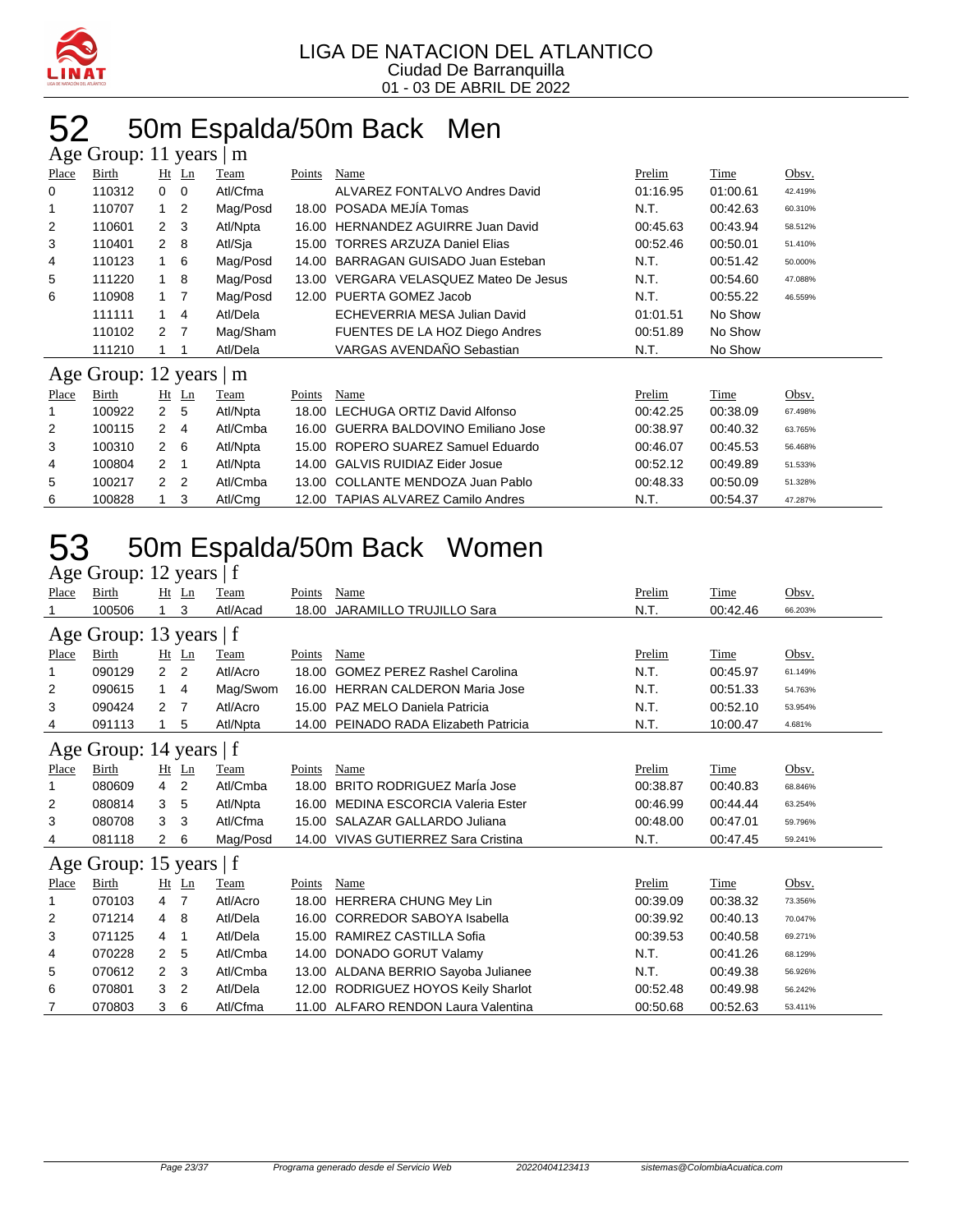LIGA DE NATACION DEL ATLANTICO
Ciudad De Barranquilla
01 - 03 DE ABRIL DE 2022

# 52 50m Espalda/50m Back Men

## Age Group: 11 years | m

| Place | Birth | Ht | Ln | Team | Points | Name | Prelim | Time | Obsv. |
|---|---|---|---|---|---|---|---|---|---|
| 0 | 110312 | 0 | 0 | Atl/Cfma | | ALVAREZ FONTALVO Andres David | 01:16.95 | 01:00.61 | 42.419% |
| 1 | 110707 | 1 | 2 | Mag/Posd | 18.00 | POSADA MEJÍA Tomas | N.T. | 00:42.63 | 60.310% |
| 2 | 110601 | 2 | 3 | Atl/Npta | 16.00 | HERNANDEZ AGUIRRE Juan David | 00:45.63 | 00:43.94 | 58.512% |
| 3 | 110401 | 2 | 8 | Atl/Sja | 15.00 | TORRES ARZUZA Daniel Elias | 00:52.46 | 00:50.01 | 51.410% |
| 4 | 110123 | 1 | 6 | Mag/Posd | 14.00 | BARRAGAN GUISADO Juan Esteban | N.T. | 00:51.42 | 50.000% |
| 5 | 111220 | 1 | 8 | Mag/Posd | 13.00 | VERGARA VELASQUEZ Mateo De Jesus | N.T. | 00:54.60 | 47.088% |
| 6 | 110908 | 1 | 7 | Mag/Posd | 12.00 | PUERTA GOMEZ Jacob | N.T. | 00:55.22 | 46.559% |
| | 111111 | 1 | 4 | Atl/Dela | | ECHEVERRIA MESA Julian David | 01:01.51 | No Show | |
| | 110102 | 2 | 7 | Mag/Sham | | FUENTES DE LA HOZ Diego Andres | 00:51.89 | No Show | |
| | 111210 | 1 | 1 | Atl/Dela | | VARGAS AVENDAÑO Sebastian | N.T. | No Show | |

## Age Group: 12 years | m

| Place | Birth | Ht | Ln | Team | Points | Name | Prelim | Time | Obsv. |
|---|---|---|---|---|---|---|---|---|---|
| 1 | 100922 | 2 | 5 | Atl/Npta | 18.00 | LECHUGA ORTIZ David Alfonso | 00:42.25 | 00:38.09 | 67.498% |
| 2 | 100115 | 2 | 4 | Atl/Cmba | 16.00 | GUERRA BALDOVINO Emiliano Jose | 00:38.97 | 00:40.32 | 63.765% |
| 3 | 100310 | 2 | 6 | Atl/Npta | 15.00 | ROPERO SUAREZ Samuel Eduardo | 00:46.07 | 00:45.53 | 56.468% |
| 4 | 100804 | 2 | 1 | Atl/Npta | 14.00 | GALVIS RUIDIAZ Eider Josue | 00:52.12 | 00:49.89 | 51.533% |
| 5 | 100217 | 2 | 2 | Atl/Cmba | 13.00 | COLLANTE MENDOZA Juan Pablo | 00:48.33 | 00:50.09 | 51.328% |
| 6 | 100828 | 1 | 3 | Atl/Cmg | 12.00 | TAPIAS ALVAREZ Camilo Andres | N.T. | 00:54.37 | 47.287% |

# 53 50m Espalda/50m Back Women

## Age Group: 12 years | f

| Place | Birth | Ht | Ln | Team | Points | Name | Prelim | Time | Obsv. |
|---|---|---|---|---|---|---|---|---|---|
| 1 | 100506 | 1 | 3 | Atl/Acad | 18.00 | JARAMILLO TRUJILLO Sara | N.T. | 00:42.46 | 66.203% |

## Age Group: 13 years | f

| Place | Birth | Ht | Ln | Team | Points | Name | Prelim | Time | Obsv. |
|---|---|---|---|---|---|---|---|---|---|
| 1 | 090129 | 2 | 2 | Atl/Acro | 18.00 | GOMEZ PEREZ Rashel Carolina | N.T. | 00:45.97 | 61.149% |
| 2 | 090615 | 1 | 4 | Mag/Swom | 16.00 | HERRAN CALDERON Maria Jose | N.T. | 00:51.33 | 54.763% |
| 3 | 090424 | 2 | 7 | Atl/Acro | 15.00 | PAZ MELO Daniela Patricia | N.T. | 00:52.10 | 53.954% |
| 4 | 091113 | 1 | 5 | Atl/Npta | 14.00 | PEINADO RADA Elizabeth Patricia | N.T. | 10:00.47 | 4.681% |

## Age Group: 14 years | f

| Place | Birth | Ht | Ln | Team | Points | Name | Prelim | Time | Obsv. |
|---|---|---|---|---|---|---|---|---|---|
| 1 | 080609 | 4 | 2 | Atl/Cmba | 18.00 | BRITO RODRIGUEZ MarÍa Jose | 00:38.87 | 00:40.83 | 68.846% |
| 2 | 080814 | 3 | 5 | Atl/Npta | 16.00 | MEDINA ESCORCIA Valeria Ester | 00:46.99 | 00:44.44 | 63.254% |
| 3 | 080708 | 3 | 3 | Atl/Cfma | 15.00 | SALAZAR GALLARDO Juliana | 00:48.00 | 00:47.01 | 59.796% |
| 4 | 081118 | 2 | 6 | Mag/Posd | 14.00 | VIVAS GUTIERREZ Sara Cristina | N.T. | 00:47.45 | 59.241% |

## Age Group: 15 years | f

| Place | Birth | Ht | Ln | Team | Points | Name | Prelim | Time | Obsv. |
|---|---|---|---|---|---|---|---|---|---|
| 1 | 070103 | 4 | 7 | Atl/Acro | 18.00 | HERRERA CHUNG Mey Lin | 00:39.09 | 00:38.32 | 73.356% |
| 2 | 071214 | 4 | 8 | Atl/Dela | 16.00 | CORREDOR SABOYA Isabella | 00:39.92 | 00:40.13 | 70.047% |
| 3 | 071125 | 4 | 1 | Atl/Dela | 15.00 | RAMIREZ CASTILLA Sofia | 00:39.53 | 00:40.58 | 69.271% |
| 4 | 070228 | 2 | 5 | Atl/Cmba | 14.00 | DONADO GORUT Valamy | N.T. | 00:41.26 | 68.129% |
| 5 | 070612 | 2 | 3 | Atl/Cmba | 13.00 | ALDANA BERRIO Sayoba Julianee | N.T. | 00:49.38 | 56.926% |
| 6 | 070801 | 3 | 2 | Atl/Dela | 12.00 | RODRIGUEZ HOYOS Keily Sharlot | 00:52.48 | 00:49.98 | 56.242% |
| 7 | 070803 | 3 | 6 | Atl/Cfma | 11.00 | ALFARO RENDON Laura Valentina | 00:50.68 | 00:52.63 | 53.411% |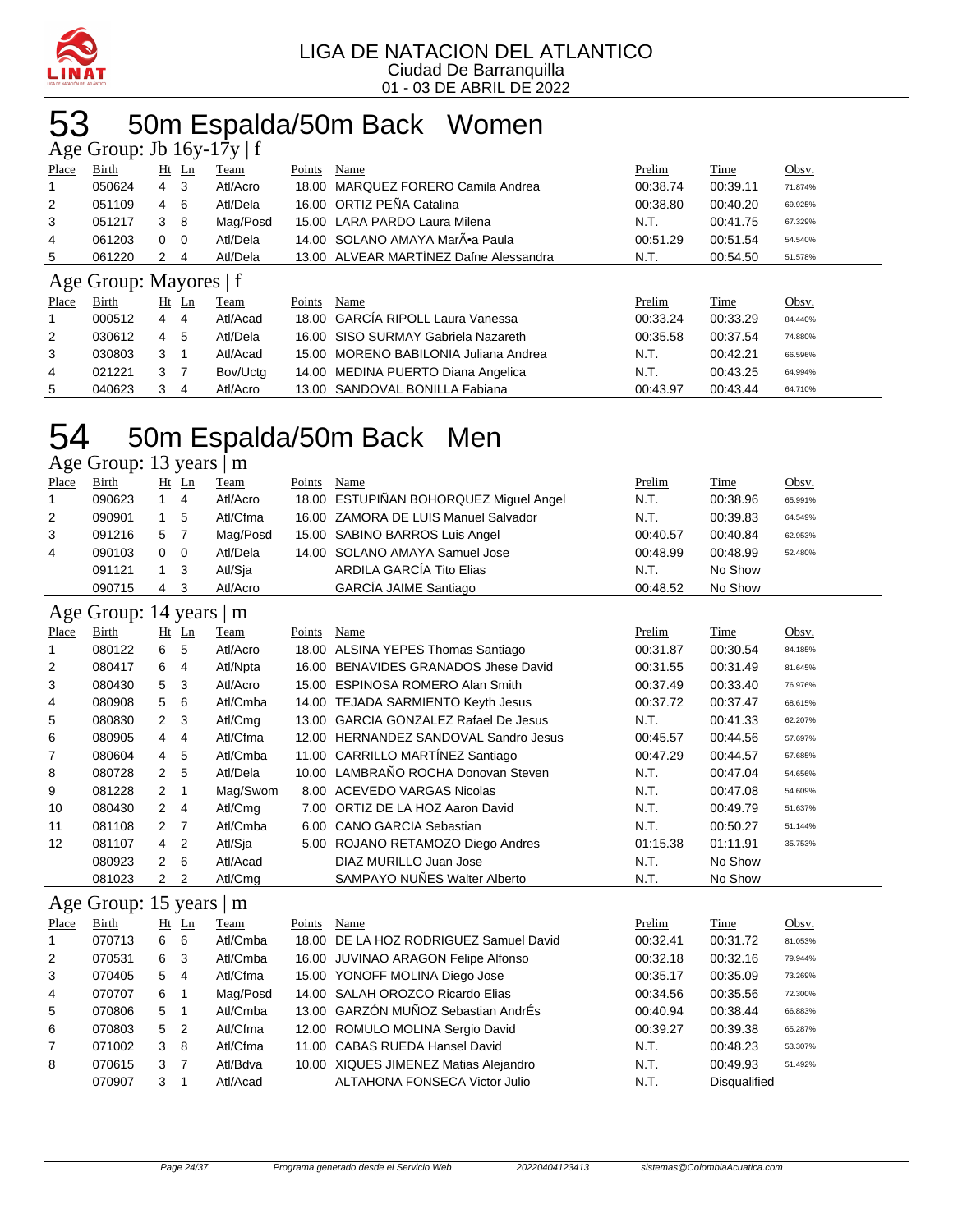LIGA DE NATACION DEL ATLANTICO
Ciudad De Barranquilla
01 - 03 DE ABRIL DE 2022

# 53 50m Espalda/50m Back Women

## Age Group: Jb 16y-17y | f

| Place | Birth | Ht | Ln | Team | Points | Name | Prelim | Time | Obsv. |
|---|---|---|---|---|---|---|---|---|---|
| 1 | 050624 | 4 | 3 | Atl/Acro | 18.00 | MARQUEZ FORERO Camila Andrea | 00:38.74 | 00:39.11 | 71.874% |
| 2 | 051109 | 4 | 6 | Atl/Dela | 16.00 | ORTIZ PEÑA Catalina | 00:38.80 | 00:40.20 | 69.925% |
| 3 | 051217 | 3 | 8 | Mag/Posd | 15.00 | LARA PARDO Laura Milena | N.T. | 00:41.75 | 67.329% |
| 4 | 061203 | 0 | 0 | Atl/Dela | 14.00 | SOLANO AMAYA MarÃ•a Paula | 00:51.29 | 00:51.54 | 54.540% |
| 5 | 061220 | 2 | 4 | Atl/Dela | 13.00 | ALVEAR MARTÍNEZ Dafne Alessandra | N.T. | 00:54.50 | 51.578% |

## Age Group: Mayores | f

| Place | Birth | Ht | Ln | Team | Points | Name | Prelim | Time | Obsv. |
|---|---|---|---|---|---|---|---|---|---|
| 1 | 000512 | 4 | 4 | Atl/Acad | 18.00 | GARCÍA RIPOLL Laura Vanessa | 00:33.24 | 00:33.29 | 84.440% |
| 2 | 030612 | 4 | 5 | Atl/Dela | 16.00 | SISO SURMAY Gabriela Nazareth | 00:35.58 | 00:37.54 | 74.880% |
| 3 | 030803 | 3 | 1 | Atl/Acad | 15.00 | MORENO BABILONIA Juliana Andrea | N.T. | 00:42.21 | 66.596% |
| 4 | 021221 | 3 | 7 | Bov/Uctg | 14.00 | MEDINA PUERTO Diana Angelica | N.T. | 00:43.25 | 64.994% |
| 5 | 040623 | 3 | 4 | Atl/Acro | 13.00 | SANDOVAL BONILLA Fabiana | 00:43.97 | 00:43.44 | 64.710% |

# 54 50m Espalda/50m Back Men

## Age Group: 13 years | m

| Place | Birth | Ht | Ln | Team | Points | Name | Prelim | Time | Obsv. |
|---|---|---|---|---|---|---|---|---|---|
| 1 | 090623 | 1 | 4 | Atl/Acro | 18.00 | ESTUPIÑAN BOHORQUEZ Miguel Angel | N.T. | 00:38.96 | 65.991% |
| 2 | 090901 | 1 | 5 | Atl/Cfma | 16.00 | ZAMORA DE LUIS Manuel Salvador | N.T. | 00:39.83 | 64.549% |
| 3 | 091216 | 5 | 7 | Mag/Posd | 15.00 | SABINO BARROS Luis Angel | 00:40.57 | 00:40.84 | 62.953% |
| 4 | 090103 | 0 | 0 | Atl/Dela | 14.00 | SOLANO AMAYA Samuel Jose | 00:48.99 | 00:48.99 | 52.480% |
| | 091121 | 1 | 3 | Atl/Sja | | ARDILA GARCÍA Tito Elias | N.T. | No Show | |
| | 090715 | 4 | 3 | Atl/Acro | | GARCÍA JAIME Santiago | 00:48.52 | No Show | |

## Age Group: 14 years | m

| Place | Birth | Ht | Ln | Team | Points | Name | Prelim | Time | Obsv. |
|---|---|---|---|---|---|---|---|---|---|
| 1 | 080122 | 6 | 5 | Atl/Acro | 18.00 | ALSINA YEPES Thomas Santiago | 00:31.87 | 00:30.54 | 84.185% |
| 2 | 080417 | 6 | 4 | Atl/Npta | 16.00 | BENAVIDES GRANADOS Jhese David | 00:31.55 | 00:31.49 | 81.645% |
| 3 | 080430 | 5 | 3 | Atl/Acro | 15.00 | ESPINOSA ROMERO Alan Smith | 00:37.49 | 00:33.40 | 76.976% |
| 4 | 080908 | 5 | 6 | Atl/Cmba | 14.00 | TEJADA SARMIENTO Keyth Jesus | 00:37.72 | 00:37.47 | 68.615% |
| 5 | 080830 | 2 | 3 | Atl/Cmg | 13.00 | GARCIA GONZALEZ Rafael De Jesus | N.T. | 00:41.33 | 62.207% |
| 6 | 080905 | 4 | 4 | Atl/Cfma | 12.00 | HERNANDEZ SANDOVAL Sandro Jesus | 00:45.57 | 00:44.56 | 57.697% |
| 7 | 080604 | 4 | 5 | Atl/Cmba | 11.00 | CARRILLO MARTÍNEZ Santiago | 00:47.29 | 00:44.57 | 57.685% |
| 8 | 080728 | 2 | 5 | Atl/Dela | 10.00 | LAMBRAÑO ROCHA Donovan Steven | N.T. | 00:47.04 | 54.656% |
| 9 | 081228 | 2 | 1 | Mag/Swom | 8.00 | ACEVEDO VARGAS Nicolas | N.T. | 00:47.08 | 54.609% |
| 10 | 080430 | 2 | 4 | Atl/Cmg | 7.00 | ORTIZ DE LA HOZ Aaron David | N.T. | 00:49.79 | 51.637% |
| 11 | 081108 | 2 | 7 | Atl/Cmba | 6.00 | CANO GARCIA Sebastian | N.T. | 00:50.27 | 51.144% |
| 12 | 081107 | 4 | 2 | Atl/Sja | 5.00 | ROJANO RETAMOZO Diego Andres | 01:15.38 | 01:11.91 | 35.753% |
| | 080923 | 2 | 6 | Atl/Acad | | DIAZ MURILLO Juan Jose | N.T. | No Show | |
| | 081023 | 2 | 2 | Atl/Cmg | | SAMPAYO NUÑES Walter Alberto | N.T. | No Show | |

## Age Group: 15 years | m

| Place | Birth | Ht | Ln | Team | Points | Name | Prelim | Time | Obsv. |
|---|---|---|---|---|---|---|---|---|---|
| 1 | 070713 | 6 | 6 | Atl/Cmba | 18.00 | DE LA HOZ RODRIGUEZ Samuel David | 00:32.41 | 00:31.72 | 81.053% |
| 2 | 070531 | 6 | 3 | Atl/Cmba | 16.00 | JUVINAO ARAGON Felipe Alfonso | 00:32.18 | 00:32.16 | 79.944% |
| 3 | 070405 | 5 | 4 | Atl/Cfma | 15.00 | YONOFF MOLINA Diego Jose | 00:35.17 | 00:35.09 | 73.269% |
| 4 | 070707 | 6 | 1 | Mag/Posd | 14.00 | SALAH OROZCO Ricardo Elias | 00:34.56 | 00:35.56 | 72.300% |
| 5 | 070806 | 5 | 1 | Atl/Cmba | 13.00 | GARZÓN MUÑOZ Sebastian AndrÉs | 00:40.94 | 00:38.44 | 66.883% |
| 6 | 070803 | 5 | 2 | Atl/Cfma | 12.00 | ROMULO MOLINA Sergio David | 00:39.27 | 00:39.38 | 65.287% |
| 7 | 071002 | 3 | 8 | Atl/Cfma | 11.00 | CABAS RUEDA Hansel David | N.T. | 00:48.23 | 53.307% |
| 8 | 070615 | 3 | 7 | Atl/Bdva | 10.00 | XIQUES JIMENEZ Matias Alejandro | N.T. | 00:49.93 | 51.492% |
| | 070907 | 3 | 1 | Atl/Acad | | ALTAHONA FONSECA Victor Julio | N.T. | Disqualified | |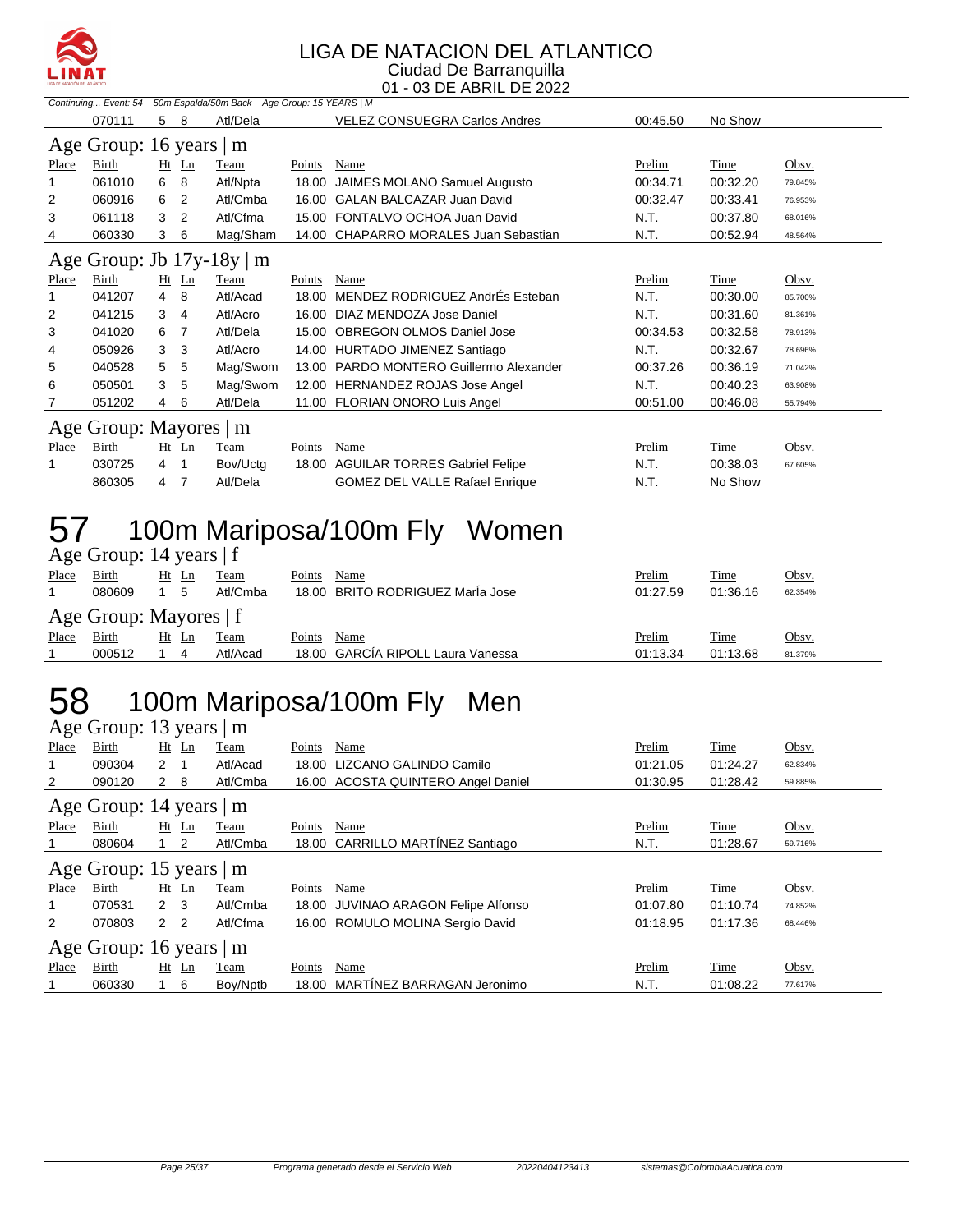# LIGA DE NATACION DEL ATLANTICO

Ciudad De Barranquilla

01 - 03 DE ABRIL DE 2022

*Continuing... Event: 54 50m Espalda/50m Back Age Group: 15 YEARS | M*

| Place | Birth | Ht | Ln | Team | Points | Name | Prelim | Time | Obsv. |
|---|---|---|---|---|---|---|---|---|---|
| | 070111 | 5 | 8 | Atl/Dela | | VELEZ CONSUEGRA Carlos Andres | 00:45.50 | No Show | |

## Age Group: 16 years | m

| Place | Birth | Ht | Ln | Team | Points | Name | Prelim | Time | Obsv. |
|---|---|---|---|---|---|---|---|---|---|
| 1 | 061010 | 6 | 8 | Atl/Npta | 18.00 | JAIMES MOLANO Samuel Augusto | 00:34.71 | 00:32.20 | 79.845% |
| 2 | 060916 | 6 | 2 | Atl/Cmba | 16.00 | GALAN BALCAZAR Juan David | 00:32.47 | 00:33.41 | 76.953% |
| 3 | 061118 | 3 | 2 | Atl/Cfma | 15.00 | FONTALVO OCHOA Juan David | N.T. | 00:37.80 | 68.016% |
| 4 | 060330 | 3 | 6 | Mag/Sham | 14.00 | CHAPARRO MORALES Juan Sebastian | N.T. | 00:52.94 | 48.564% |

## Age Group: Jb 17y-18y | m

| Place | Birth | Ht | Ln | Team | Points | Name | Prelim | Time | Obsv. |
|---|---|---|---|---|---|---|---|---|---|
| 1 | 041207 | 4 | 8 | Atl/Acad | 18.00 | MENDEZ RODRIGUEZ AndrÉs Esteban | N.T. | 00:30.00 | 85.700% |
| 2 | 041215 | 3 | 4 | Atl/Acro | 16.00 | DIAZ MENDOZA Jose Daniel | N.T. | 00:31.60 | 81.361% |
| 3 | 041020 | 6 | 7 | Atl/Dela | 15.00 | OBREGON OLMOS Daniel Jose | 00:34.53 | 00:32.58 | 78.913% |
| 4 | 050926 | 3 | 3 | Atl/Acro | 14.00 | HURTADO JIMENEZ Santiago | N.T. | 00:32.67 | 78.696% |
| 5 | 040528 | 5 | 5 | Mag/Swom | 13.00 | PARDO MONTERO Guillermo Alexander | 00:37.26 | 00:36.19 | 71.042% |
| 6 | 050501 | 3 | 5 | Mag/Swom | 12.00 | HERNANDEZ ROJAS Jose Angel | N.T. | 00:40.23 | 63.908% |
| 7 | 051202 | 4 | 6 | Atl/Dela | 11.00 | FLORIAN ONORO Luis Angel | 00:51.00 | 00:46.08 | 55.794% |

## Age Group: Mayores | m

| Place | Birth | Ht | Ln | Team | Points | Name | Prelim | Time | Obsv. |
|---|---|---|---|---|---|---|---|---|---|
| 1 | 030725 | 4 | 1 | Bov/Uctg | 18.00 | AGUILAR TORRES Gabriel Felipe | N.T. | 00:38.03 | 67.605% |
| | 860305 | 4 | 7 | Atl/Dela | | GOMEZ DEL VALLE Rafael Enrique | N.T. | No Show | |

# 57 100m Mariposa/100m Fly Women

## Age Group: 14 years | f

| Place | Birth | Ht | Ln | Team | Points | Name | Prelim | Time | Obsv. |
|---|---|---|---|---|---|---|---|---|---|
| 1 | 080609 | 1 | 5 | Atl/Cmba | 18.00 | BRITO RODRIGUEZ MarÍa Jose | 01:27.59 | 01:36.16 | 62.354% |

## Age Group: Mayores | f

| Place | Birth | Ht | Ln | Team | Points | Name | Prelim | Time | Obsv. |
|---|---|---|---|---|---|---|---|---|---|
| 1 | 000512 | 1 | 4 | Atl/Acad | 18.00 | GARCÍA RIPOLL Laura Vanessa | 01:13.34 | 01:13.68 | 81.379% |

# 58 100m Mariposa/100m Fly Men

## Age Group: 13 years | m

| Place | Birth | Ht | Ln | Team | Points | Name | Prelim | Time | Obsv. |
|---|---|---|---|---|---|---|---|---|---|
| 1 | 090304 | 2 | 1 | Atl/Acad | 18.00 | LIZCANO GALINDO Camilo | 01:21.05 | 01:24.27 | 62.834% |
| 2 | 090120 | 2 | 8 | Atl/Cmba | 16.00 | ACOSTA QUINTERO Angel Daniel | 01:30.95 | 01:28.42 | 59.885% |

## Age Group: 14 years | m

| Place | Birth | Ht | Ln | Team | Points | Name | Prelim | Time | Obsv. |
|---|---|---|---|---|---|---|---|---|---|
| 1 | 080604 | 1 | 2 | Atl/Cmba | 18.00 | CARRILLO MARTÍNEZ Santiago | N.T. | 01:28.67 | 59.716% |

## Age Group: 15 years | m

| Place | Birth | Ht | Ln | Team | Points | Name | Prelim | Time | Obsv. |
|---|---|---|---|---|---|---|---|---|---|
| 1 | 070531 | 2 | 3 | Atl/Cmba | 18.00 | JUVINAO ARAGON Felipe Alfonso | 01:07.80 | 01:10.74 | 74.852% |
| 2 | 070803 | 2 | 2 | Atl/Cfma | 16.00 | ROMULO MOLINA Sergio David | 01:18.95 | 01:17.36 | 68.446% |

## Age Group: 16 years | m

| Place | Birth | Ht | Ln | Team | Points | Name | Prelim | Time | Obsv. |
|---|---|---|---|---|---|---|---|---|---|
| 1 | 060330 | 1 | 6 | Boy/Nptb | 18.00 | MARTÍNEZ BARRAGAN Jeronimo | N.T. | 01:08.22 | 77.617% |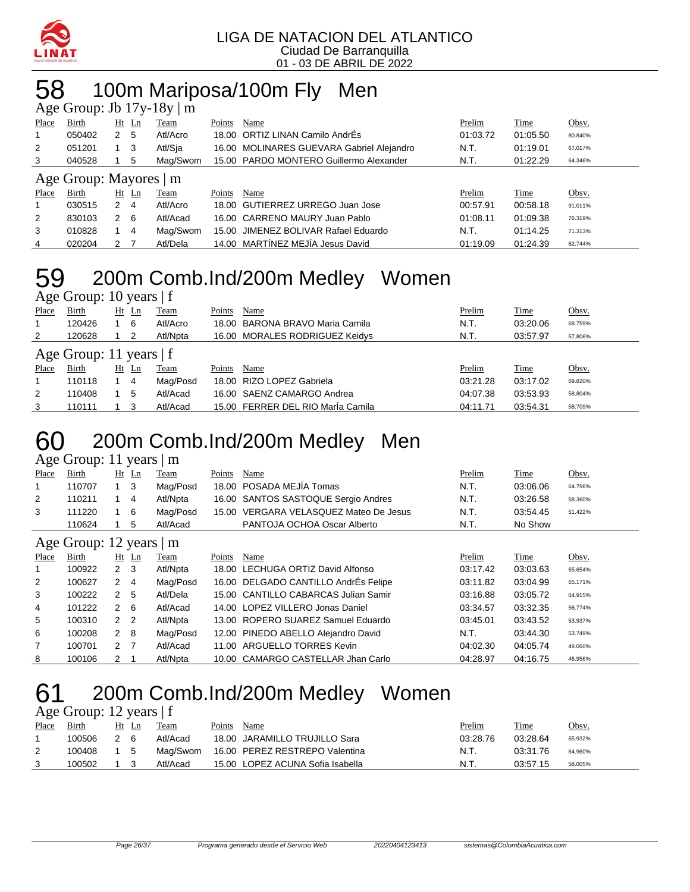LIGA DE NATACION DEL ATLANTICO
Ciudad De Barranquilla
01 - 03 DE ABRIL DE 2022

# 58 100m Mariposa/100m Fly Men

Age Group: Jb 17y-18y | m

| Place | Birth | Ht | Ln | Team | Points | Name | Prelim | Time | Obsv. |
|---|---|---|---|---|---|---|---|---|---|
| 1 | 050402 | 2 | 5 | Atl/Acro | 18.00 | ORTIZ LINAN Camilo AndrÉs | 01:03.72 | 01:05.50 | 80.840% |
| 2 | 051201 | 1 | 3 | Atl/Sja | 16.00 | MOLINARES GUEVARA Gabriel Alejandro | N.T. | 01:19.01 | 67.017% |
| 3 | 040528 | 1 | 5 | Mag/Swom | 15.00 | PARDO MONTERO Guillermo Alexander | N.T. | 01:22.29 | 64.346% |

Age Group: Mayores | m

| Place | Birth | Ht | Ln | Team | Points | Name | Prelim | Time | Obsv. |
|---|---|---|---|---|---|---|---|---|---|
| 1 | 030515 | 2 | 4 | Atl/Acro | 18.00 | GUTIERREZ URREGO Juan Jose | 00:57.91 | 00:58.18 | 91.011% |
| 2 | 830103 | 2 | 6 | Atl/Acad | 16.00 | CARRENO MAURY Juan Pablo | 01:08.11 | 01:09.38 | 76.319% |
| 3 | 010828 | 1 | 4 | Mag/Swom | 15.00 | JIMENEZ BOLIVAR Rafael Eduardo | N.T. | 01:14.25 | 71.313% |
| 4 | 020204 | 2 | 7 | Atl/Dela | 14.00 | MARTÍNEZ MEJÍA Jesus David | 01:19.09 | 01:24.39 | 62.744% |

# 59 200m Comb.Ind/200m Medley Women

Age Group: 10 years | f

| Place | Birth | Ht | Ln | Team | Points | Name | Prelim | Time | Obsv. |
|---|---|---|---|---|---|---|---|---|---|
| 1 | 120426 | 1 | 6 | Atl/Acro | 18.00 | BARONA BRAVO Maria Camila | N.T. | 03:20.06 | 68.759% |
| 2 | 120628 | 1 | 2 | Atl/Npta | 16.00 | MORALES RODRIGUEZ Keidys | N.T. | 03:57.97 | 57.806% |

Age Group: 11 years | f

| Place | Birth | Ht | Ln | Team | Points | Name | Prelim | Time | Obsv. |
|---|---|---|---|---|---|---|---|---|---|
| 1 | 110118 | 1 | 4 | Mag/Posd | 18.00 | RIZO LOPEZ Gabriela | 03:21.28 | 03:17.02 | 69.820% |
| 2 | 110408 | 1 | 5 | Atl/Acad | 16.00 | SAENZ CAMARGO Andrea | 04:07.38 | 03:53.93 | 58.804% |
| 3 | 110111 | 1 | 3 | Atl/Acad | 15.00 | FERRER DEL RIO MarÍa Camila | 04:11.71 | 03:54.31 | 58.709% |

# 60 200m Comb.Ind/200m Medley Men

Age Group: 11 years | m

| Place | Birth | Ht | Ln | Team | Points | Name | Prelim | Time | Obsv. |
|---|---|---|---|---|---|---|---|---|---|
| 1 | 110707 | 1 | 3 | Mag/Posd | 18.00 | POSADA MEJÍA Tomas | N.T. | 03:06.06 | 64.796% |
| 2 | 110211 | 1 | 4 | Atl/Npta | 16.00 | SANTOS SASTOQUE Sergio Andres | N.T. | 03:26.58 | 58.360% |
| 3 | 111220 | 1 | 6 | Mag/Posd | 15.00 | VERGARA VELASQUEZ Mateo De Jesus | N.T. | 03:54.45 | 51.422% |
| | 110624 | 1 | 5 | Atl/Acad | | PANTOJA OCHOA Oscar Alberto | N.T. | No Show | |

Age Group: 12 years | m

| Place | Birth | Ht | Ln | Team | Points | Name | Prelim | Time | Obsv. |
|---|---|---|---|---|---|---|---|---|---|
| 1 | 100922 | 2 | 3 | Atl/Npta | 18.00 | LECHUGA ORTIZ David Alfonso | 03:17.42 | 03:03.63 | 65.654% |
| 2 | 100627 | 2 | 4 | Mag/Posd | 16.00 | DELGADO CANTILLO AndrÉs Felipe | 03:11.82 | 03:04.99 | 65.171% |
| 3 | 100222 | 2 | 5 | Atl/Dela | 15.00 | CANTILLO CABARCAS Julian Samir | 03:16.88 | 03:05.72 | 64.915% |
| 4 | 101222 | 2 | 6 | Atl/Acad | 14.00 | LOPEZ VILLERO Jonas Daniel | 03:34.57 | 03:32.35 | 56.774% |
| 5 | 100310 | 2 | 2 | Atl/Npta | 13.00 | ROPERO SUAREZ Samuel Eduardo | 03:45.01 | 03:43.52 | 53.937% |
| 6 | 100208 | 2 | 8 | Mag/Posd | 12.00 | PINEDO ABELLO Alejandro David | N.T. | 03:44.30 | 53.749% |
| 7 | 100701 | 2 | 7 | Atl/Acad | 11.00 | ARGUELLO TORRES Kevin | 04:02.30 | 04:05.74 | 49.060% |
| 8 | 100106 | 2 | 1 | Atl/Npta | 10.00 | CAMARGO CASTELLAR Jhan Carlo | 04:28.97 | 04:16.75 | 46.956% |

# 61 200m Comb.Ind/200m Medley Women

Age Group: 12 years | f

| Place | Birth | Ht | Ln | Team | Points | Name | Prelim | Time | Obsv. |
|---|---|---|---|---|---|---|---|---|---|
| 1 | 100506 | 2 | 6 | Atl/Acad | 18.00 | JARAMILLO TRUJILLO Sara | 03:28.76 | 03:28.64 | 65.932% |
| 2 | 100408 | 1 | 5 | Mag/Swom | 16.00 | PEREZ RESTREPO Valentina | N.T. | 03:31.76 | 64.960% |
| 3 | 100502 | 1 | 3 | Atl/Acad | 15.00 | LOPEZ ACUNA Sofia Isabella | N.T. | 03:57.15 | 58.005% |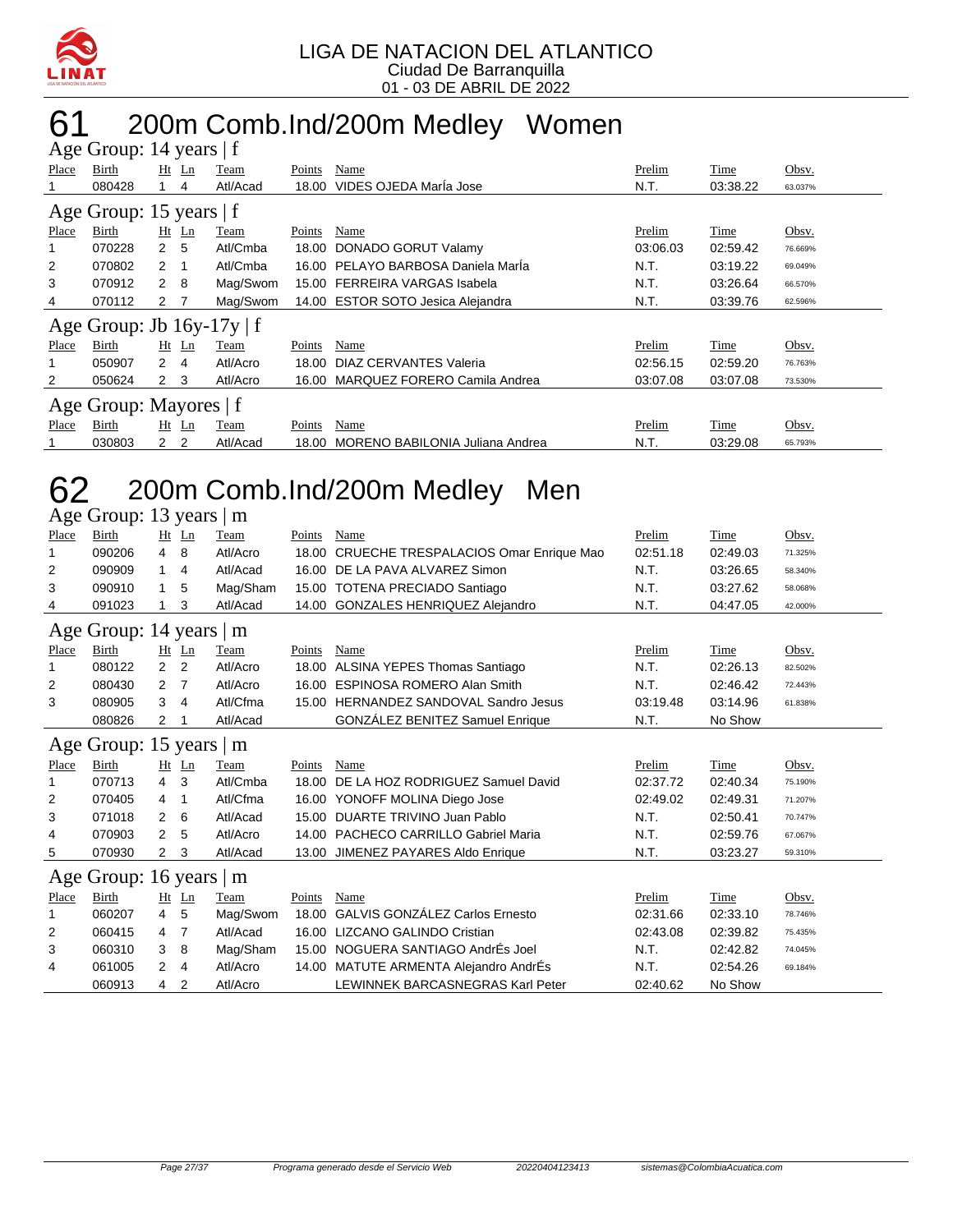LIGA DE NATACION DEL ATLANTICO
Ciudad De Barranquilla
01 - 03 DE ABRIL DE 2022

# 61 200m Comb.Ind/200m Medley Women

### Age Group: 14 years | f

| Place | Birth | Ht | Ln | Team | Points | Name | Prelim | Time | Obsv. |
|---|---|---|---|---|---|---|---|---|---|
| 1 | 080428 | 1 | 4 | Atl/Acad | 18.00 | VIDES OJEDA MarÍa Jose | N.T. | 03:38.22 | 63.037% |

### Age Group: 15 years | f

| Place | Birth | Ht | Ln | Team | Points | Name | Prelim | Time | Obsv. |
|---|---|---|---|---|---|---|---|---|---|
| 1 | 070228 | 2 | 5 | Atl/Cmba | 18.00 | DONADO GORUT Valamy | 03:06.03 | 02:59.42 | 76.669% |
| 2 | 070802 | 2 | 1 | Atl/Cmba | 16.00 | PELAYO BARBOSA Daniela MarÍa | N.T. | 03:19.22 | 69.049% |
| 3 | 070912 | 2 | 8 | Mag/Swom | 15.00 | FERREIRA VARGAS Isabela | N.T. | 03:26.64 | 66.570% |
| 4 | 070112 | 2 | 7 | Mag/Swom | 14.00 | ESTOR SOTO Jesica Alejandra | N.T. | 03:39.76 | 62.596% |

### Age Group: Jb 16y-17y | f

| Place | Birth | Ht | Ln | Team | Points | Name | Prelim | Time | Obsv. |
|---|---|---|---|---|---|---|---|---|---|
| 1 | 050907 | 2 | 4 | Atl/Acro | 18.00 | DIAZ CERVANTES Valeria | 02:56.15 | 02:59.20 | 76.763% |
| 2 | 050624 | 2 | 3 | Atl/Acro | 16.00 | MARQUEZ FORERO Camila Andrea | 03:07.08 | 03:07.08 | 73.530% |

### Age Group: Mayores | f

| Place | Birth | Ht | Ln | Team | Points | Name | Prelim | Time | Obsv. |
|---|---|---|---|---|---|---|---|---|---|
| 1 | 030803 | 2 | 2 | Atl/Acad | 18.00 | MORENO BABILONIA Juliana Andrea | N.T. | 03:29.08 | 65.793% |

# 62 200m Comb.Ind/200m Medley Men

### Age Group: 13 years | m

| Place | Birth | Ht | Ln | Team | Points | Name | Prelim | Time | Obsv. |
|---|---|---|---|---|---|---|---|---|---|
| 1 | 090206 | 4 | 8 | Atl/Acro | 18.00 | CRUECHE TRESPALACIOS Omar Enrique Mao | 02:51.18 | 02:49.03 | 71.325% |
| 2 | 090909 | 1 | 4 | Atl/Acad | 16.00 | DE LA PAVA ALVAREZ Simon | N.T. | 03:26.65 | 58.340% |
| 3 | 090910 | 1 | 5 | Mag/Sham | 15.00 | TOTENA PRECIADO Santiago | N.T. | 03:27.62 | 58.068% |
| 4 | 091023 | 1 | 3 | Atl/Acad | 14.00 | GONZALES HENRIQUEZ Alejandro | N.T. | 04:47.05 | 42.000% |

### Age Group: 14 years | m

| Place | Birth | Ht | Ln | Team | Points | Name | Prelim | Time | Obsv. |
|---|---|---|---|---|---|---|---|---|---|
| 1 | 080122 | 2 | 2 | Atl/Acro | 18.00 | ALSINA YEPES Thomas Santiago | N.T. | 02:26.13 | 82.502% |
| 2 | 080430 | 2 | 7 | Atl/Acro | 16.00 | ESPINOSA ROMERO Alan Smith | N.T. | 02:46.42 | 72.443% |
| 3 | 080905 | 3 | 4 | Atl/Cfma | 15.00 | HERNANDEZ SANDOVAL Sandro Jesus | 03:19.48 | 03:14.96 | 61.838% |
|  | 080826 | 2 | 1 | Atl/Acad |  | GONZÁLEZ BENITEZ Samuel Enrique | N.T. | No Show |  |

### Age Group: 15 years | m

| Place | Birth | Ht | Ln | Team | Points | Name | Prelim | Time | Obsv. |
|---|---|---|---|---|---|---|---|---|---|
| 1 | 070713 | 4 | 3 | Atl/Cmba | 18.00 | DE LA HOZ RODRIGUEZ Samuel David | 02:37.72 | 02:40.34 | 75.190% |
| 2 | 070405 | 4 | 1 | Atl/Cfma | 16.00 | YONOFF MOLINA Diego Jose | 02:49.02 | 02:49.31 | 71.207% |
| 3 | 071018 | 2 | 6 | Atl/Acad | 15.00 | DUARTE TRIVINO Juan Pablo | N.T. | 02:50.41 | 70.747% |
| 4 | 070903 | 2 | 5 | Atl/Acro | 14.00 | PACHECO CARRILLO Gabriel Maria | N.T. | 02:59.76 | 67.067% |
| 5 | 070930 | 2 | 3 | Atl/Acad | 13.00 | JIMENEZ PAYARES Aldo Enrique | N.T. | 03:23.27 | 59.310% |

### Age Group: 16 years | m

| Place | Birth | Ht | Ln | Team | Points | Name | Prelim | Time | Obsv. |
|---|---|---|---|---|---|---|---|---|---|
| 1 | 060207 | 4 | 5 | Mag/Swom | 18.00 | GALVIS GONZÁLEZ Carlos Ernesto | 02:31.66 | 02:33.10 | 78.746% |
| 2 | 060415 | 4 | 7 | Atl/Acad | 16.00 | LIZCANO GALINDO Cristian | 02:43.08 | 02:39.82 | 75.435% |
| 3 | 060310 | 3 | 8 | Mag/Sham | 15.00 | NOGUERA SANTIAGO AndrÉs Joel | N.T. | 02:42.82 | 74.045% |
| 4 | 061005 | 2 | 4 | Atl/Acro | 14.00 | MATUTE ARMENTA Alejandro AndrÉs | N.T. | 02:54.26 | 69.184% |
|  | 060913 | 4 | 2 | Atl/Acro |  | LEWINNEK BARCASNEGRAS Karl Peter | 02:40.62 | No Show |  |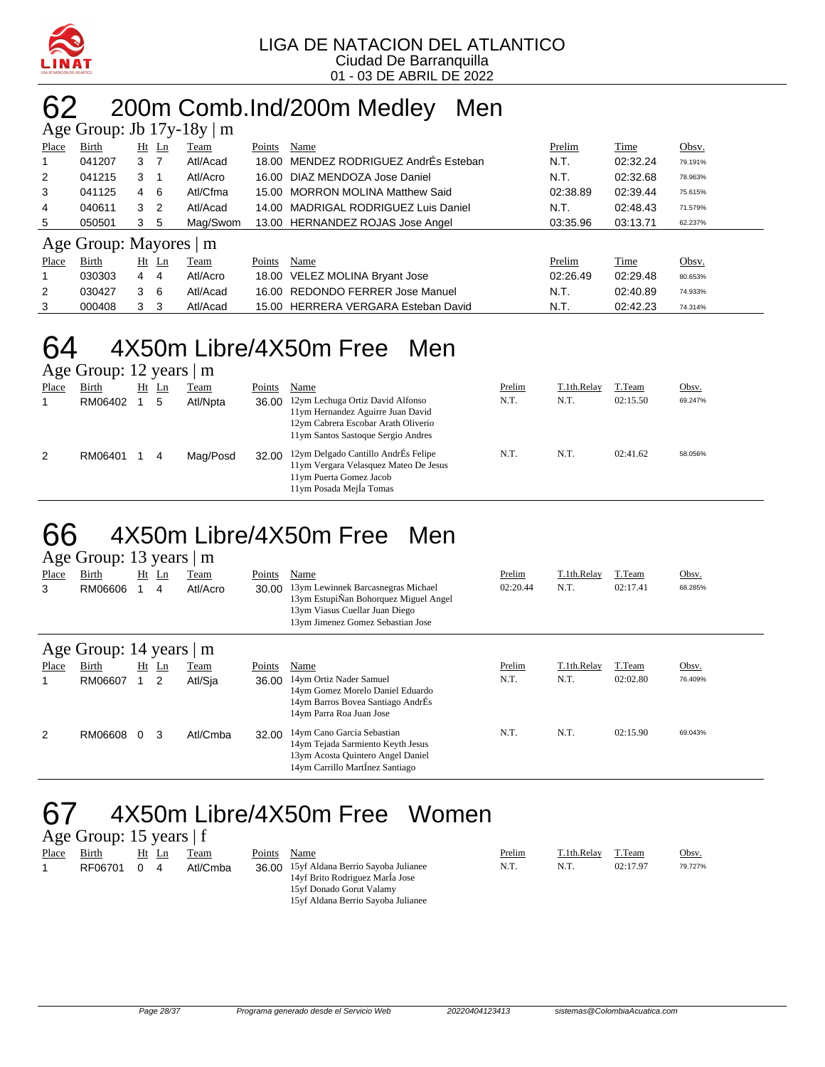LIGA DE NATACION DEL ATLANTICO
Ciudad De Barranquilla
01 - 03 DE ABRIL DE 2022

# 62 200m Comb.Ind/200m Medley Men

## Age Group: Jb 17y-18y | m

| Place | Birth | Ht | Ln | Team | Points | Name | Prelim | Time | Obsv. |
|---|---|---|---|---|---|---|---|---|---|
| 1 | 041207 | 3 | 7 | Atl/Acad | 18.00 | MENDEZ RODRIGUEZ AndrÉs Esteban | N.T. | 02:32.24 | 79.191% |
| 2 | 041215 | 3 | 1 | Atl/Acro | 16.00 | DIAZ MENDOZA Jose Daniel | N.T. | 02:32.68 | 78.963% |
| 3 | 041125 | 4 | 6 | Atl/Cfma | 15.00 | MORRON MOLINA Matthew Said | 02:38.89 | 02:39.44 | 75.615% |
| 4 | 040611 | 3 | 2 | Atl/Acad | 14.00 | MADRIGAL RODRIGUEZ Luis Daniel | N.T. | 02:48.43 | 71.579% |
| 5 | 050501 | 3 | 5 | Mag/Swom | 13.00 | HERNANDEZ ROJAS Jose Angel | 03:35.96 | 03:13.71 | 62.237% |

## Age Group: Mayores | m

| Place | Birth | Ht | Ln | Team | Points | Name | Prelim | Time | Obsv. |
|---|---|---|---|---|---|---|---|---|---|
| 1 | 030303 | 4 | 4 | Atl/Acro | 18.00 | VELEZ MOLINA Bryant Jose | 02:26.49 | 02:29.48 | 80.653% |
| 2 | 030427 | 3 | 6 | Atl/Acad | 16.00 | REDONDO FERRER Jose Manuel | N.T. | 02:40.89 | 74.933% |
| 3 | 000408 | 3 | 3 | Atl/Acad | 15.00 | HERRERA VERGARA Esteban David | N.T. | 02:42.23 | 74.314% |

# 64 4X50m Libre/4X50m Free Men

## Age Group: 12 years | m

| Place | Birth | Ht | Ln | Team | Points | Name | Prelim | T.1th.Relay | T.Team | Obsv. |
|---|---|---|---|---|---|---|---|---|---|---|
| 1 | RM06402 | 1 | 5 | Atl/Npta | 36.00 | 12ym Lechuga Ortiz David Alfonso<br>11ym Hernandez Aguirre Juan David<br>12ym Cabrera Escobar Arath Oliverio<br>11ym Santos Sastoque Sergio Andres | N.T. | N.T. | 02:15.50 | 69.247% |
| 2 | RM06401 | 1 | 4 | Mag/Posd | 32.00 | 12ym Delgado Cantillo AndrÉs Felipe<br>11ym Vergara Velasquez Mateo De Jesus<br>11ym Puerta Gomez Jacob<br>11ym Posada MejÍa Tomas | N.T. | N.T. | 02:41.62 | 58.056% |

# 66 4X50m Libre/4X50m Free Men

## Age Group: 13 years | m

| Place | Birth | Ht | Ln | Team | Points | Name | Prelim | T.1th.Relay | T.Team | Obsv. |
|---|---|---|---|---|---|---|---|---|---|---|
| 3 | RM06606 | 1 | 4 | Atl/Acro | 30.00 | 13ym Lewinnek Barcasnegras Michael<br>13ym EstupiÑan Bohorquez Miguel Angel<br>13ym Viasus Cuellar Juan Diego<br>13ym Jimenez Gomez Sebastian Jose | 02:20.44 | N.T. | 02:17.41 | 68.285% |

## Age Group: 14 years | m

| Place | Birth | Ht | Ln | Team | Points | Name | Prelim | T.1th.Relay | T.Team | Obsv. |
|---|---|---|---|---|---|---|---|---|---|---|
| 1 | RM06607 | 1 | 2 | Atl/Sja | 36.00 | 14ym Ortiz Nader Samuel<br>14ym Gomez Morelo Daniel Eduardo<br>14ym Barros Bovea Santiago AndrÉs<br>14ym Parra Roa Juan Jose | N.T. | N.T. | 02:02.80 | 76.409% |
| 2 | RM06608 | 0 | 3 | Atl/Cmba | 32.00 | 14ym Cano Garcia Sebastian<br>14ym Tejada Sarmiento Keyth Jesus<br>13ym Acosta Quintero Angel Daniel<br>14ym Carrillo MartÍnez Santiago | N.T. | N.T. | 02:15.90 | 69.043% |

# 67 4X50m Libre/4X50m Free Women

## Age Group: 15 years | f

| Place | Birth | Ht | Ln | Team | Points | Name | Prelim | T.1th.Relay | T.Team | Obsv. |
|---|---|---|---|---|---|---|---|---|---|---|
| 1 | RF06701 | 0 | 4 | Atl/Cmba | 36.00 | 15yf Aldana Berrio Sayoba Julianee<br>14yf Brito Rodriguez MarÍa Jose<br>15yf Donado Gorut Valamy<br>15yf Aldana Berrio Sayoba Julianee | N.T. | N.T. | 02:17.97 | 79.727% |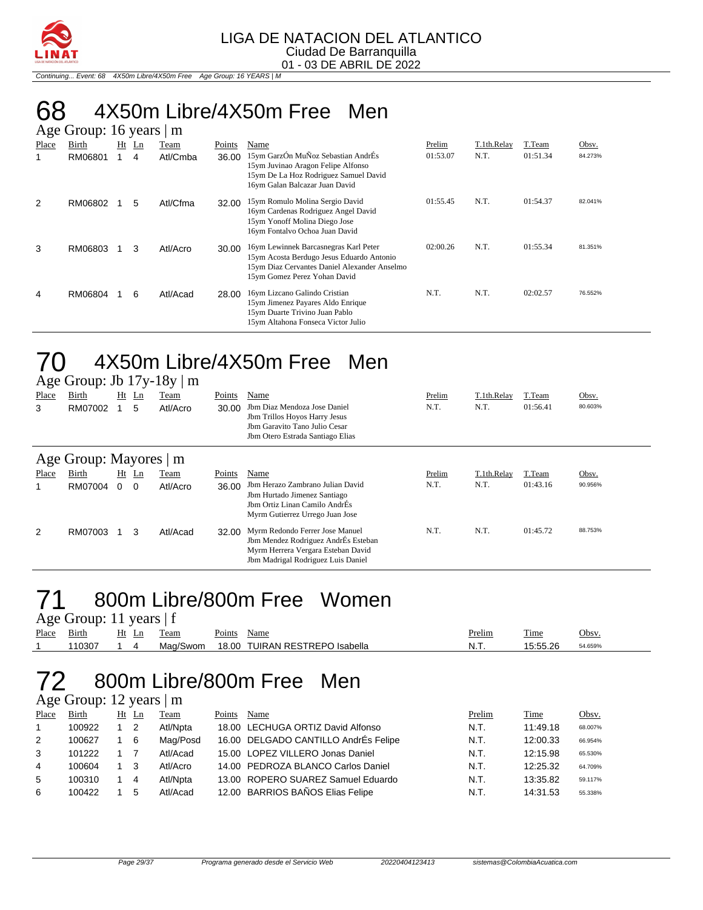LIGA DE NATACION DEL ATLANTICO
Ciudad De Barranquilla
01 - 03 DE ABRIL DE 2022

*Continuing... Event: 68 4X50m Libre/4X50m Free Age Group: 16 YEARS | M*

# 68 4X50m Libre/4X50m Free Men

## Age Group: 16 years | m

| Place | Birth | Ht | Ln | Team | Points | Name | Prelim | T.1th.Relay | T.Team | Obsv. |
|---|---|---|---|---|---|---|---|---|---|---|
| 1 | RM06801 | 1 | 4 | Atl/Cmba | 36.00 | 15ym GarzÓn MuÑoz Sebastian AndrÉs<br>15ym Juvinao Aragon Felipe Alfonso<br>15ym De La Hoz Rodriguez Samuel David<br>16ym Galan Balcazar Juan David | 01:53.07 | N.T. | 01:51.34 | 84.273% |
| 2 | RM06802 | 1 | 5 | Atl/Cfma | 32.00 | 15ym Romulo Molina Sergio David<br>16ym Cardenas Rodriguez Angel David<br>15ym Yonoff Molina Diego Jose<br>16ym Fontalvo Ochoa Juan David | 01:55.45 | N.T. | 01:54.37 | 82.041% |
| 3 | RM06803 | 1 | 3 | Atl/Acro | 30.00 | 16ym Lewinnek Barcasnegras Karl Peter<br>15ym Acosta Berdugo Jesus Eduardo Antonio<br>15ym Diaz Cervantes Daniel Alexander Anselmo<br>15ym Gomez Perez Yohan David | 02:00.26 | N.T. | 01:55.34 | 81.351% |
| 4 | RM06804 | 1 | 6 | Atl/Acad | 28.00 | 16ym Lizcano Galindo Cristian<br>15ym Jimenez Payares Aldo Enrique<br>15ym Duarte Trivino Juan Pablo<br>15ym Altahona Fonseca Victor Julio | N.T. | N.T. | 02:02.57 | 76.552% |

# 70 4X50m Libre/4X50m Free Men

## Age Group: Jb 17y-18y | m

| Place | Birth | Ht | Ln | Team | Points | Name | Prelim | T.1th.Relay | T.Team | Obsv. |
|---|---|---|---|---|---|---|---|---|---|---|
| 3 | RM07002 | 1 | 5 | Atl/Acro | 30.00 | Jbm Diaz Mendoza Jose Daniel<br>Jbm Trillos Hoyos Harry Jesus<br>Jbm Garavito Tano Julio Cesar<br>Jbm Otero Estrada Santiago Elias | N.T. | N.T. | 01:56.41 | 80.603% |

## Age Group: Mayores | m

| Place | Birth | Ht | Ln | Team | Points | Name | Prelim | T.1th.Relay | T.Team | Obsv. |
|---|---|---|---|---|---|---|---|---|---|---|
| 1 | RM07004 | 0 | 0 | Atl/Acro | 36.00 | Jbm Herazo Zambrano Julian David<br>Jbm Hurtado Jimenez Santiago<br>Jbm Ortiz Linan Camilo AndrÉs<br>Myrm Gutierrez Urrego Juan Jose | N.T. | N.T. | 01:43.16 | 90.956% |
| 2 | RM07003 | 1 | 3 | Atl/Acad | 32.00 | Myrm Redondo Ferrer Jose Manuel<br>Jbm Mendez Rodriguez AndrÉs Esteban<br>Myrm Herrera Vergara Esteban David<br>Jbm Madrigal Rodriguez Luis Daniel | N.T. | N.T. | 01:45.72 | 88.753% |

# 71 800m Libre/800m Free Women

## Age Group: 11 years | f

| Place | Birth | Ht | Ln | Team | Points | Name | Prelim | Time | Obsv. |
|---|---|---|---|---|---|---|---|---|---|
| 1 | 110307 | 1 | 4 | Mag/Swom | 18.00 | TUIRAN RESTREPO Isabella | N.T. | 15:55.26 | 54.659% |

# 72 800m Libre/800m Free Men

## Age Group: 12 years | m

| Place | Birth | Ht | Ln | Team | Points | Name | Prelim | Time | Obsv. |
|---|---|---|---|---|---|---|---|---|---|
| 1 | 100922 | 1 | 2 | Atl/Npta | 18.00 | LECHUGA ORTIZ David Alfonso | N.T. | 11:49.18 | 68.007% |
| 2 | 100627 | 1 | 6 | Mag/Posd | 16.00 | DELGADO CANTILLO AndrÉs Felipe | N.T. | 12:00.33 | 66.954% |
| 3 | 101222 | 1 | 7 | Atl/Acad | 15.00 | LOPEZ VILLERO Jonas Daniel | N.T. | 12:15.98 | 65.530% |
| 4 | 100604 | 1 | 3 | Atl/Acro | 14.00 | PEDROZA BLANCO Carlos Daniel | N.T. | 12:25.32 | 64.709% |
| 5 | 100310 | 1 | 4 | Atl/Npta | 13.00 | ROPERO SUAREZ Samuel Eduardo | N.T. | 13:35.82 | 59.117% |
| 6 | 100422 | 1 | 5 | Atl/Acad | 12.00 | BARRIOS BAÑOS Elias Felipe | N.T. | 14:31.53 | 55.338% |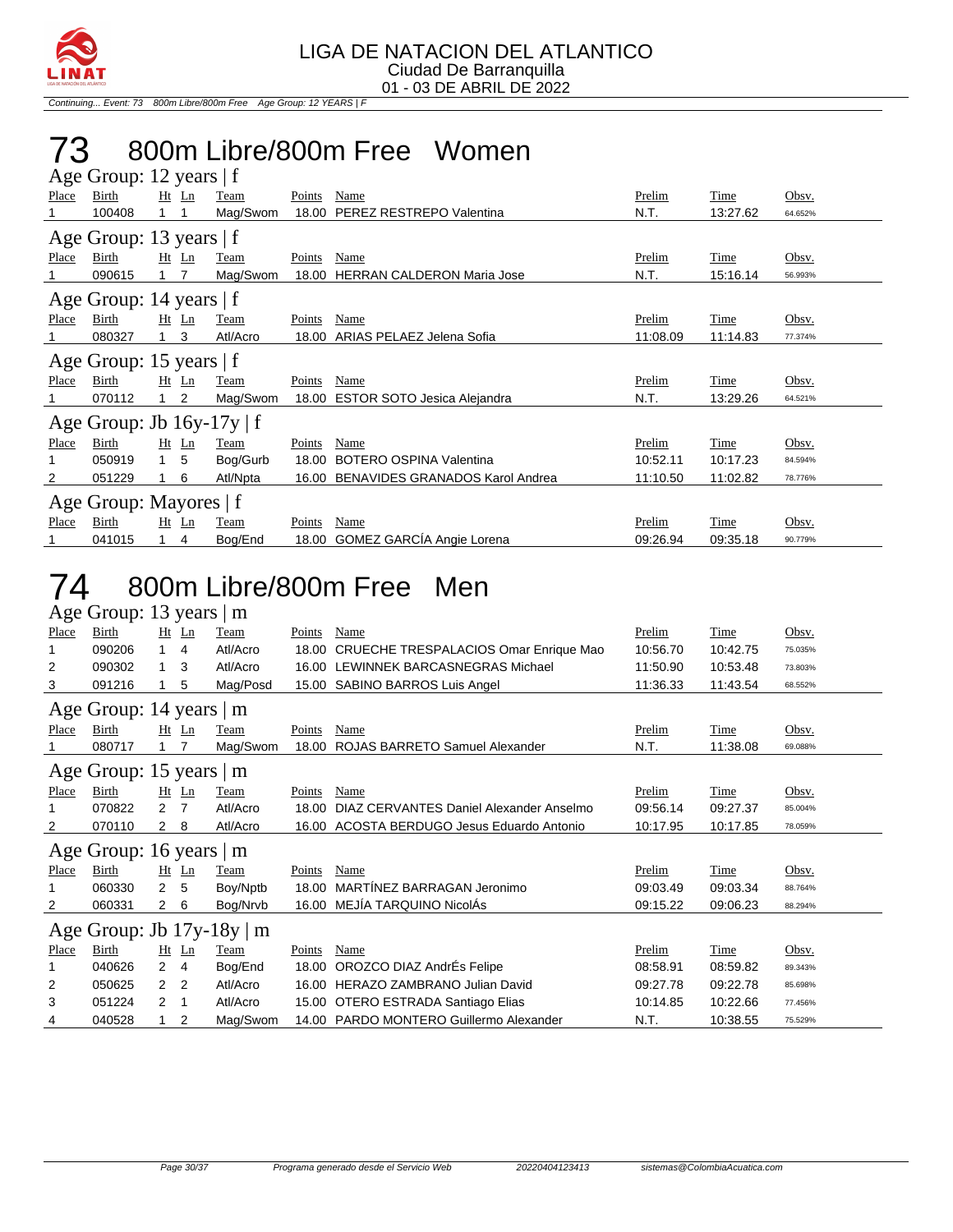# 73 800m Libre/800m Free Women

### Age Group: 12 years | f

| Place | Birth | Ht | Ln | Team | Points | Name | Prelim | Time | Obsv. |
|---|---|---|---|---|---|---|---|---|---|
| 1 | 100408 | 1 | 1 | Mag/Swom | 18.00 | PEREZ RESTREPO Valentina | N.T. | 13:27.62 | 64.652% |

### Age Group: 13 years | f

| Place | Birth | Ht | Ln | Team | Points | Name | Prelim | Time | Obsv. |
|---|---|---|---|---|---|---|---|---|---|
| 1 | 090615 | 1 | 7 | Mag/Swom | 18.00 | HERRAN CALDERON Maria Jose | N.T. | 15:16.14 | 56.993% |

### Age Group: 14 years | f

| Place | Birth | Ht | Ln | Team | Points | Name | Prelim | Time | Obsv. |
|---|---|---|---|---|---|---|---|---|---|
| 1 | 080327 | 1 | 3 | Atl/Acro | 18.00 | ARIAS PELAEZ Jelena Sofia | 11:08.09 | 11:14.83 | 77.374% |

### Age Group: 15 years | f

| Place | Birth | Ht | Ln | Team | Points | Name | Prelim | Time | Obsv. |
|---|---|---|---|---|---|---|---|---|---|
| 1 | 070112 | 1 | 2 | Mag/Swom | 18.00 | ESTOR SOTO Jesica Alejandra | N.T. | 13:29.26 | 64.521% |

### Age Group: Jb 16y-17y | f

| Place | Birth | Ht | Ln | Team | Points | Name | Prelim | Time | Obsv. |
|---|---|---|---|---|---|---|---|---|---|
| 1 | 050919 | 1 | 5 | Bog/Gurb | 18.00 | BOTERO OSPINA Valentina | 10:52.11 | 10:17.23 | 84.594% |
| 2 | 051229 | 1 | 6 | Atl/Npta | 16.00 | BENAVIDES GRANADOS Karol Andrea | 11:10.50 | 11:02.82 | 78.776% |

### Age Group: Mayores | f

| Place | Birth | Ht | Ln | Team | Points | Name | Prelim | Time | Obsv. |
|---|---|---|---|---|---|---|---|---|---|
| 1 | 041015 | 1 | 4 | Bog/End | 18.00 | GOMEZ GARCÍA Angie Lorena | 09:26.94 | 09:35.18 | 90.779% |

# 74 800m Libre/800m Free Men

### Age Group: 13 years | m

| Place | Birth | Ht | Ln | Team | Points | Name | Prelim | Time | Obsv. |
|---|---|---|---|---|---|---|---|---|---|
| 1 | 090206 | 1 | 4 | Atl/Acro | 18.00 | CRUECHE TRESPALACIOS Omar Enrique Mao | 10:56.70 | 10:42.75 | 75.035% |
| 2 | 090302 | 1 | 3 | Atl/Acro | 16.00 | LEWINNEK BARCASNEGRAS Michael | 11:50.90 | 10:53.48 | 73.803% |
| 3 | 091216 | 1 | 5 | Mag/Posd | 15.00 | SABINO BARROS Luis Angel | 11:36.33 | 11:43.54 | 68.552% |

### Age Group: 14 years | m

| Place | Birth | Ht | Ln | Team | Points | Name | Prelim | Time | Obsv. |
|---|---|---|---|---|---|---|---|---|---|
| 1 | 080717 | 1 | 7 | Mag/Swom | 18.00 | ROJAS BARRETO Samuel Alexander | N.T. | 11:38.08 | 69.088% |

### Age Group: 15 years | m

| Place | Birth | Ht | Ln | Team | Points | Name | Prelim | Time | Obsv. |
|---|---|---|---|---|---|---|---|---|---|
| 1 | 070822 | 2 | 7 | Atl/Acro | 18.00 | DIAZ CERVANTES Daniel Alexander Anselmo | 09:56.14 | 09:27.37 | 85.004% |
| 2 | 070110 | 2 | 8 | Atl/Acro | 16.00 | ACOSTA BERDUGO Jesus Eduardo Antonio | 10:17.95 | 10:17.85 | 78.059% |

### Age Group: 16 years | m

| Place | Birth | Ht | Ln | Team | Points | Name | Prelim | Time | Obsv. |
|---|---|---|---|---|---|---|---|---|---|
| 1 | 060330 | 2 | 5 | Boy/Nptb | 18.00 | MARTÍNEZ BARRAGAN Jeronimo | 09:03.49 | 09:03.34 | 88.764% |
| 2 | 060331 | 2 | 6 | Bog/Nrvb | 16.00 | MEJÍA TARQUINO NicolÁs | 09:15.22 | 09:06.23 | 88.294% |

### Age Group: Jb 17y-18y | m

| Place | Birth | Ht | Ln | Team | Points | Name | Prelim | Time | Obsv. |
|---|---|---|---|---|---|---|---|---|---|
| 1 | 040626 | 2 | 4 | Bog/End | 18.00 | OROZCO DIAZ AndrÉs Felipe | 08:58.91 | 08:59.82 | 89.343% |
| 2 | 050625 | 2 | 2 | Atl/Acro | 16.00 | HERAZO ZAMBRANO Julian David | 09:27.78 | 09:22.78 | 85.698% |
| 3 | 051224 | 2 | 1 | Atl/Acro | 15.00 | OTERO ESTRADA Santiago Elias | 10:14.85 | 10:22.66 | 77.456% |
| 4 | 040528 | 1 | 2 | Mag/Swom | 14.00 | PARDO MONTERO Guillermo Alexander | N.T. | 10:38.55 | 75.529% |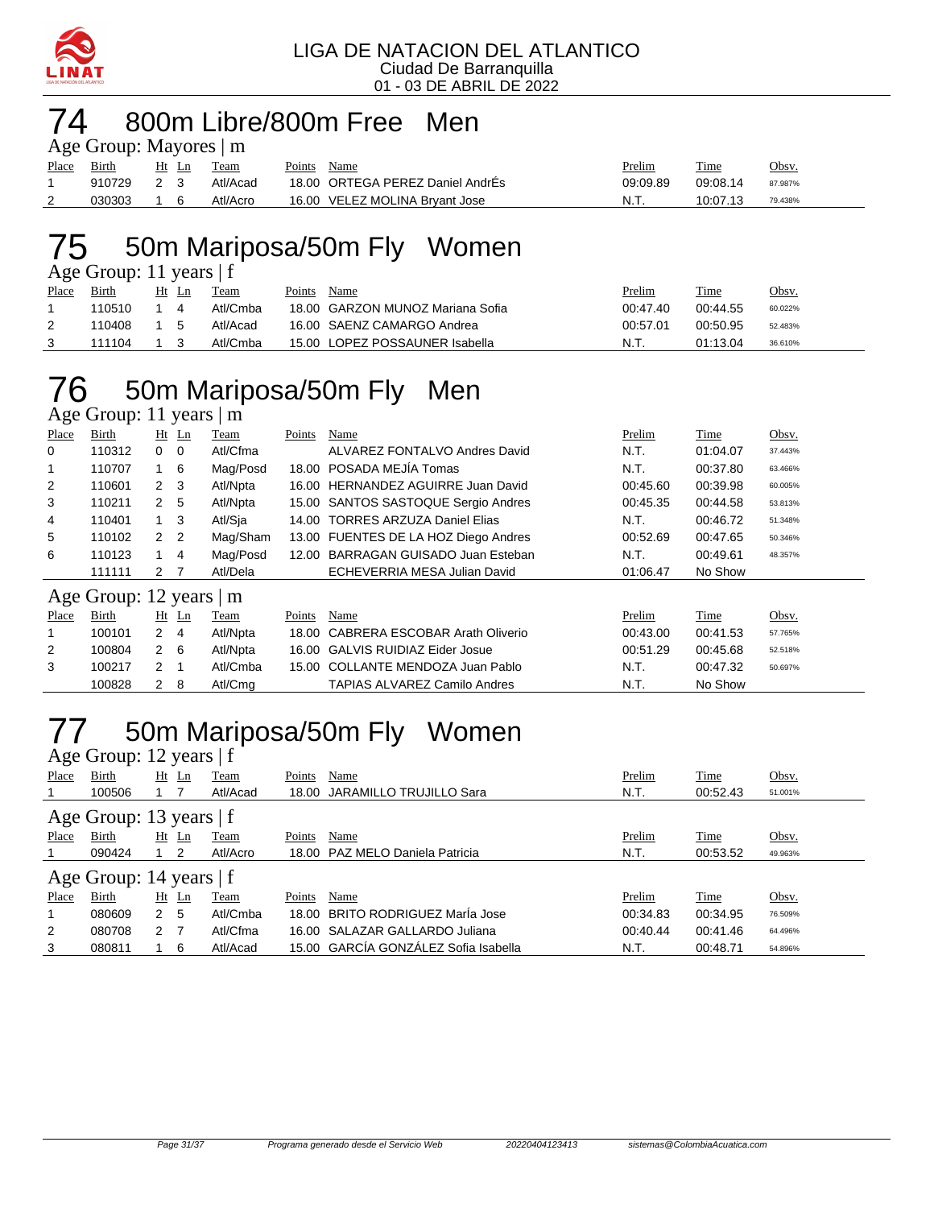LIGA DE NATACION DEL ATLANTICO
Ciudad De Barranquilla
01 - 03 DE ABRIL DE 2022

# 74 800m Libre/800m Free Men

Age Group: Mayores | m

| Place | Birth | Ht | Ln | Team | Points | Name | Prelim | Time | Obsv. |
|---|---|---|---|---|---|---|---|---|---|
| 1 | 910729 | 2 | 3 | Atl/Acad | 18.00 | ORTEGA PEREZ Daniel AndrÉs | 09:09.89 | 09:08.14 | 87.987% |
| 2 | 030303 | 1 | 6 | Atl/Acro | 16.00 | VELEZ MOLINA Bryant Jose | N.T. | 10:07.13 | 79.438% |

# 75 50m Mariposa/50m Fly Women

Age Group: 11 years | f

| Place | Birth | Ht | Ln | Team | Points | Name | Prelim | Time | Obsv. |
|---|---|---|---|---|---|---|---|---|---|
| 1 | 110510 | 1 | 4 | Atl/Cmba | 18.00 | GARZON MUNOZ Mariana Sofia | 00:47.40 | 00:44.55 | 60.022% |
| 2 | 110408 | 1 | 5 | Atl/Acad | 16.00 | SAENZ CAMARGO Andrea | 00:57.01 | 00:50.95 | 52.483% |
| 3 | 111104 | 1 | 3 | Atl/Cmba | 15.00 | LOPEZ POSSAUNER Isabella | N.T. | 01:13.04 | 36.610% |

# 76 50m Mariposa/50m Fly Men

Age Group: 11 years | m

| Place | Birth | Ht | Ln | Team | Points | Name | Prelim | Time | Obsv. |
|---|---|---|---|---|---|---|---|---|---|
| 0 | 110312 | 0 | 0 | Atl/Cfma | | ALVAREZ FONTALVO Andres David | N.T. | 01:04.07 | 37.443% |
| 1 | 110707 | 1 | 6 | Mag/Posd | 18.00 | POSADA MEJÍA Tomas | N.T. | 00:37.80 | 63.466% |
| 2 | 110601 | 2 | 3 | Atl/Npta | 16.00 | HERNANDEZ AGUIRRE Juan David | 00:45.60 | 00:39.98 | 60.005% |
| 3 | 110211 | 2 | 5 | Atl/Npta | 15.00 | SANTOS SASTOQUE Sergio Andres | 00:45.35 | 00:44.58 | 53.813% |
| 4 | 110401 | 1 | 3 | Atl/Sja | 14.00 | TORRES ARZUZA Daniel Elias | N.T. | 00:46.72 | 51.348% |
| 5 | 110102 | 2 | 2 | Mag/Sham | 13.00 | FUENTES DE LA HOZ Diego Andres | 00:52.69 | 00:47.65 | 50.346% |
| 6 | 110123 | 1 | 4 | Mag/Posd | 12.00 | BARRAGAN GUISADO Juan Esteban | N.T. | 00:49.61 | 48.357% |
| | 111111 | 2 | 7 | Atl/Dela | | ECHEVERRIA MESA Julian David | 01:06.47 | No Show | |

Age Group: 12 years | m

| Place | Birth | Ht | Ln | Team | Points | Name | Prelim | Time | Obsv. |
|---|---|---|---|---|---|---|---|---|---|
| 1 | 100101 | 2 | 4 | Atl/Npta | 18.00 | CABRERA ESCOBAR Arath Oliverio | 00:43.00 | 00:41.53 | 57.765% |
| 2 | 100804 | 2 | 6 | Atl/Npta | 16.00 | GALVIS RUIDIAZ Eider Josue | 00:51.29 | 00:45.68 | 52.518% |
| 3 | 100217 | 2 | 1 | Atl/Cmba | 15.00 | COLLANTE MENDOZA Juan Pablo | N.T. | 00:47.32 | 50.697% |
| | 100828 | 2 | 8 | Atl/Cmg | | TAPIAS ALVAREZ Camilo Andres | N.T. | No Show | |

# 77 50m Mariposa/50m Fly Women

Age Group: 12 years | f

| Place | Birth | Ht | Ln | Team | Points | Name | Prelim | Time | Obsv. |
|---|---|---|---|---|---|---|---|---|---|
| 1 | 100506 | 1 | 7 | Atl/Acad | 18.00 | JARAMILLO TRUJILLO Sara | N.T. | 00:52.43 | 51.001% |

Age Group: 13 years | f

| Place | Birth | Ht | Ln | Team | Points | Name | Prelim | Time | Obsv. |
|---|---|---|---|---|---|---|---|---|---|
| 1 | 090424 | 1 | 2 | Atl/Acro | 18.00 | PAZ MELO Daniela Patricia | N.T. | 00:53.52 | 49.963% |

Age Group: 14 years | f

| Place | Birth | Ht | Ln | Team | Points | Name | Prelim | Time | Obsv. |
|---|---|---|---|---|---|---|---|---|---|
| 1 | 080609 | 2 | 5 | Atl/Cmba | 18.00 | BRITO RODRIGUEZ MarÍa Jose | 00:34.83 | 00:34.95 | 76.509% |
| 2 | 080708 | 2 | 7 | Atl/Cfma | 16.00 | SALAZAR GALLARDO Juliana | 00:40.44 | 00:41.46 | 64.496% |
| 3 | 080811 | 1 | 6 | Atl/Acad | 15.00 | GARCÍA GONZÁLEZ Sofia Isabella | N.T. | 00:48.71 | 54.896% |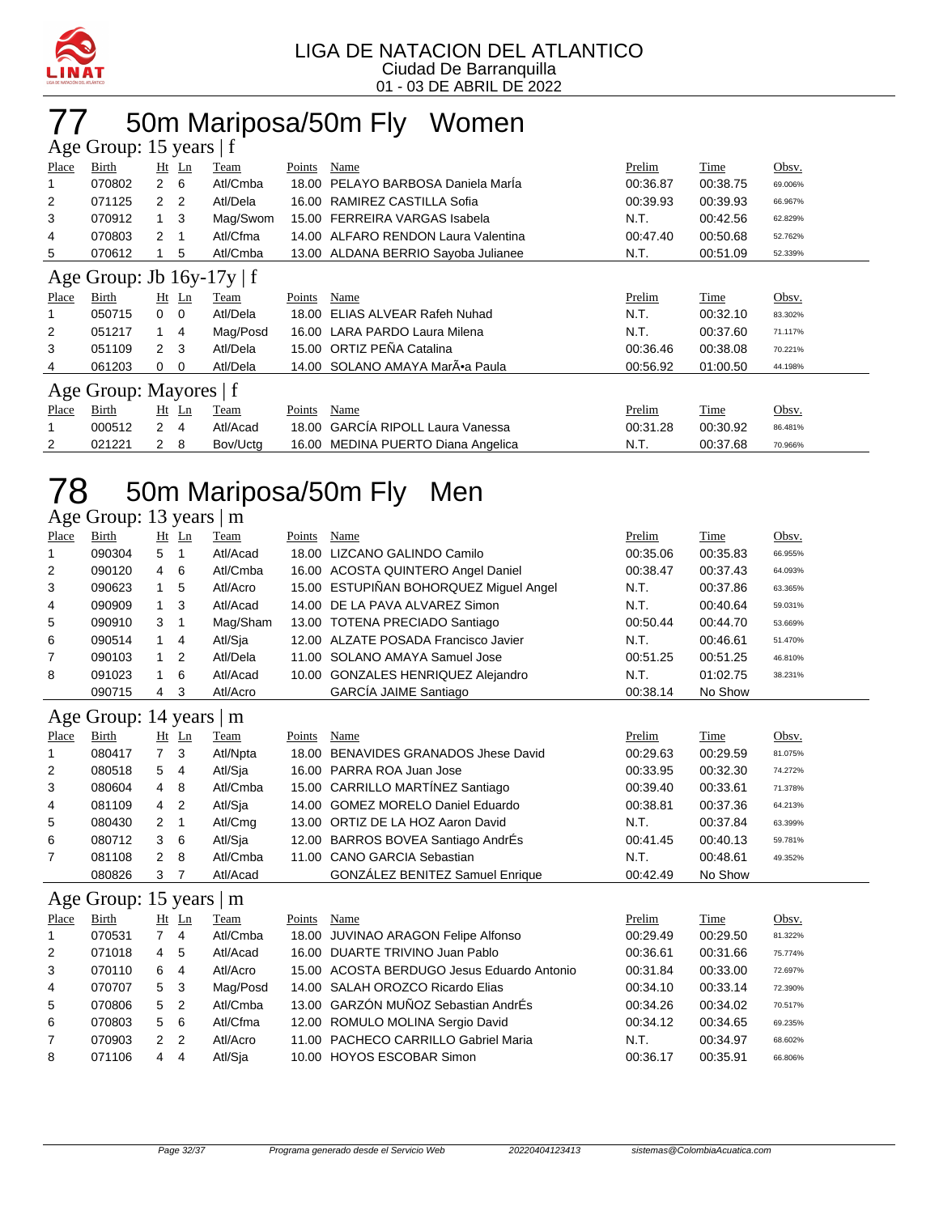LIGA DE NATACION DEL ATLANTICO
Ciudad De Barranquilla
01 - 03 DE ABRIL DE 2022

# 77 50m Mariposa/50m Fly Women

### Age Group: 15 years | f

| Place | Birth | Ht | Ln | Team | Points | Name | Prelim | Time | Obsv. |
|---|---|---|---|---|---|---|---|---|---|
| 1 | 070802 | 2 | 6 | Atl/Cmba | 18.00 | PELAYO BARBOSA Daniela MarÍa | 00:36.87 | 00:38.75 | 69.006% |
| 2 | 071125 | 2 | 2 | Atl/Dela | 16.00 | RAMIREZ CASTILLA Sofia | 00:39.93 | 00:39.93 | 66.967% |
| 3 | 070912 | 1 | 3 | Mag/Swom | 15.00 | FERREIRA VARGAS Isabela | N.T. | 00:42.56 | 62.829% |
| 4 | 070803 | 2 | 1 | Atl/Cfma | 14.00 | ALFARO RENDON Laura Valentina | 00:47.40 | 00:50.68 | 52.762% |
| 5 | 070612 | 1 | 5 | Atl/Cmba | 13.00 | ALDANA BERRIO Sayoba Julianee | N.T. | 00:51.09 | 52.339% |

### Age Group: Jb 16y-17y | f

| Place | Birth | Ht | Ln | Team | Points | Name | Prelim | Time | Obsv. |
|---|---|---|---|---|---|---|---|---|---|
| 1 | 050715 | 0 | 0 | Atl/Dela | 18.00 | ELIAS ALVEAR Rafeh Nuhad | N.T. | 00:32.10 | 83.302% |
| 2 | 051217 | 1 | 4 | Mag/Posd | 16.00 | LARA PARDO Laura Milena | N.T. | 00:37.60 | 71.117% |
| 3 | 051109 | 2 | 3 | Atl/Dela | 15.00 | ORTIZ PEÑA Catalina | 00:36.46 | 00:38.08 | 70.221% |
| 4 | 061203 | 0 | 0 | Atl/Dela | 14.00 | SOLANO AMAYA MarÃ•a Paula | 00:56.92 | 01:00.50 | 44.198% |

### Age Group: Mayores | f

| Place | Birth | Ht | Ln | Team | Points | Name | Prelim | Time | Obsv. |
|---|---|---|---|---|---|---|---|---|---|
| 1 | 000512 | 2 | 4 | Atl/Acad | 18.00 | GARCÍA RIPOLL Laura Vanessa | 00:31.28 | 00:30.92 | 86.481% |
| 2 | 021221 | 2 | 8 | Bov/Uctg | 16.00 | MEDINA PUERTO Diana Angelica | N.T. | 00:37.68 | 70.966% |

# 78 50m Mariposa/50m Fly Men

### Age Group: 13 years | m

| Place | Birth | Ht | Ln | Team | Points | Name | Prelim | Time | Obsv. |
|---|---|---|---|---|---|---|---|---|---|
| 1 | 090304 | 5 | 1 | Atl/Acad | 18.00 | LIZCANO GALINDO Camilo | 00:35.06 | 00:35.83 | 66.955% |
| 2 | 090120 | 4 | 6 | Atl/Cmba | 16.00 | ACOSTA QUINTERO Angel Daniel | 00:38.47 | 00:37.43 | 64.093% |
| 3 | 090623 | 1 | 5 | Atl/Acro | 15.00 | ESTUPIÑAN BOHORQUEZ Miguel Angel | N.T. | 00:37.86 | 63.365% |
| 4 | 090909 | 1 | 3 | Atl/Acad | 14.00 | DE LA PAVA ALVAREZ Simon | N.T. | 00:40.64 | 59.031% |
| 5 | 090910 | 3 | 1 | Mag/Sham | 13.00 | TOTENA PRECIADO Santiago | 00:50.44 | 00:44.70 | 53.669% |
| 6 | 090514 | 1 | 4 | Atl/Sja | 12.00 | ALZATE POSADA Francisco Javier | N.T. | 00:46.61 | 51.470% |
| 7 | 090103 | 1 | 2 | Atl/Dela | 11.00 | SOLANO AMAYA Samuel Jose | 00:51.25 | 00:51.25 | 46.810% |
| 8 | 091023 | 1 | 6 | Atl/Acad | 10.00 | GONZALES HENRIQUEZ Alejandro | N.T. | 01:02.75 | 38.231% |
|  | 090715 | 4 | 3 | Atl/Acro |  | GARCÍA JAIME Santiago | 00:38.14 | No Show |  |

### Age Group: 14 years | m

| Place | Birth | Ht | Ln | Team | Points | Name | Prelim | Time | Obsv. |
|---|---|---|---|---|---|---|---|---|---|
| 1 | 080417 | 7 | 3 | Atl/Npta | 18.00 | BENAVIDES GRANADOS Jhese David | 00:29.63 | 00:29.59 | 81.075% |
| 2 | 080518 | 5 | 4 | Atl/Sja | 16.00 | PARRA ROA Juan Jose | 00:33.95 | 00:32.30 | 74.272% |
| 3 | 080604 | 4 | 8 | Atl/Cmba | 15.00 | CARRILLO MARTÍNEZ Santiago | 00:39.40 | 00:33.61 | 71.378% |
| 4 | 081109 | 4 | 2 | Atl/Sja | 14.00 | GOMEZ MORELO Daniel Eduardo | 00:38.81 | 00:37.36 | 64.213% |
| 5 | 080430 | 2 | 1 | Atl/Cmg | 13.00 | ORTIZ DE LA HOZ Aaron David | N.T. | 00:37.84 | 63.399% |
| 6 | 080712 | 3 | 6 | Atl/Sja | 12.00 | BARROS BOVEA Santiago AndrÉs | 00:41.45 | 00:40.13 | 59.781% |
| 7 | 081108 | 2 | 8 | Atl/Cmba | 11.00 | CANO GARCIA Sebastian | N.T. | 00:48.61 | 49.352% |
|  | 080826 | 3 | 7 | Atl/Acad |  | GONZÁLEZ BENITEZ Samuel Enrique | 00:42.49 | No Show |  |

### Age Group: 15 years | m

| Place | Birth | Ht | Ln | Team | Points | Name | Prelim | Time | Obsv. |
|---|---|---|---|---|---|---|---|---|---|
| 1 | 070531 | 7 | 4 | Atl/Cmba | 18.00 | JUVINAO ARAGON Felipe Alfonso | 00:29.49 | 00:29.50 | 81.322% |
| 2 | 071018 | 4 | 5 | Atl/Acad | 16.00 | DUARTE TRIVINO Juan Pablo | 00:36.61 | 00:31.66 | 75.774% |
| 3 | 070110 | 6 | 4 | Atl/Acro | 15.00 | ACOSTA BERDUGO Jesus Eduardo Antonio | 00:31.84 | 00:33.00 | 72.697% |
| 4 | 070707 | 5 | 3 | Mag/Posd | 14.00 | SALAH OROZCO Ricardo Elias | 00:34.10 | 00:33.14 | 72.390% |
| 5 | 070806 | 5 | 2 | Atl/Cmba | 13.00 | GARZÓN MUÑOZ Sebastian AndrÉs | 00:34.26 | 00:34.02 | 70.517% |
| 6 | 070803 | 5 | 6 | Atl/Cfma | 12.00 | ROMULO MOLINA Sergio David | 00:34.12 | 00:34.65 | 69.235% |
| 7 | 070903 | 2 | 2 | Atl/Acro | 11.00 | PACHECO CARRILLO Gabriel Maria | N.T. | 00:34.97 | 68.602% |
| 8 | 071106 | 4 | 4 | Atl/Sja | 10.00 | HOYOS ESCOBAR Simon | 00:36.17 | 00:35.91 | 66.806% |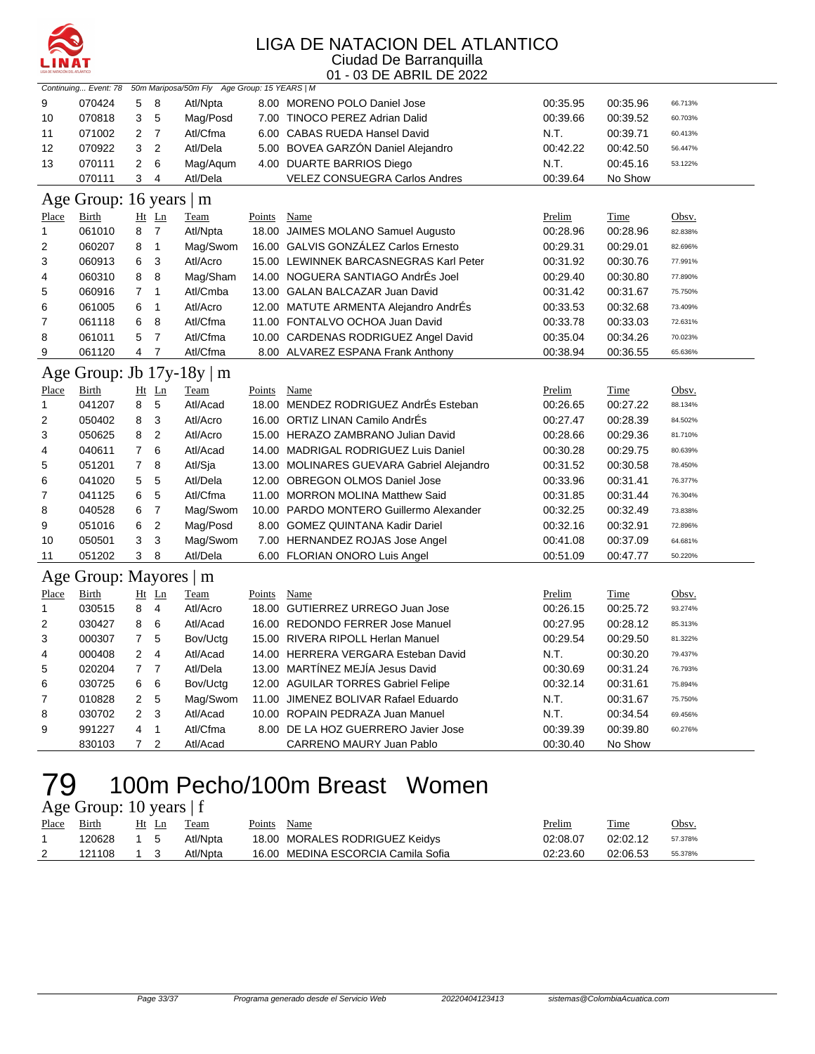Continuing... Event: 78 50m Mariposa/50m Fly Age Group: 15 YEARS | M

| Place | Birth | Ht | Ln | Team | Points | Name | Prelim | Time | Obsv. |
|---|---|---|---|---|---|---|---|---|---|
| 9 | 070424 | 5 | 8 | Atl/Npta | 8.00 | MORENO POLO Daniel Jose | 00:35.95 | 00:35.96 | 66.713% |
| 10 | 070818 | 3 | 5 | Mag/Posd | 7.00 | TINOCO PEREZ Adrian Dalid | 00:39.66 | 00:39.52 | 60.703% |
| 11 | 071002 | 2 | 7 | Atl/Cfma | 6.00 | CABAS RUEDA Hansel David | N.T. | 00:39.71 | 60.413% |
| 12 | 070922 | 3 | 2 | Atl/Dela | 5.00 | BOVEA GARZÓN Daniel Alejandro | 00:42.22 | 00:42.50 | 56.447% |
| 13 | 070111 | 2 | 6 | Mag/Aqum | 4.00 | DUARTE BARRIOS Diego | N.T. | 00:45.16 | 53.122% |
| | 070111 | 3 | 4 | Atl/Dela | | VELEZ CONSUEGRA Carlos Andres | 00:39.64 | No Show | |

## Age Group: 16 years | m

| Place | Birth | Ht | Ln | Team | Points | Name | Prelim | Time | Obsv. |
|---|---|---|---|---|---|---|---|---|---|
| 1 | 061010 | 8 | 7 | Atl/Npta | 18.00 | JAIMES MOLANO Samuel Augusto | 00:28.96 | 00:28.96 | 82.838% |
| 2 | 060207 | 8 | 1 | Mag/Swom | 16.00 | GALVIS GONZÁLEZ Carlos Ernesto | 00:29.31 | 00:29.01 | 82.696% |
| 3 | 060913 | 6 | 3 | Atl/Acro | 15.00 | LEWINNEK BARCASNEGRAS Karl Peter | 00:31.92 | 00:30.76 | 77.991% |
| 4 | 060310 | 8 | 8 | Mag/Sham | 14.00 | NOGUERA SANTIAGO AndrÉs Joel | 00:29.40 | 00:30.80 | 77.890% |
| 5 | 060916 | 7 | 1 | Atl/Cmba | 13.00 | GALAN BALCAZAR Juan David | 00:31.42 | 00:31.67 | 75.750% |
| 6 | 061005 | 6 | 1 | Atl/Acro | 12.00 | MATUTE ARMENTA Alejandro AndrÉs | 00:33.53 | 00:32.68 | 73.409% |
| 7 | 061118 | 6 | 8 | Atl/Cfma | 11.00 | FONTALVO OCHOA Juan David | 00:33.78 | 00:33.03 | 72.631% |
| 8 | 061011 | 5 | 7 | Atl/Cfma | 10.00 | CARDENAS RODRIGUEZ Angel David | 00:35.04 | 00:34.26 | 70.023% |
| 9 | 061120 | 4 | 7 | Atl/Cfma | 8.00 | ALVAREZ ESPANA Frank Anthony | 00:38.94 | 00:36.55 | 65.636% |

## Age Group: Jb 17y-18y | m

| Place | Birth | Ht | Ln | Team | Points | Name | Prelim | Time | Obsv. |
|---|---|---|---|---|---|---|---|---|---|
| 1 | 041207 | 8 | 5 | Atl/Acad | 18.00 | MENDEZ RODRIGUEZ AndrÉs Esteban | 00:26.65 | 00:27.22 | 88.134% |
| 2 | 050402 | 8 | 3 | Atl/Acro | 16.00 | ORTIZ LINAN Camilo AndrÉs | 00:27.47 | 00:28.39 | 84.502% |
| 3 | 050625 | 8 | 2 | Atl/Acro | 15.00 | HERAZO ZAMBRANO Julian David | 00:28.66 | 00:29.36 | 81.710% |
| 4 | 040611 | 7 | 6 | Atl/Acad | 14.00 | MADRIGAL RODRIGUEZ Luis Daniel | 00:30.28 | 00:29.75 | 80.639% |
| 5 | 051201 | 7 | 8 | Atl/Sja | 13.00 | MOLINARES GUEVARA Gabriel Alejandro | 00:31.52 | 00:30.58 | 78.450% |
| 6 | 041020 | 5 | 5 | Atl/Dela | 12.00 | OBREGON OLMOS Daniel Jose | 00:33.96 | 00:31.41 | 76.377% |
| 7 | 041125 | 6 | 5 | Atl/Cfma | 11.00 | MORRON MOLINA Matthew Said | 00:31.85 | 00:31.44 | 76.304% |
| 8 | 040528 | 6 | 7 | Mag/Swom | 10.00 | PARDO MONTERO Guillermo Alexander | 00:32.25 | 00:32.49 | 73.838% |
| 9 | 051016 | 6 | 2 | Mag/Posd | 8.00 | GOMEZ QUINTANA Kadir Dariel | 00:32.16 | 00:32.91 | 72.896% |
| 10 | 050501 | 3 | 3 | Mag/Swom | 7.00 | HERNANDEZ ROJAS Jose Angel | 00:41.08 | 00:37.09 | 64.681% |
| 11 | 051202 | 3 | 8 | Atl/Dela | 6.00 | FLORIAN ONORO Luis Angel | 00:51.09 | 00:47.77 | 50.220% |

## Age Group: Mayores | m

| Place | Birth | Ht | Ln | Team | Points | Name | Prelim | Time | Obsv. |
|---|---|---|---|---|---|---|---|---|---|
| 1 | 030515 | 8 | 4 | Atl/Acro | 18.00 | GUTIERREZ URREGO Juan Jose | 00:26.15 | 00:25.72 | 93.274% |
| 2 | 030427 | 8 | 6 | Atl/Acad | 16.00 | REDONDO FERRER Jose Manuel | 00:27.95 | 00:28.12 | 85.313% |
| 3 | 000307 | 7 | 5 | Bov/Uctg | 15.00 | RIVERA RIPOLL Herlan Manuel | 00:29.54 | 00:29.50 | 81.322% |
| 4 | 000408 | 2 | 4 | Atl/Acad | 14.00 | HERRERA VERGARA Esteban David | N.T. | 00:30.20 | 79.437% |
| 5 | 020204 | 7 | 7 | Atl/Dela | 13.00 | MARTÍNEZ MEJÍA Jesus David | 00:30.69 | 00:31.24 | 76.793% |
| 6 | 030725 | 6 | 6 | Bov/Uctg | 12.00 | AGUILAR TORRES Gabriel Felipe | 00:32.14 | 00:31.61 | 75.894% |
| 7 | 010828 | 2 | 5 | Mag/Swom | 11.00 | JIMENEZ BOLIVAR Rafael Eduardo | N.T. | 00:31.67 | 75.750% |
| 8 | 030702 | 2 | 3 | Atl/Acad | 10.00 | ROPAIN PEDRAZA Juan Manuel | N.T. | 00:34.54 | 69.456% |
| 9 | 991227 | 4 | 1 | Atl/Cfma | 8.00 | DE LA HOZ GUERRERO Javier Jose | 00:39.39 | 00:39.80 | 60.276% |
| | 830103 | 7 | 2 | Atl/Acad | | CARRENO MAURY Juan Pablo | 00:30.40 | No Show | |

# 79 100m Pecho/100m Breast Women

## Age Group: 10 years | f

| Place | Birth | Ht | Ln | Team | Points | Name | Prelim | Time | Obsv. |
|---|---|---|---|---|---|---|---|---|---|
| 1 | 120628 | 1 | 5 | Atl/Npta | 18.00 | MORALES RODRIGUEZ Keidys | 02:08.07 | 02:02.12 | 57.378% |
| 2 | 121108 | 1 | 3 | Atl/Npta | 16.00 | MEDINA ESCORCIA Camila Sofia | 02:23.60 | 02:06.53 | 55.378% |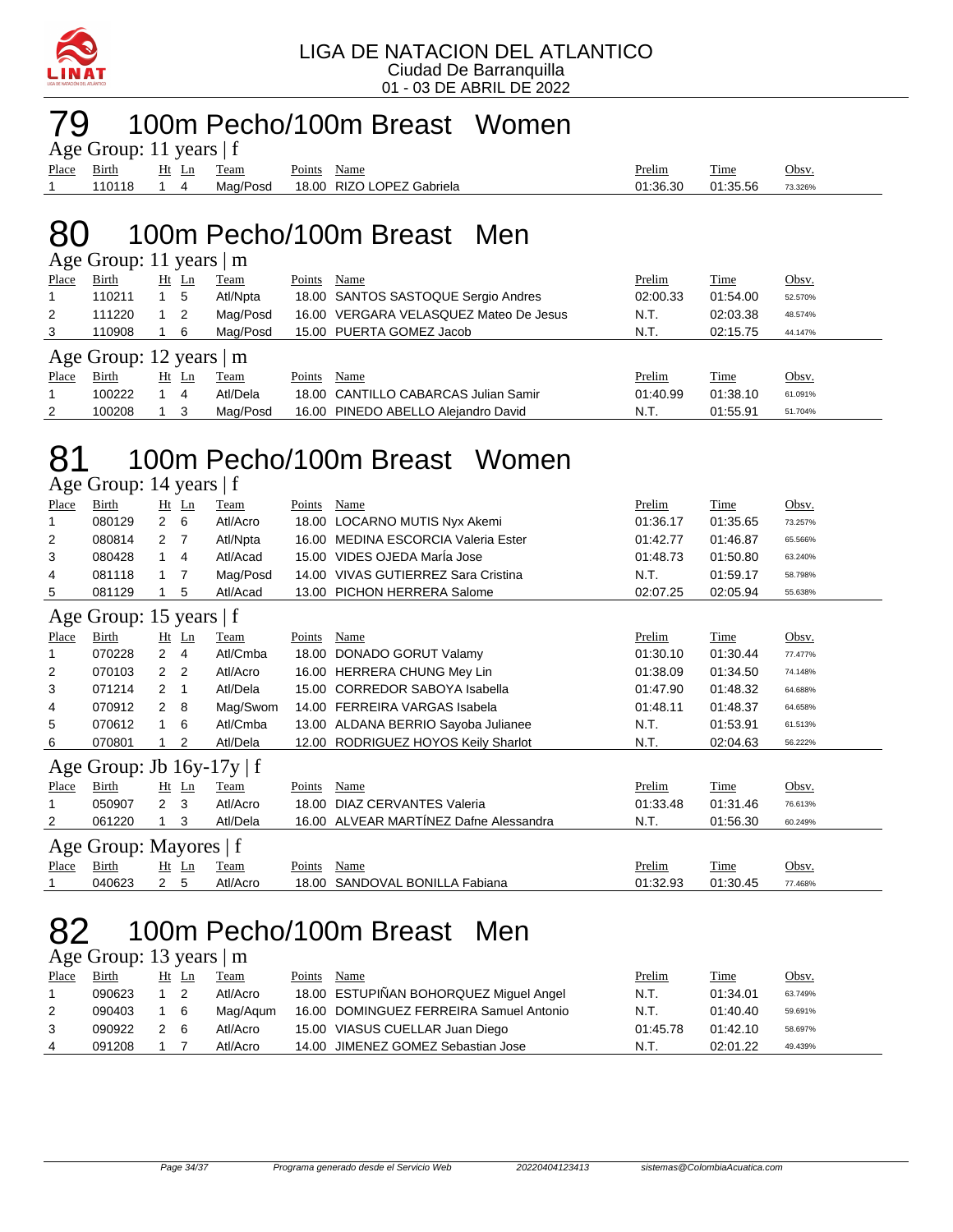LIGA DE NATACION DEL ATLANTICO
Ciudad De Barranquilla
01 - 03 DE ABRIL DE 2022

# 79 100m Pecho/100m Breast Women

Age Group: 11 years | f

| Place | Birth | Ht | Ln | Team | Points | Name | Prelim | Time | Obsv. |
|---|---|---|---|---|---|---|---|---|---|
| 1 | 110118 | 1 | 4 | Mag/Posd | 18.00 | RIZO LOPEZ Gabriela | 01:36.30 | 01:35.56 | 73.326% |

# 80 100m Pecho/100m Breast Men

Age Group: 11 years | m

| Place | Birth | Ht | Ln | Team | Points | Name | Prelim | Time | Obsv. |
|---|---|---|---|---|---|---|---|---|---|
| 1 | 110211 | 1 | 5 | Atl/Npta | 18.00 | SANTOS SASTOQUE Sergio Andres | 02:00.33 | 01:54.00 | 52.570% |
| 2 | 111220 | 1 | 2 | Mag/Posd | 16.00 | VERGARA VELASQUEZ Mateo De Jesus | N.T. | 02:03.38 | 48.574% |
| 3 | 110908 | 1 | 6 | Mag/Posd | 15.00 | PUERTA GOMEZ Jacob | N.T. | 02:15.75 | 44.147% |

Age Group: 12 years | m

| Place | Birth | Ht | Ln | Team | Points | Name | Prelim | Time | Obsv. |
|---|---|---|---|---|---|---|---|---|---|
| 1 | 100222 | 1 | 4 | Atl/Dela | 18.00 | CANTILLO CABARCAS Julian Samir | 01:40.99 | 01:38.10 | 61.091% |
| 2 | 100208 | 1 | 3 | Mag/Posd | 16.00 | PINEDO ABELLO Alejandro David | N.T. | 01:55.91 | 51.704% |

# 81 100m Pecho/100m Breast Women

Age Group: 14 years | f

| Place | Birth | Ht | Ln | Team | Points | Name | Prelim | Time | Obsv. |
|---|---|---|---|---|---|---|---|---|---|
| 1 | 080129 | 2 | 6 | Atl/Acro | 18.00 | LOCARNO MUTIS Nyx Akemi | 01:36.17 | 01:35.65 | 73.257% |
| 2 | 080814 | 2 | 7 | Atl/Npta | 16.00 | MEDINA ESCORCIA Valeria Ester | 01:42.77 | 01:46.87 | 65.566% |
| 3 | 080428 | 1 | 4 | Atl/Acad | 15.00 | VIDES OJEDA MarÍa Jose | 01:48.73 | 01:50.80 | 63.240% |
| 4 | 081118 | 1 | 7 | Mag/Posd | 14.00 | VIVAS GUTIERREZ Sara Cristina | N.T. | 01:59.17 | 58.798% |
| 5 | 081129 | 1 | 5 | Atl/Acad | 13.00 | PICHON HERRERA Salome | 02:07.25 | 02:05.94 | 55.638% |

Age Group: 15 years | f

| Place | Birth | Ht | Ln | Team | Points | Name | Prelim | Time | Obsv. |
|---|---|---|---|---|---|---|---|---|---|
| 1 | 070228 | 2 | 4 | Atl/Cmba | 18.00 | DONADO GORUT Valamy | 01:30.10 | 01:30.44 | 77.477% |
| 2 | 070103 | 2 | 2 | Atl/Acro | 16.00 | HERRERA CHUNG Mey Lin | 01:38.09 | 01:34.50 | 74.148% |
| 3 | 071214 | 2 | 1 | Atl/Dela | 15.00 | CORREDOR SABOYA Isabella | 01:47.90 | 01:48.32 | 64.688% |
| 4 | 070912 | 2 | 8 | Mag/Swom | 14.00 | FERREIRA VARGAS Isabela | 01:48.11 | 01:48.37 | 64.658% |
| 5 | 070612 | 1 | 6 | Atl/Cmba | 13.00 | ALDANA BERRIO Sayoba Julianee | N.T. | 01:53.91 | 61.513% |
| 6 | 070801 | 1 | 2 | Atl/Dela | 12.00 | RODRIGUEZ HOYOS Keily Sharlot | N.T. | 02:04.63 | 56.222% |

Age Group: Jb 16y-17y | f

| Place | Birth | Ht | Ln | Team | Points | Name | Prelim | Time | Obsv. |
|---|---|---|---|---|---|---|---|---|---|
| 1 | 050907 | 2 | 3 | Atl/Acro | 18.00 | DIAZ CERVANTES Valeria | 01:33.48 | 01:31.46 | 76.613% |
| 2 | 061220 | 1 | 3 | Atl/Dela | 16.00 | ALVEAR MARTÍNEZ Dafne Alessandra | N.T. | 01:56.30 | 60.249% |

Age Group: Mayores | f

| Place | Birth | Ht | Ln | Team | Points | Name | Prelim | Time | Obsv. |
|---|---|---|---|---|---|---|---|---|---|
| 1 | 040623 | 2 | 5 | Atl/Acro | 18.00 | SANDOVAL BONILLA Fabiana | 01:32.93 | 01:30.45 | 77.468% |

# 82 100m Pecho/100m Breast Men

Age Group: 13 years | m

| Place | Birth | Ht | Ln | Team | Points | Name | Prelim | Time | Obsv. |
|---|---|---|---|---|---|---|---|---|---|
| 1 | 090623 | 1 | 2 | Atl/Acro | 18.00 | ESTUPIÑAN BOHORQUEZ Miguel Angel | N.T. | 01:34.01 | 63.749% |
| 2 | 090403 | 1 | 6 | Mag/Aqum | 16.00 | DOMINGUEZ FERREIRA Samuel Antonio | N.T. | 01:40.40 | 59.691% |
| 3 | 090922 | 2 | 6 | Atl/Acro | 15.00 | VIASUS CUELLAR Juan Diego | 01:45.78 | 01:42.10 | 58.697% |
| 4 | 091208 | 1 | 7 | Atl/Acro | 14.00 | JIMENEZ GOMEZ Sebastian Jose | N.T. | 02:01.22 | 49.439% |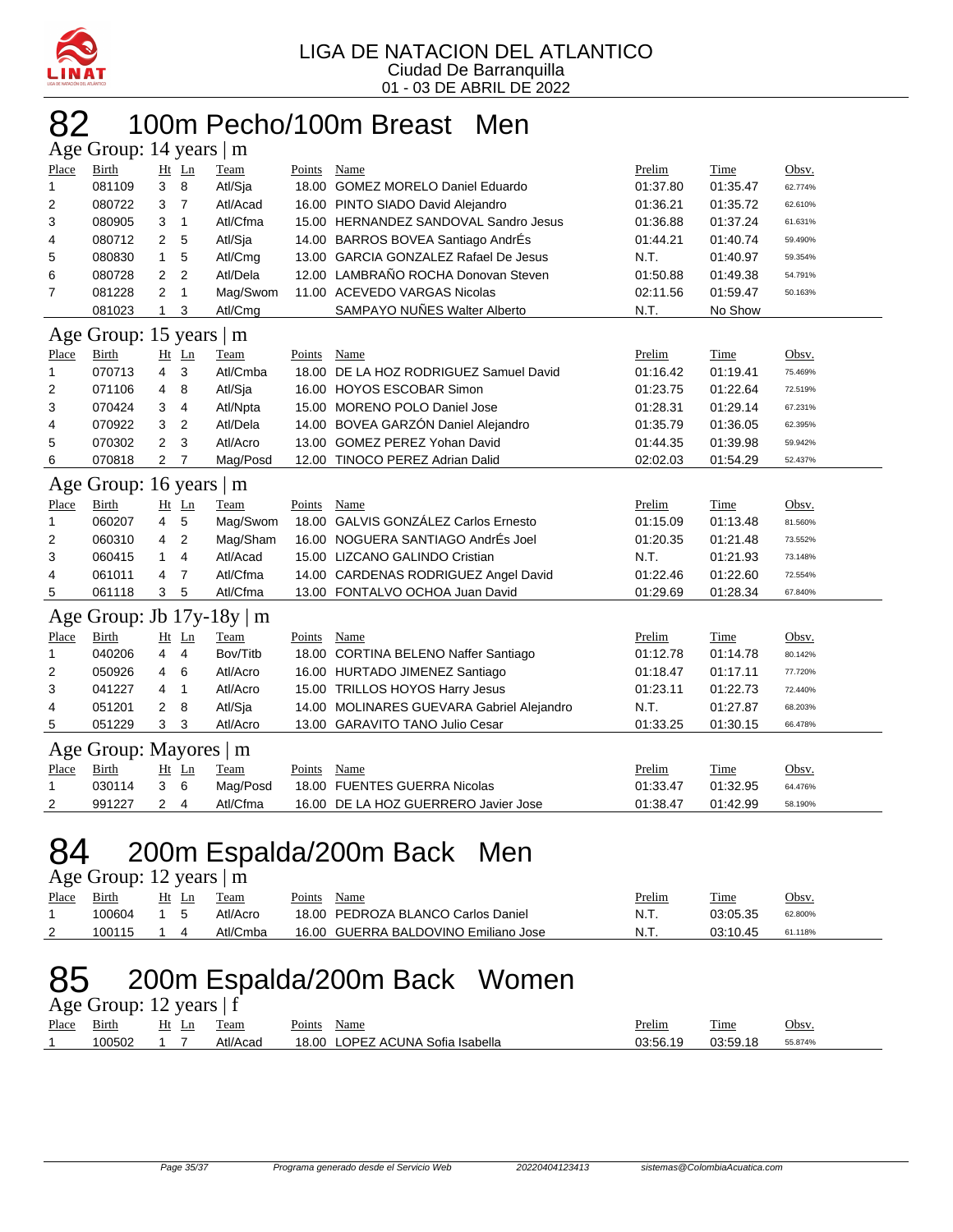LIGA DE NATACION DEL ATLANTICO
Ciudad De Barranquilla
01 - 03 DE ABRIL DE 2022

# 82 100m Pecho/100m Breast Men

### Age Group: 14 years | m

| Place | Birth | Ht | Ln | Team | Points | Name | Prelim | Time | Obsv. |
|---|---|---|---|---|---|---|---|---|---|
| 1 | 081109 | 3 | 8 | Atl/Sja | 18.00 | GOMEZ MORELO Daniel Eduardo | 01:37.80 | 01:35.47 | 62.774% |
| 2 | 080722 | 3 | 7 | Atl/Acad | 16.00 | PINTO SIADO David Alejandro | 01:36.21 | 01:35.72 | 62.610% |
| 3 | 080905 | 3 | 1 | Atl/Cfma | 15.00 | HERNANDEZ SANDOVAL Sandro Jesus | 01:36.88 | 01:37.24 | 61.631% |
| 4 | 080712 | 2 | 5 | Atl/Sja | 14.00 | BARROS BOVEA Santiago AndrÉs | 01:44.21 | 01:40.74 | 59.490% |
| 5 | 080830 | 1 | 5 | Atl/Cmg | 13.00 | GARCIA GONZALEZ Rafael De Jesus | N.T. | 01:40.97 | 59.354% |
| 6 | 080728 | 2 | 2 | Atl/Dela | 12.00 | LAMBRAÑO ROCHA Donovan Steven | 01:50.88 | 01:49.38 | 54.791% |
| 7 | 081228 | 2 | 1 | Mag/Swom | 11.00 | ACEVEDO VARGAS Nicolas | 02:11.56 | 01:59.47 | 50.163% |
| | 081023 | 1 | 3 | Atl/Cmg | | SAMPAYO NUÑES Walter Alberto | N.T. | No Show | |

### Age Group: 15 years | m

| Place | Birth | Ht | Ln | Team | Points | Name | Prelim | Time | Obsv. |
|---|---|---|---|---|---|---|---|---|---|
| 1 | 070713 | 4 | 3 | Atl/Cmba | 18.00 | DE LA HOZ RODRIGUEZ Samuel David | 01:16.42 | 01:19.41 | 75.469% |
| 2 | 071106 | 4 | 8 | Atl/Sja | 16.00 | HOYOS ESCOBAR Simon | 01:23.75 | 01:22.64 | 72.519% |
| 3 | 070424 | 3 | 4 | Atl/Npta | 15.00 | MORENO POLO Daniel Jose | 01:28.31 | 01:29.14 | 67.231% |
| 4 | 070922 | 3 | 2 | Atl/Dela | 14.00 | BOVEA GARZÓN Daniel Alejandro | 01:35.79 | 01:36.05 | 62.395% |
| 5 | 070302 | 2 | 3 | Atl/Acro | 13.00 | GOMEZ PEREZ Yohan David | 01:44.35 | 01:39.98 | 59.942% |
| 6 | 070818 | 2 | 7 | Mag/Posd | 12.00 | TINOCO PEREZ Adrian Dalid | 02:02.03 | 01:54.29 | 52.437% |

### Age Group: 16 years | m

| Place | Birth | Ht | Ln | Team | Points | Name | Prelim | Time | Obsv. |
|---|---|---|---|---|---|---|---|---|---|
| 1 | 060207 | 4 | 5 | Mag/Swom | 18.00 | GALVIS GONZÁLEZ Carlos Ernesto | 01:15.09 | 01:13.48 | 81.560% |
| 2 | 060310 | 4 | 2 | Mag/Sham | 16.00 | NOGUERA SANTIAGO AndrÉs Joel | 01:20.35 | 01:21.48 | 73.552% |
| 3 | 060415 | 1 | 4 | Atl/Acad | 15.00 | LIZCANO GALINDO Cristian | N.T. | 01:21.93 | 73.148% |
| 4 | 061011 | 4 | 7 | Atl/Cfma | 14.00 | CARDENAS RODRIGUEZ Angel David | 01:22.46 | 01:22.60 | 72.554% |
| 5 | 061118 | 3 | 5 | Atl/Cfma | 13.00 | FONTALVO OCHOA Juan David | 01:29.69 | 01:28.34 | 67.840% |

### Age Group: Jb 17y-18y | m

| Place | Birth | Ht | Ln | Team | Points | Name | Prelim | Time | Obsv. |
|---|---|---|---|---|---|---|---|---|---|
| 1 | 040206 | 4 | 4 | Bov/Titb | 18.00 | CORTINA BELENO Naffer Santiago | 01:12.78 | 01:14.78 | 80.142% |
| 2 | 050926 | 4 | 6 | Atl/Acro | 16.00 | HURTADO JIMENEZ Santiago | 01:18.47 | 01:17.11 | 77.720% |
| 3 | 041227 | 4 | 1 | Atl/Acro | 15.00 | TRILLOS HOYOS Harry Jesus | 01:23.11 | 01:22.73 | 72.440% |
| 4 | 051201 | 2 | 8 | Atl/Sja | 14.00 | MOLINARES GUEVARA Gabriel Alejandro | N.T. | 01:27.87 | 68.203% |
| 5 | 051229 | 3 | 3 | Atl/Acro | 13.00 | GARAVITO TANO Julio Cesar | 01:33.25 | 01:30.15 | 66.478% |

### Age Group: Mayores | m

| Place | Birth | Ht | Ln | Team | Points | Name | Prelim | Time | Obsv. |
|---|---|---|---|---|---|---|---|---|---|
| 1 | 030114 | 3 | 6 | Mag/Posd | 18.00 | FUENTES GUERRA Nicolas | 01:33.47 | 01:32.95 | 64.476% |
| 2 | 991227 | 2 | 4 | Atl/Cfma | 16.00 | DE LA HOZ GUERRERO Javier Jose | 01:38.47 | 01:42.99 | 58.190% |

# 84 200m Espalda/200m Back Men

### Age Group: 12 years | m

| Place | Birth | Ht | Ln | Team | Points | Name | Prelim | Time | Obsv. |
|---|---|---|---|---|---|---|---|---|---|
| 1 | 100604 | 1 | 5 | Atl/Acro | 18.00 | PEDROZA BLANCO Carlos Daniel | N.T. | 03:05.35 | 62.800% |
| 2 | 100115 | 1 | 4 | Atl/Cmba | 16.00 | GUERRA BALDOVINO Emiliano Jose | N.T. | 03:10.45 | 61.118% |

# 85 200m Espalda/200m Back Women

### Age Group: 12 years | f

| Place | Birth | Ht | Ln | Team | Points | Name | Prelim | Time | Obsv. |
|---|---|---|---|---|---|---|---|---|---|
| 1 | 100502 | 1 | 7 | Atl/Acad | 18.00 | LOPEZ ACUNA Sofia Isabella | 03:56.19 | 03:59.18 | 55.874% |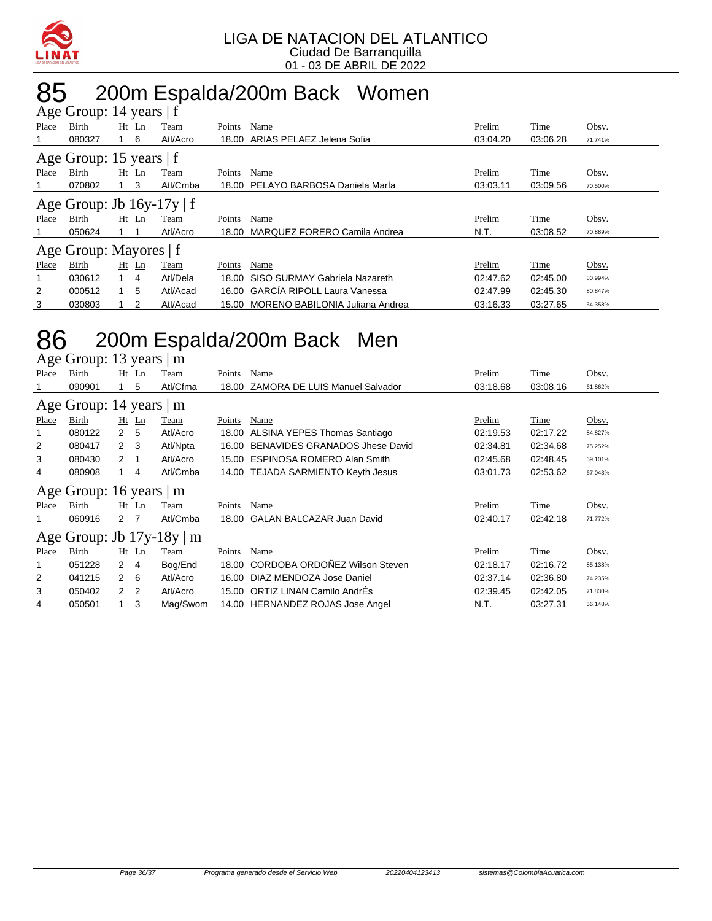LIGA DE NATACION DEL ATLANTICO
Ciudad De Barranquilla
01 - 03 DE ABRIL DE 2022

# 85 200m Espalda/200m Back Women

## Age Group: 14 years | f

| Place | Birth | Ht | Ln | Team | Points | Name | Prelim | Time | Obsv. |
|---|---|---|---|---|---|---|---|---|---|
| 1 | 080327 | 1 | 6 | Atl/Acro | 18.00 | ARIAS PELAEZ Jelena Sofia | 03:04.20 | 03:06.28 | 71.741% |

## Age Group: 15 years | f

| Place | Birth | Ht | Ln | Team | Points | Name | Prelim | Time | Obsv. |
|---|---|---|---|---|---|---|---|---|---|
| 1 | 070802 | 1 | 3 | Atl/Cmba | 18.00 | PELAYO BARBOSA Daniela MarÍa | 03:03.11 | 03:09.56 | 70.500% |

## Age Group: Jb 16y-17y | f

| Place | Birth | Ht | Ln | Team | Points | Name | Prelim | Time | Obsv. |
|---|---|---|---|---|---|---|---|---|---|
| 1 | 050624 | 1 | 1 | Atl/Acro | 18.00 | MARQUEZ FORERO Camila Andrea | N.T. | 03:08.52 | 70.889% |

## Age Group: Mayores | f

| Place | Birth | Ht | Ln | Team | Points | Name | Prelim | Time | Obsv. |
|---|---|---|---|---|---|---|---|---|---|
| 1 | 030612 | 1 | 4 | Atl/Dela | 18.00 | SISO SURMAY Gabriela Nazareth | 02:47.62 | 02:45.00 | 80.994% |
| 2 | 000512 | 1 | 5 | Atl/Acad | 16.00 | GARCÍA RIPOLL Laura Vanessa | 02:47.99 | 02:45.30 | 80.847% |
| 3 | 030803 | 1 | 2 | Atl/Acad | 15.00 | MORENO BABILONIA Juliana Andrea | 03:16.33 | 03:27.65 | 64.358% |

# 86 200m Espalda/200m Back Men

## Age Group: 13 years | m

| Place | Birth | Ht | Ln | Team | Points | Name | Prelim | Time | Obsv. |
|---|---|---|---|---|---|---|---|---|---|
| 1 | 090901 | 1 | 5 | Atl/Cfma | 18.00 | ZAMORA DE LUIS Manuel Salvador | 03:18.68 | 03:08.16 | 61.862% |

## Age Group: 14 years | m

| Place | Birth | Ht | Ln | Team | Points | Name | Prelim | Time | Obsv. |
|---|---|---|---|---|---|---|---|---|---|
| 1 | 080122 | 2 | 5 | Atl/Acro | 18.00 | ALSINA YEPES Thomas Santiago | 02:19.53 | 02:17.22 | 84.827% |
| 2 | 080417 | 2 | 3 | Atl/Npta | 16.00 | BENAVIDES GRANADOS Jhese David | 02:34.81 | 02:34.68 | 75.252% |
| 3 | 080430 | 2 | 1 | Atl/Acro | 15.00 | ESPINOSA ROMERO Alan Smith | 02:45.68 | 02:48.45 | 69.101% |
| 4 | 080908 | 1 | 4 | Atl/Cmba | 14.00 | TEJADA SARMIENTO Keyth Jesus | 03:01.73 | 02:53.62 | 67.043% |

## Age Group: 16 years | m

| Place | Birth | Ht | Ln | Team | Points | Name | Prelim | Time | Obsv. |
|---|---|---|---|---|---|---|---|---|---|
| 1 | 060916 | 2 | 7 | Atl/Cmba | 18.00 | GALAN BALCAZAR Juan David | 02:40.17 | 02:42.18 | 71.772% |

## Age Group: Jb 17y-18y | m

| Place | Birth | Ht | Ln | Team | Points | Name | Prelim | Time | Obsv. |
|---|---|---|---|---|---|---|---|---|---|
| 1 | 051228 | 2 | 4 | Bog/End | 18.00 | CORDOBA ORDOÑEZ Wilson Steven | 02:18.17 | 02:16.72 | 85.138% |
| 2 | 041215 | 2 | 6 | Atl/Acro | 16.00 | DIAZ MENDOZA Jose Daniel | 02:37.14 | 02:36.80 | 74.235% |
| 3 | 050402 | 2 | 2 | Atl/Acro | 15.00 | ORTIZ LINAN Camilo AndrÉs | 02:39.45 | 02:42.05 | 71.830% |
| 4 | 050501 | 1 | 3 | Mag/Swom | 14.00 | HERNANDEZ ROJAS Jose Angel | N.T. | 03:27.31 | 56.148% |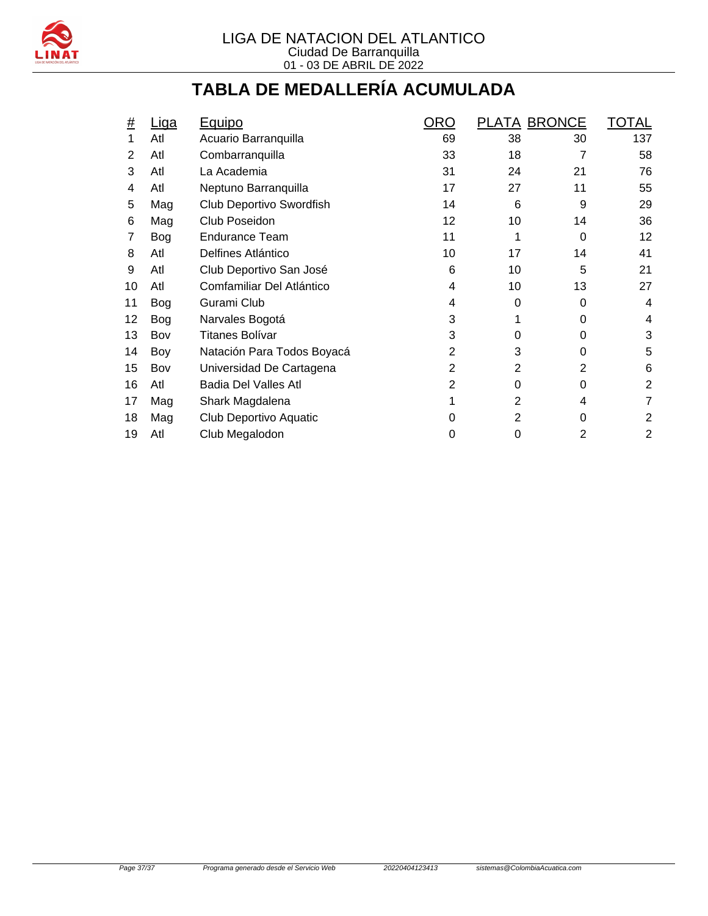LIGA DE NATACION DEL ATLANTICO
Ciudad De Barranquilla
01 - 03 DE ABRIL DE 2022

# TABLA DE MEDALLERÍA ACUMULADA

| # | Liga | Equipo | ORO | PLATA | BRONCE | TOTAL |
|---|---|---|---|---|---|---|
| 1 | Atl | Acuario Barranquilla | 69 | 38 | 30 | 137 |
| 2 | Atl | Combarranquilla | 33 | 18 | 7 | 58 |
| 3 | Atl | La Academia | 31 | 24 | 21 | 76 |
| 4 | Atl | Neptuno Barranquilla | 17 | 27 | 11 | 55 |
| 5 | Mag | Club Deportivo Swordfish | 14 | 6 | 9 | 29 |
| 6 | Mag | Club Poseidon | 12 | 10 | 14 | 36 |
| 7 | Bog | Endurance Team | 11 | 1 | 0 | 12 |
| 8 | Atl | Delfines Atlántico | 10 | 17 | 14 | 41 |
| 9 | Atl | Club Deportivo San José | 6 | 10 | 5 | 21 |
| 10 | Atl | Comfamiliar Del Atlántico | 4 | 10 | 13 | 27 |
| 11 | Bog | Gurami Club | 4 | 0 | 0 | 4 |
| 12 | Bog | Narvales Bogotá | 3 | 1 | 0 | 4 |
| 13 | Bov | Titanes Bolívar | 3 | 0 | 0 | 3 |
| 14 | Boy | Natación Para Todos Boyacá | 2 | 3 | 0 | 5 |
| 15 | Bov | Universidad De Cartagena | 2 | 2 | 2 | 6 |
| 16 | Atl | Badia Del Valles Atl | 2 | 0 | 0 | 2 |
| 17 | Mag | Shark Magdalena | 1 | 2 | 4 | 7 |
| 18 | Mag | Club Deportivo Aquatic | 0 | 2 | 0 | 2 |
| 19 | Atl | Club Megalodon | 0 | 0 | 2 | 2 |